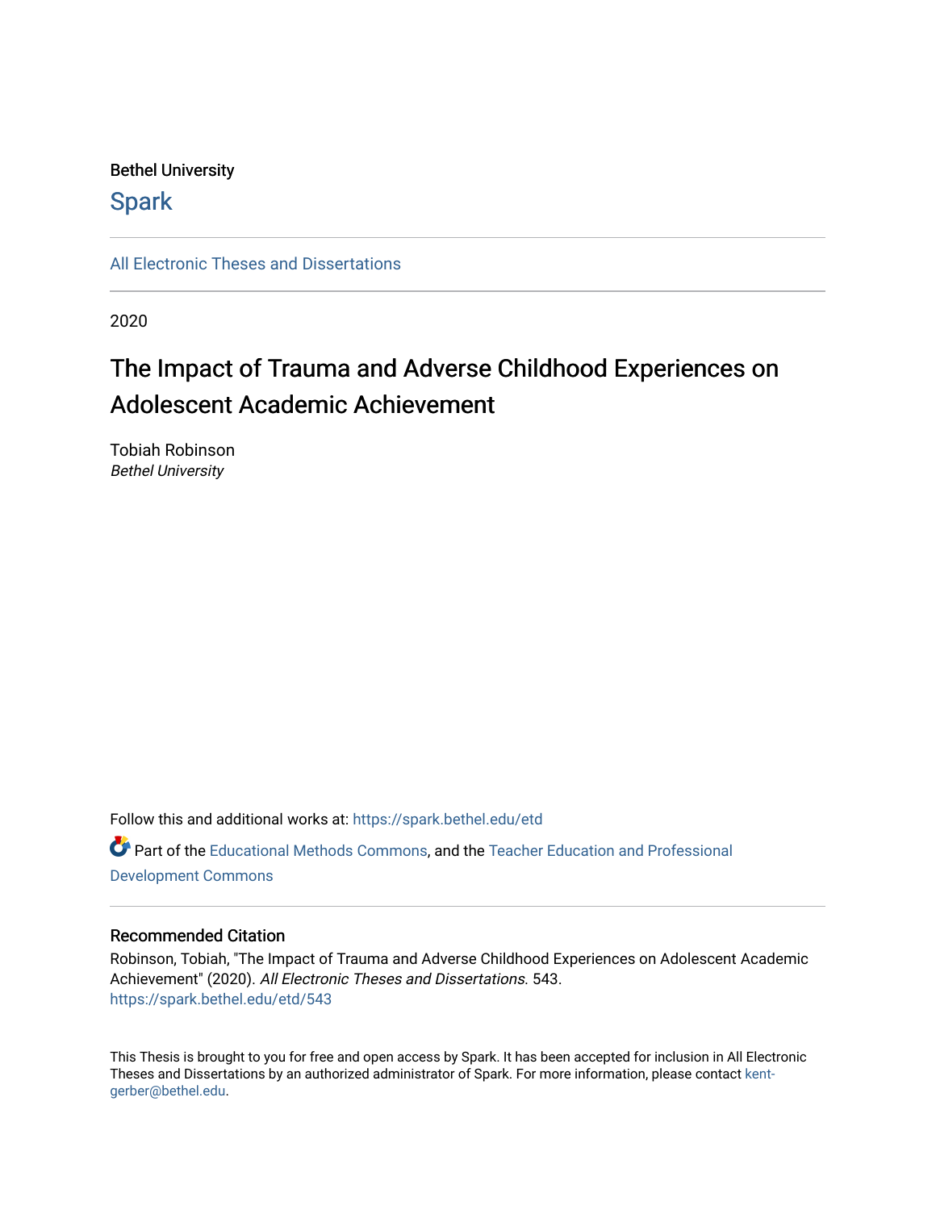Bethel University

**Spark**

All Electronic Theses and Dissertations

---

2020

# The Impact of Trauma and Adverse Childhood Experiences on Adolescent Academic Achievement

Tobiah Robinson
*Bethel University*

Follow this and additional works at: https://spark.bethel.edu/etd

Part of the Educational Methods Commons, and the Teacher Education and Professional Development Commons

---

## Recommended Citation

Robinson, Tobiah, "The Impact of Trauma and Adverse Childhood Experiences on Adolescent Academic Achievement" (2020). *All Electronic Theses and Dissertations*. 543.
https://spark.bethel.edu/etd/543

This Thesis is brought to you for free and open access by Spark. It has been accepted for inclusion in All Electronic Theses and Dissertations by an authorized administrator of Spark. For more information, please contact kent-gerber@bethel.edu.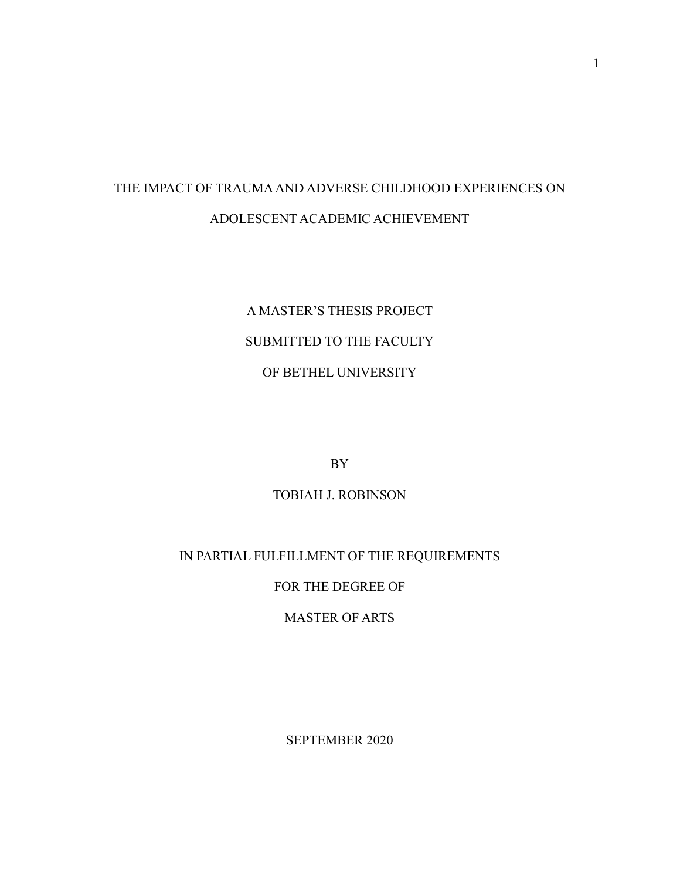# THE IMPACT OF TRAUMA AND ADVERSE CHILDHOOD EXPERIENCES ON ADOLESCENT ACADEMIC ACHIEVEMENT

A MASTER'S THESIS PROJECT

SUBMITTED TO THE FACULTY

OF BETHEL UNIVERSITY

BY

TOBIAH J. ROBINSON

IN PARTIAL FULFILLMENT OF THE REQUIREMENTS

FOR THE DEGREE OF

MASTER OF ARTS

SEPTEMBER 2020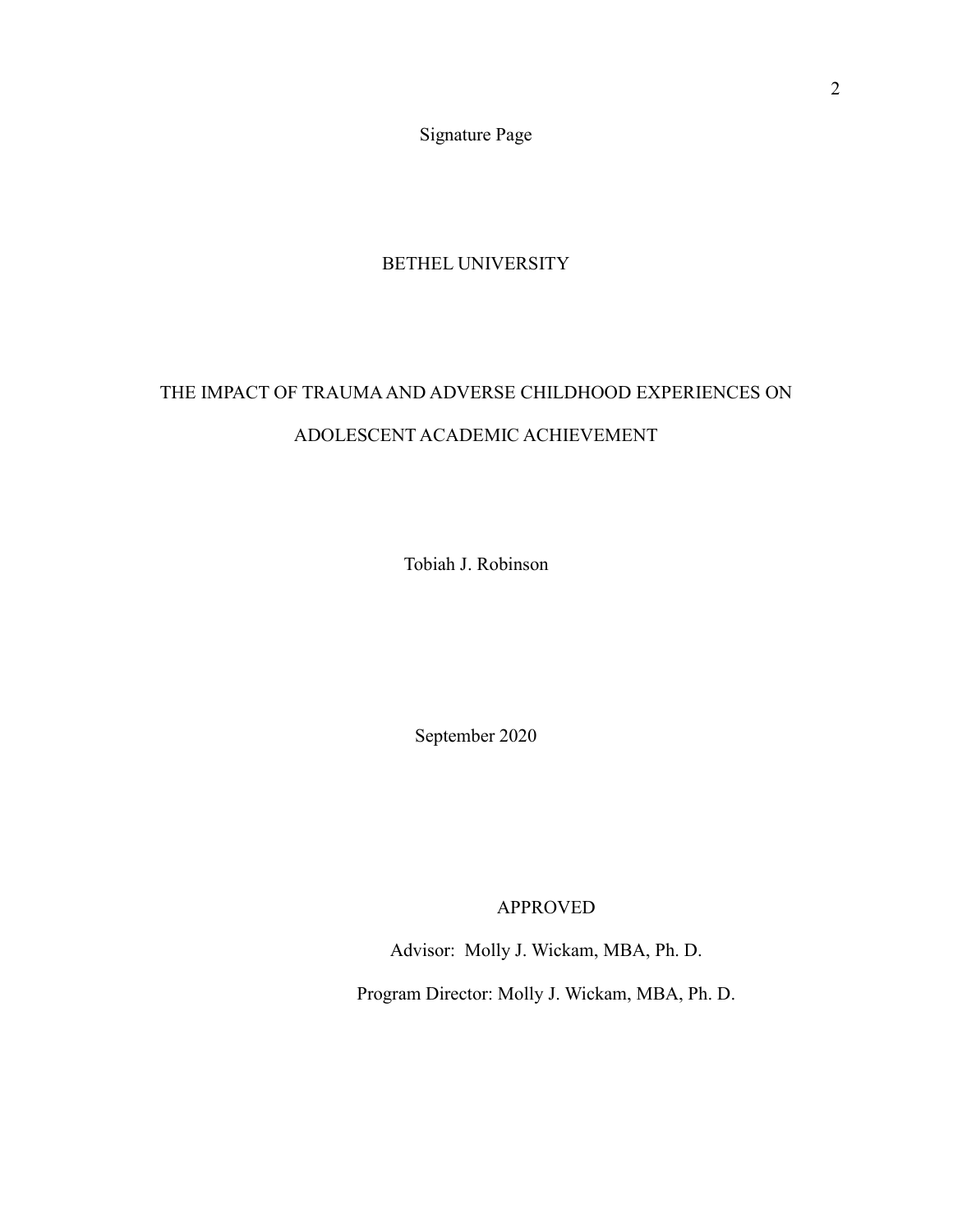Signature Page

BETHEL UNIVERSITY

THE IMPACT OF TRAUMA AND ADVERSE CHILDHOOD EXPERIENCES ON ADOLESCENT ACADEMIC ACHIEVEMENT

Tobiah J. Robinson

September 2020

APPROVED

Advisor: Molly J. Wickam, MBA, Ph. D.

Program Director: Molly J. Wickam, MBA, Ph. D.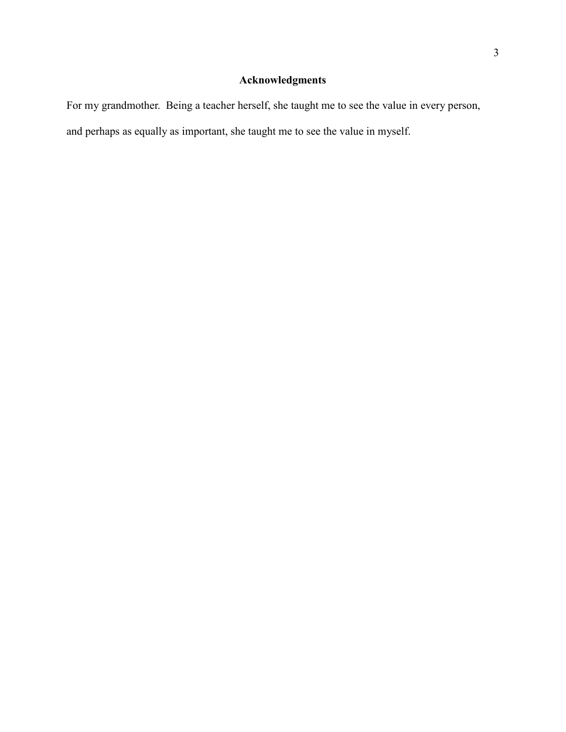# Acknowledgments

For my grandmother.  Being a teacher herself, she taught me to see the value in every person, and perhaps as equally as important, she taught me to see the value in myself.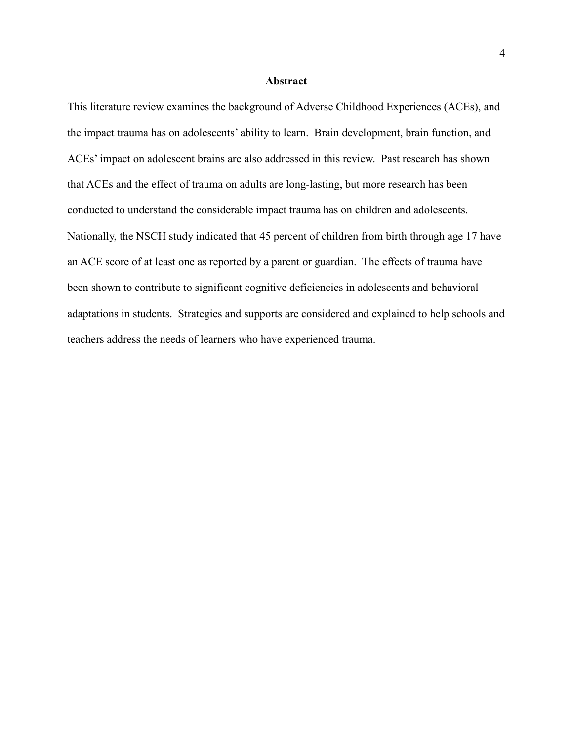## Abstract

This literature review examines the background of Adverse Childhood Experiences (ACEs), and the impact trauma has on adolescents' ability to learn. Brain development, brain function, and ACEs' impact on adolescent brains are also addressed in this review. Past research has shown that ACEs and the effect of trauma on adults are long-lasting, but more research has been conducted to understand the considerable impact trauma has on children and adolescents. Nationally, the NSCH study indicated that 45 percent of children from birth through age 17 have an ACE score of at least one as reported by a parent or guardian. The effects of trauma have been shown to contribute to significant cognitive deficiencies in adolescents and behavioral adaptations in students. Strategies and supports are considered and explained to help schools and teachers address the needs of learners who have experienced trauma.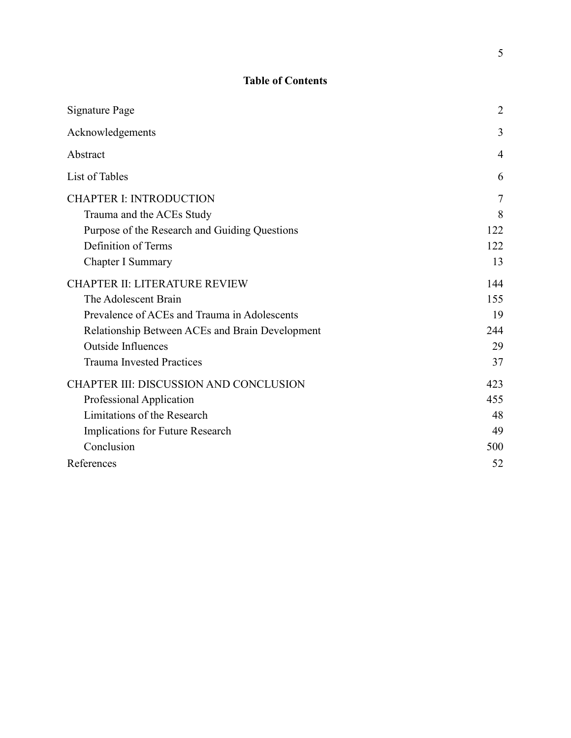## Table of Contents

| | |
|---|---|
| Signature Page | 2 |
| Acknowledgements | 3 |
| Abstract | 4 |
| List of Tables | 6 |
| CHAPTER I: INTRODUCTION | 7 |
| Trauma and the ACEs Study | 8 |
| Purpose of the Research and Guiding Questions | 122 |
| Definition of Terms | 122 |
| Chapter I Summary | 13 |
| CHAPTER II: LITERATURE REVIEW | 144 |
| The Adolescent Brain | 155 |
| Prevalence of ACEs and Trauma in Adolescents | 19 |
| Relationship Between ACEs and Brain Development | 244 |
| Outside Influences | 29 |
| Trauma Invested Practices | 37 |
| CHAPTER III: DISCUSSION AND CONCLUSION | 423 |
| Professional Application | 455 |
| Limitations of the Research | 48 |
| Implications for Future Research | 49 |
| Conclusion | 500 |
| References | 52 |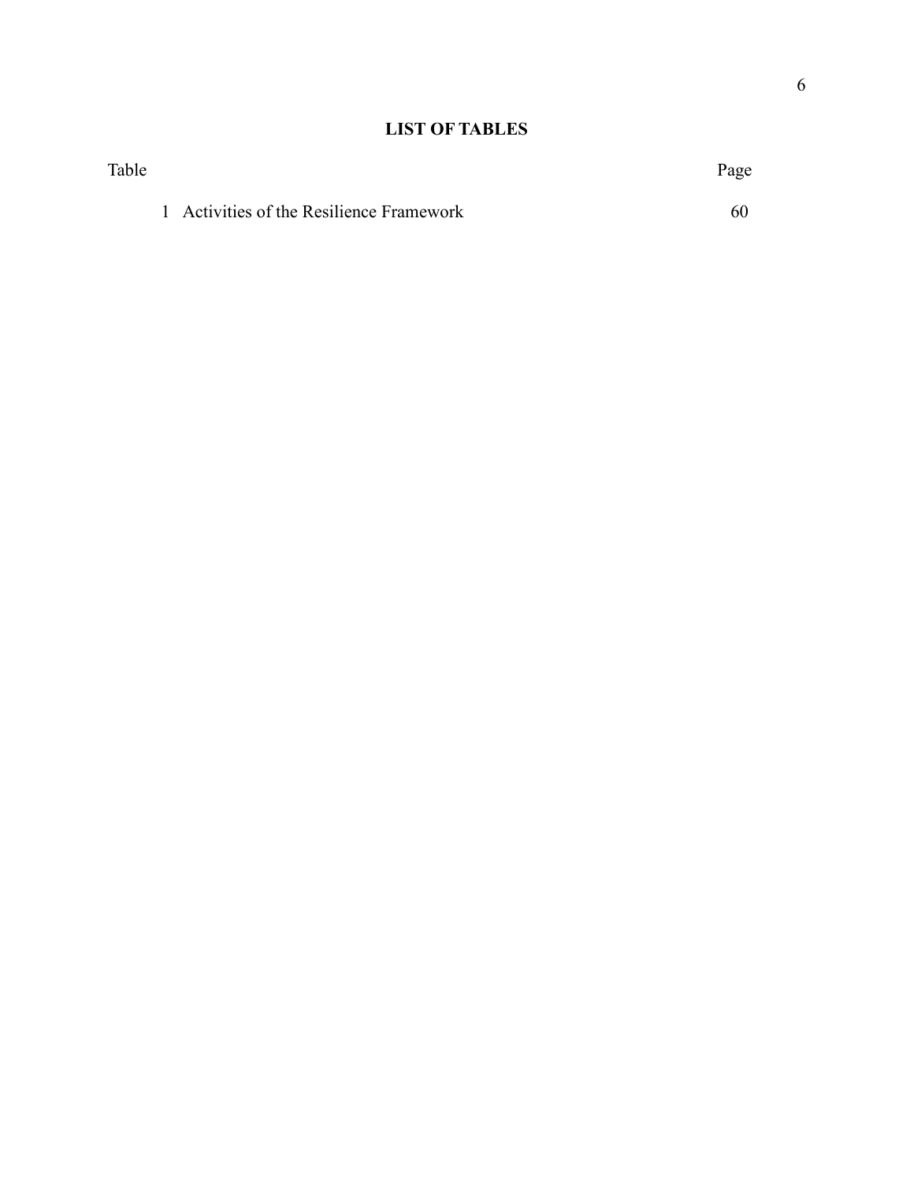# LIST OF TABLES

| Table | | Page |
|---|---|---|
| 1 | Activities of the Resilience Framework | 60 |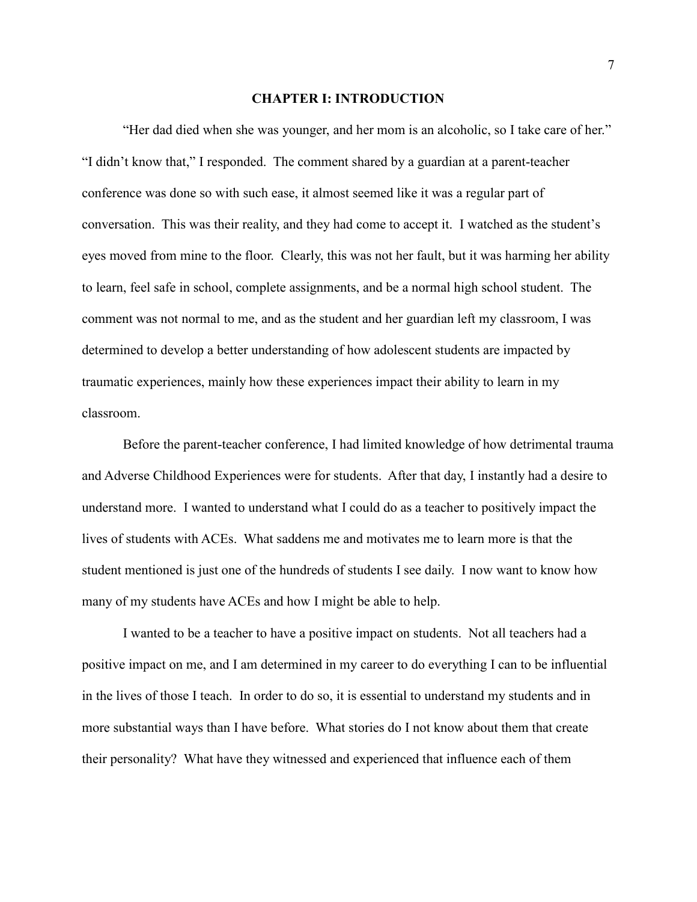# CHAPTER I: INTRODUCTION

"Her dad died when she was younger, and her mom is an alcoholic, so I take care of her." "I didn't know that," I responded. The comment shared by a guardian at a parent-teacher conference was done so with such ease, it almost seemed like it was a regular part of conversation. This was their reality, and they had come to accept it. I watched as the student's eyes moved from mine to the floor. Clearly, this was not her fault, but it was harming her ability to learn, feel safe in school, complete assignments, and be a normal high school student. The comment was not normal to me, and as the student and her guardian left my classroom, I was determined to develop a better understanding of how adolescent students are impacted by traumatic experiences, mainly how these experiences impact their ability to learn in my classroom.

Before the parent-teacher conference, I had limited knowledge of how detrimental trauma and Adverse Childhood Experiences were for students. After that day, I instantly had a desire to understand more. I wanted to understand what I could do as a teacher to positively impact the lives of students with ACEs. What saddens me and motivates me to learn more is that the student mentioned is just one of the hundreds of students I see daily. I now want to know how many of my students have ACEs and how I might be able to help.

I wanted to be a teacher to have a positive impact on students. Not all teachers had a positive impact on me, and I am determined in my career to do everything I can to be influential in the lives of those I teach. In order to do so, it is essential to understand my students and in more substantial ways than I have before. What stories do I not know about them that create their personality? What have they witnessed and experienced that influence each of them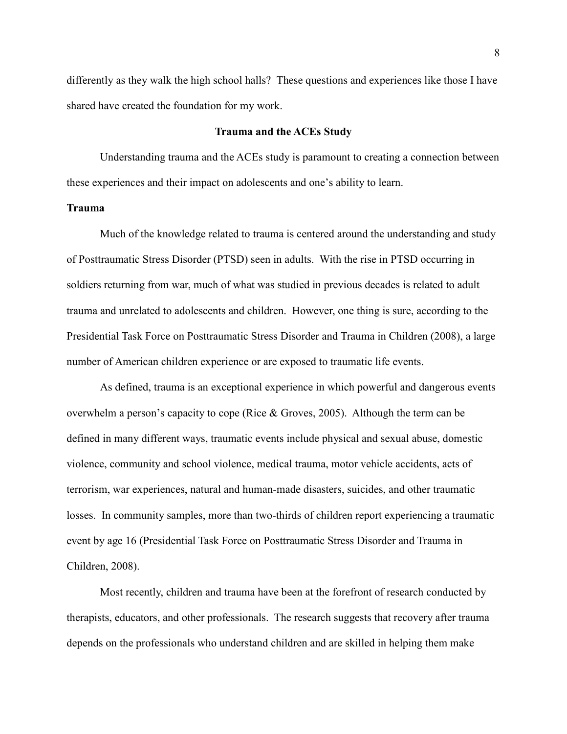differently as they walk the high school halls? These questions and experiences like those I have shared have created the foundation for my work.

## Trauma and the ACEs Study

Understanding trauma and the ACEs study is paramount to creating a connection between these experiences and their impact on adolescents and one's ability to learn.

### Trauma

Much of the knowledge related to trauma is centered around the understanding and study of Posttraumatic Stress Disorder (PTSD) seen in adults. With the rise in PTSD occurring in soldiers returning from war, much of what was studied in previous decades is related to adult trauma and unrelated to adolescents and children. However, one thing is sure, according to the Presidential Task Force on Posttraumatic Stress Disorder and Trauma in Children (2008), a large number of American children experience or are exposed to traumatic life events.

As defined, trauma is an exceptional experience in which powerful and dangerous events overwhelm a person's capacity to cope (Rice & Groves, 2005). Although the term can be defined in many different ways, traumatic events include physical and sexual abuse, domestic violence, community and school violence, medical trauma, motor vehicle accidents, acts of terrorism, war experiences, natural and human-made disasters, suicides, and other traumatic losses. In community samples, more than two-thirds of children report experiencing a traumatic event by age 16 (Presidential Task Force on Posttraumatic Stress Disorder and Trauma in Children, 2008).

Most recently, children and trauma have been at the forefront of research conducted by therapists, educators, and other professionals. The research suggests that recovery after trauma depends on the professionals who understand children and are skilled in helping them make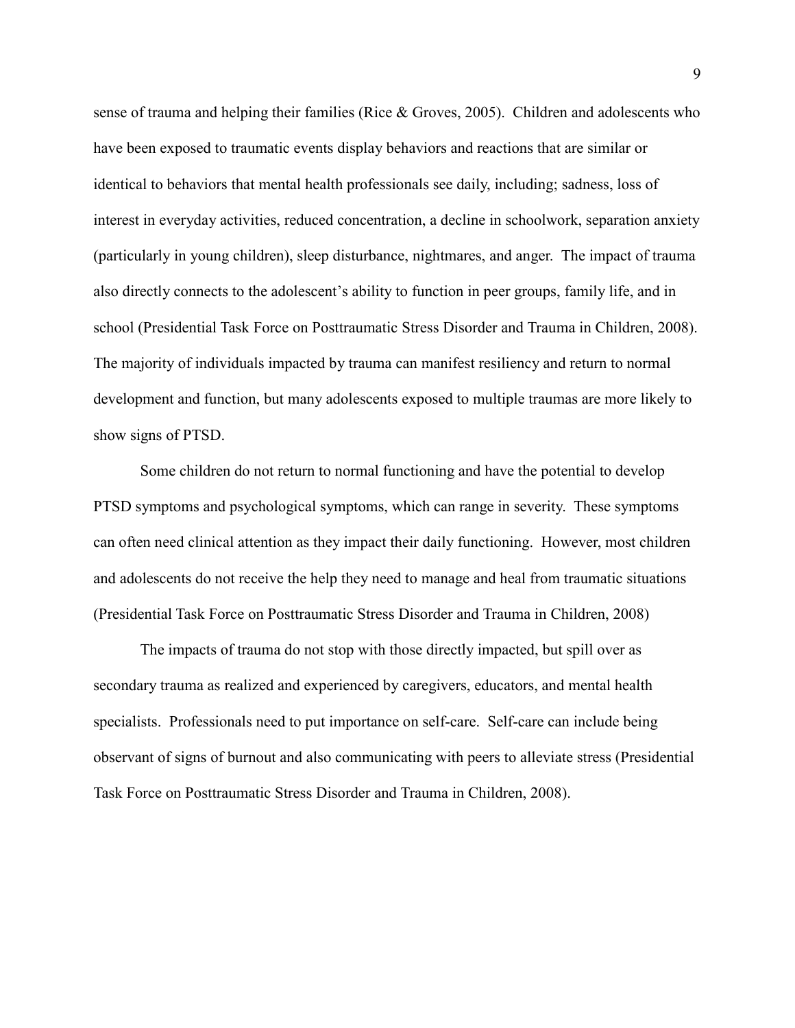sense of trauma and helping their families (Rice & Groves, 2005). Children and adolescents who have been exposed to traumatic events display behaviors and reactions that are similar or identical to behaviors that mental health professionals see daily, including; sadness, loss of interest in everyday activities, reduced concentration, a decline in schoolwork, separation anxiety (particularly in young children), sleep disturbance, nightmares, and anger. The impact of trauma also directly connects to the adolescent's ability to function in peer groups, family life, and in school (Presidential Task Force on Posttraumatic Stress Disorder and Trauma in Children, 2008). The majority of individuals impacted by trauma can manifest resiliency and return to normal development and function, but many adolescents exposed to multiple traumas are more likely to show signs of PTSD.

Some children do not return to normal functioning and have the potential to develop PTSD symptoms and psychological symptoms, which can range in severity. These symptoms can often need clinical attention as they impact their daily functioning. However, most children and adolescents do not receive the help they need to manage and heal from traumatic situations (Presidential Task Force on Posttraumatic Stress Disorder and Trauma in Children, 2008)

The impacts of trauma do not stop with those directly impacted, but spill over as secondary trauma as realized and experienced by caregivers, educators, and mental health specialists. Professionals need to put importance on self-care. Self-care can include being observant of signs of burnout and also communicating with peers to alleviate stress (Presidential Task Force on Posttraumatic Stress Disorder and Trauma in Children, 2008).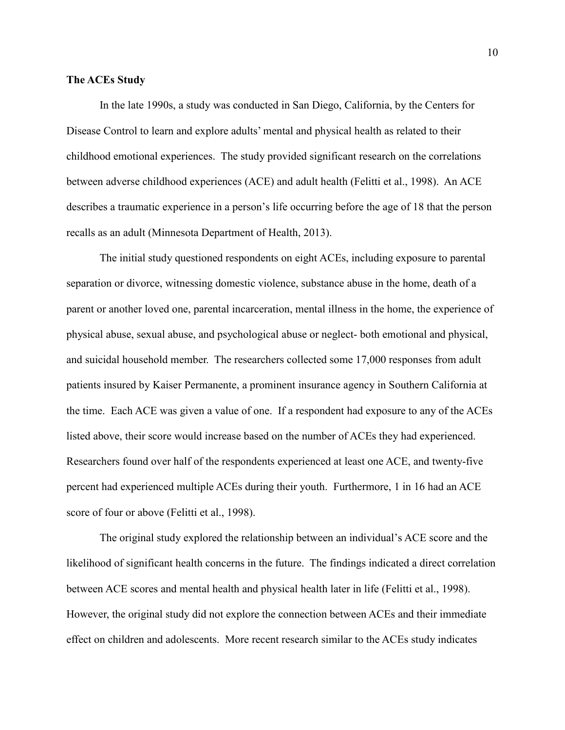**The ACEs Study**

In the late 1990s, a study was conducted in San Diego, California, by the Centers for Disease Control to learn and explore adults' mental and physical health as related to their childhood emotional experiences. The study provided significant research on the correlations between adverse childhood experiences (ACE) and adult health (Felitti et al., 1998). An ACE describes a traumatic experience in a person's life occurring before the age of 18 that the person recalls as an adult (Minnesota Department of Health, 2013).

The initial study questioned respondents on eight ACEs, including exposure to parental separation or divorce, witnessing domestic violence, substance abuse in the home, death of a parent or another loved one, parental incarceration, mental illness in the home, the experience of physical abuse, sexual abuse, and psychological abuse or neglect- both emotional and physical, and suicidal household member. The researchers collected some 17,000 responses from adult patients insured by Kaiser Permanente, a prominent insurance agency in Southern California at the time. Each ACE was given a value of one. If a respondent had exposure to any of the ACEs listed above, their score would increase based on the number of ACEs they had experienced. Researchers found over half of the respondents experienced at least one ACE, and twenty-five percent had experienced multiple ACEs during their youth. Furthermore, 1 in 16 had an ACE score of four or above (Felitti et al., 1998).

The original study explored the relationship between an individual's ACE score and the likelihood of significant health concerns in the future. The findings indicated a direct correlation between ACE scores and mental health and physical health later in life (Felitti et al., 1998). However, the original study did not explore the connection between ACEs and their immediate effect on children and adolescents. More recent research similar to the ACEs study indicates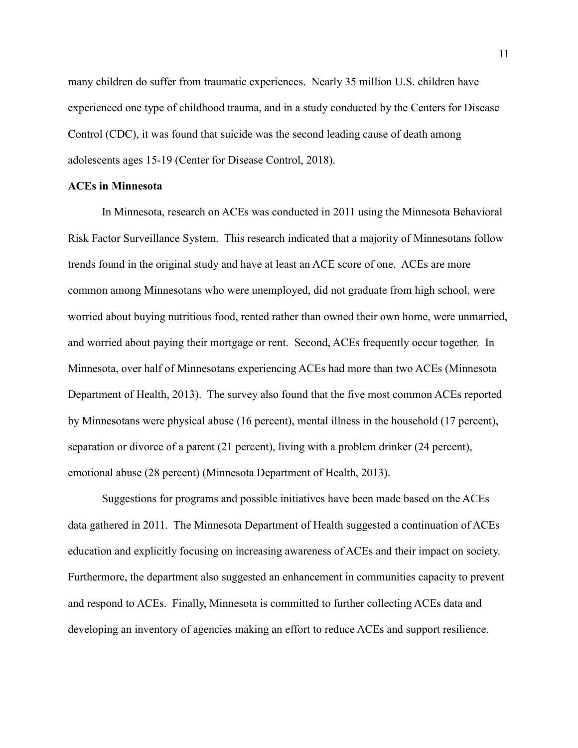many children do suffer from traumatic experiences. Nearly 35 million U.S. children have experienced one type of childhood trauma, and in a study conducted by the Centers for Disease Control (CDC), it was found that suicide was the second leading cause of death among adolescents ages 15-19 (Center for Disease Control, 2018).

**ACEs in Minnesota**

In Minnesota, research on ACEs was conducted in 2011 using the Minnesota Behavioral Risk Factor Surveillance System. This research indicated that a majority of Minnesotans follow trends found in the original study and have at least an ACE score of one. ACEs are more common among Minnesotans who were unemployed, did not graduate from high school, were worried about buying nutritious food, rented rather than owned their own home, were unmarried, and worried about paying their mortgage or rent. Second, ACEs frequently occur together. In Minnesota, over half of Minnesotans experiencing ACEs had more than two ACEs (Minnesota Department of Health, 2013). The survey also found that the five most common ACEs reported by Minnesotans were physical abuse (16 percent), mental illness in the household (17 percent), separation or divorce of a parent (21 percent), living with a problem drinker (24 percent), emotional abuse (28 percent) (Minnesota Department of Health, 2013).

Suggestions for programs and possible initiatives have been made based on the ACEs data gathered in 2011. The Minnesota Department of Health suggested a continuation of ACEs education and explicitly focusing on increasing awareness of ACEs and their impact on society. Furthermore, the department also suggested an enhancement in communities capacity to prevent and respond to ACEs. Finally, Minnesota is committed to further collecting ACEs data and developing an inventory of agencies making an effort to reduce ACEs and support resilience.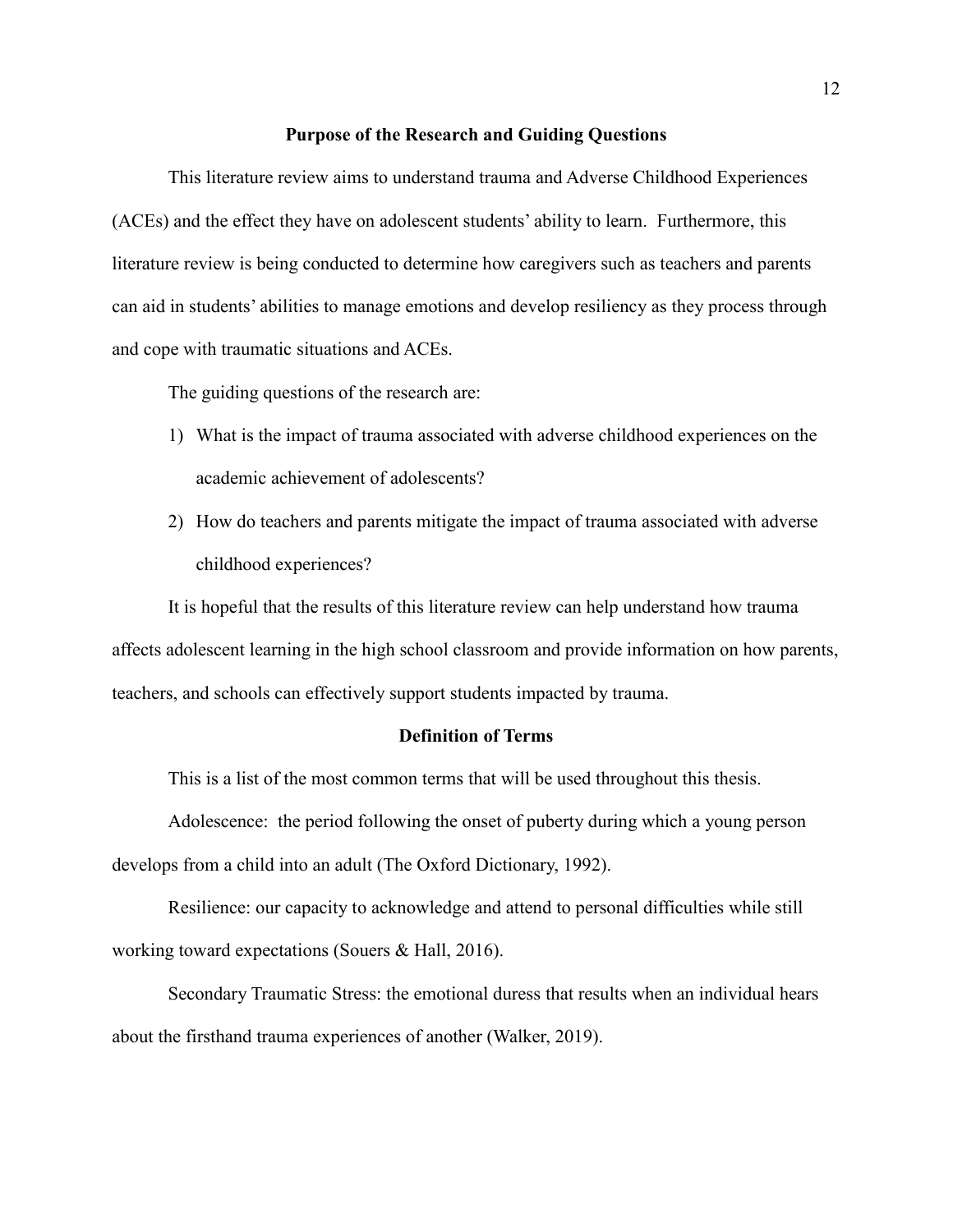## Purpose of the Research and Guiding Questions

This literature review aims to understand trauma and Adverse Childhood Experiences (ACEs) and the effect they have on adolescent students' ability to learn. Furthermore, this literature review is being conducted to determine how caregivers such as teachers and parents can aid in students' abilities to manage emotions and develop resiliency as they process through and cope with traumatic situations and ACEs.

The guiding questions of the research are:

1) What is the impact of trauma associated with adverse childhood experiences on the academic achievement of adolescents?
2) How do teachers and parents mitigate the impact of trauma associated with adverse childhood experiences?

It is hopeful that the results of this literature review can help understand how trauma affects adolescent learning in the high school classroom and provide information on how parents, teachers, and schools can effectively support students impacted by trauma.

## Definition of Terms

This is a list of the most common terms that will be used throughout this thesis.

Adolescence: the period following the onset of puberty during which a young person develops from a child into an adult (The Oxford Dictionary, 1992).

Resilience: our capacity to acknowledge and attend to personal difficulties while still working toward expectations (Souers & Hall, 2016).

Secondary Traumatic Stress: the emotional duress that results when an individual hears about the firsthand trauma experiences of another (Walker, 2019).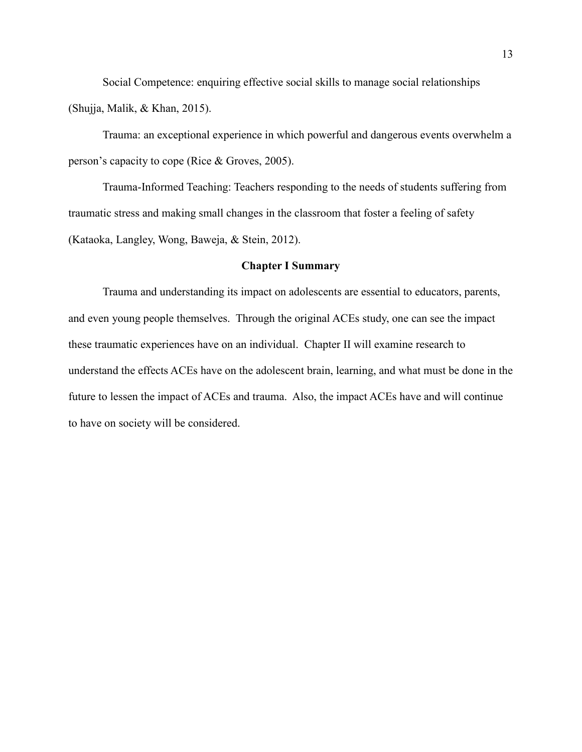Social Competence: enquiring effective social skills to manage social relationships (Shujja, Malik, & Khan, 2015).

Trauma: an exceptional experience in which powerful and dangerous events overwhelm a person's capacity to cope (Rice & Groves, 2005).

Trauma-Informed Teaching: Teachers responding to the needs of students suffering from traumatic stress and making small changes in the classroom that foster a feeling of safety (Kataoka, Langley, Wong, Baweja, & Stein, 2012).

## Chapter I Summary

Trauma and understanding its impact on adolescents are essential to educators, parents, and even young people themselves. Through the original ACEs study, one can see the impact these traumatic experiences have on an individual. Chapter II will examine research to understand the effects ACEs have on the adolescent brain, learning, and what must be done in the future to lessen the impact of ACEs and trauma. Also, the impact ACEs have and will continue to have on society will be considered.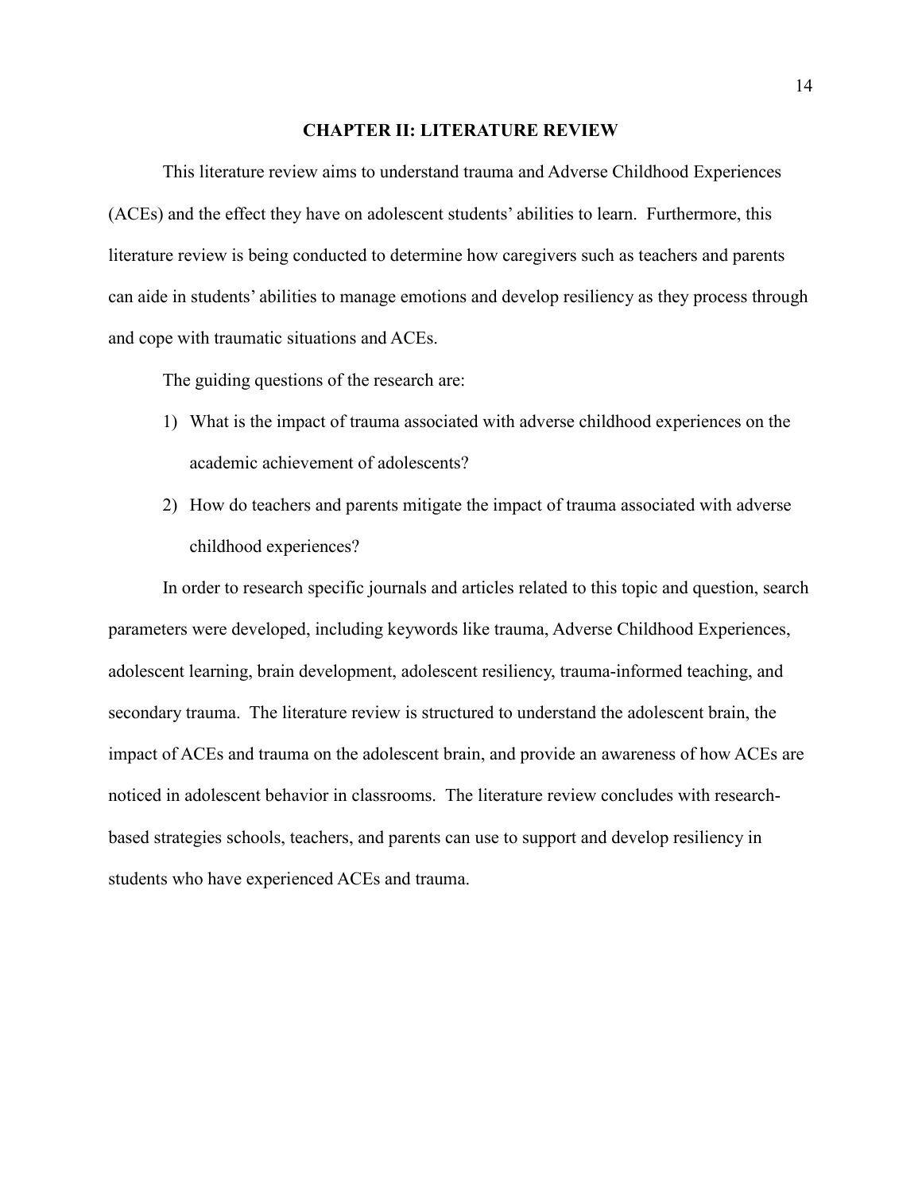# CHAPTER II: LITERATURE REVIEW

This literature review aims to understand trauma and Adverse Childhood Experiences (ACEs) and the effect they have on adolescent students' abilities to learn. Furthermore, this literature review is being conducted to determine how caregivers such as teachers and parents can aide in students' abilities to manage emotions and develop resiliency as they process through and cope with traumatic situations and ACEs.

The guiding questions of the research are:

1) What is the impact of trauma associated with adverse childhood experiences on the academic achievement of adolescents?
2) How do teachers and parents mitigate the impact of trauma associated with adverse childhood experiences?

In order to research specific journals and articles related to this topic and question, search parameters were developed, including keywords like trauma, Adverse Childhood Experiences, adolescent learning, brain development, adolescent resiliency, trauma-informed teaching, and secondary trauma. The literature review is structured to understand the adolescent brain, the impact of ACEs and trauma on the adolescent brain, and provide an awareness of how ACEs are noticed in adolescent behavior in classrooms. The literature review concludes with research-based strategies schools, teachers, and parents can use to support and develop resiliency in students who have experienced ACEs and trauma.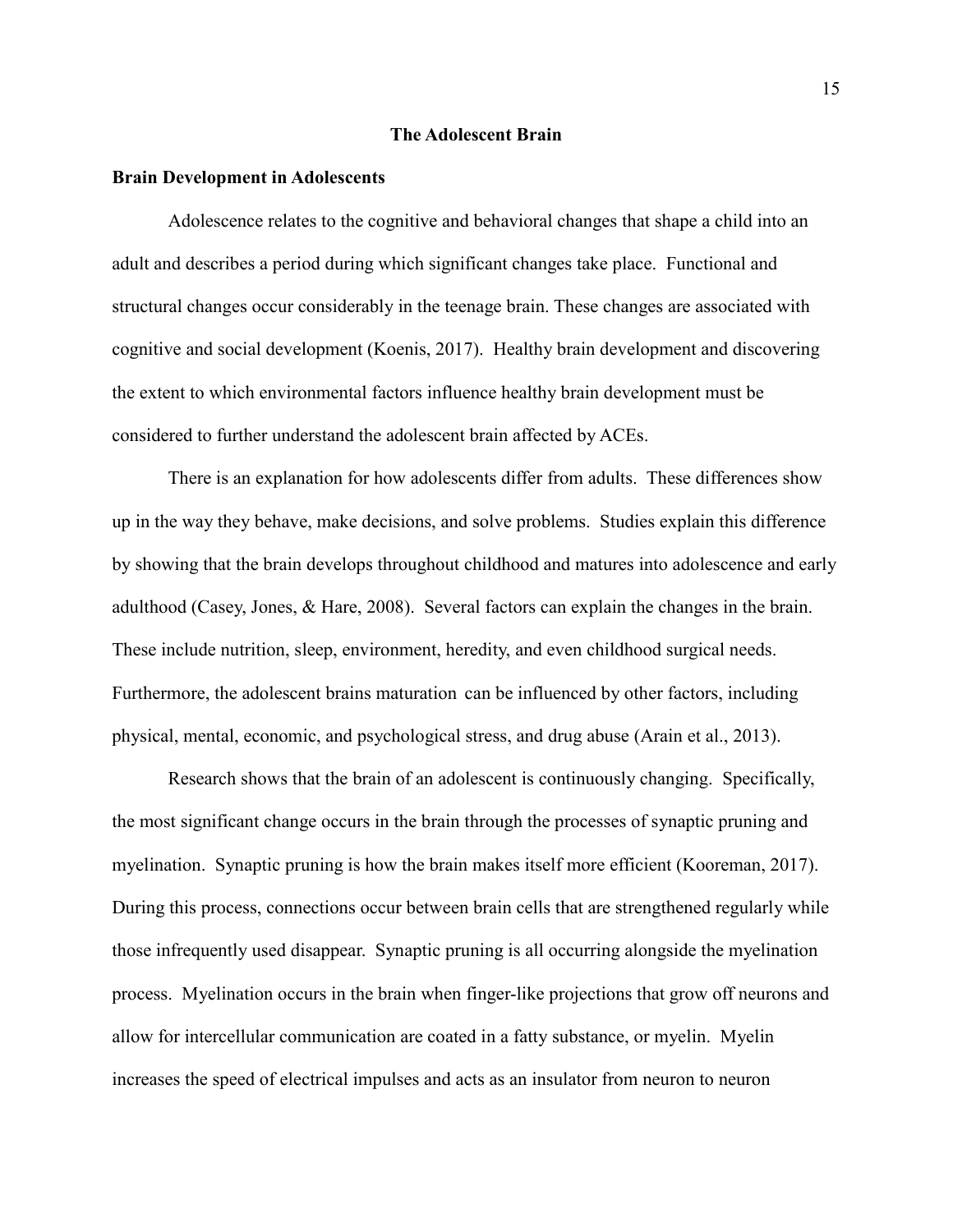# The Adolescent Brain

## Brain Development in Adolescents

Adolescence relates to the cognitive and behavioral changes that shape a child into an adult and describes a period during which significant changes take place. Functional and structural changes occur considerably in the teenage brain. These changes are associated with cognitive and social development (Koenis, 2017). Healthy brain development and discovering the extent to which environmental factors influence healthy brain development must be considered to further understand the adolescent brain affected by ACEs.

There is an explanation for how adolescents differ from adults. These differences show up in the way they behave, make decisions, and solve problems. Studies explain this difference by showing that the brain develops throughout childhood and matures into adolescence and early adulthood (Casey, Jones, & Hare, 2008). Several factors can explain the changes in the brain. These include nutrition, sleep, environment, heredity, and even childhood surgical needs. Furthermore, the adolescent brains maturation can be influenced by other factors, including physical, mental, economic, and psychological stress, and drug abuse (Arain et al., 2013).

Research shows that the brain of an adolescent is continuously changing. Specifically, the most significant change occurs in the brain through the processes of synaptic pruning and myelination. Synaptic pruning is how the brain makes itself more efficient (Kooreman, 2017). During this process, connections occur between brain cells that are strengthened regularly while those infrequently used disappear. Synaptic pruning is all occurring alongside the myelination process. Myelination occurs in the brain when finger-like projections that grow off neurons and allow for intercellular communication are coated in a fatty substance, or myelin. Myelin increases the speed of electrical impulses and acts as an insulator from neuron to neuron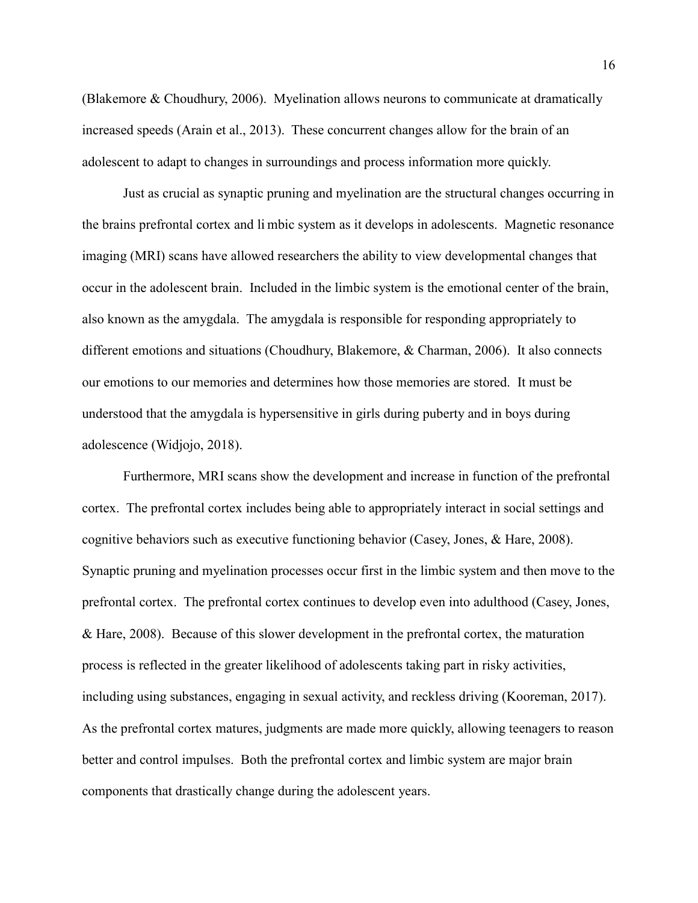(Blakemore & Choudhury, 2006). Myelination allows neurons to communicate at dramatically increased speeds (Arain et al., 2013). These concurrent changes allow for the brain of an adolescent to adapt to changes in surroundings and process information more quickly.

Just as crucial as synaptic pruning and myelination are the structural changes occurring in the brains prefrontal cortex and limbic system as it develops in adolescents. Magnetic resonance imaging (MRI) scans have allowed researchers the ability to view developmental changes that occur in the adolescent brain. Included in the limbic system is the emotional center of the brain, also known as the amygdala. The amygdala is responsible for responding appropriately to different emotions and situations (Choudhury, Blakemore, & Charman, 2006). It also connects our emotions to our memories and determines how those memories are stored. It must be understood that the amygdala is hypersensitive in girls during puberty and in boys during adolescence (Widjojo, 2018).

Furthermore, MRI scans show the development and increase in function of the prefrontal cortex. The prefrontal cortex includes being able to appropriately interact in social settings and cognitive behaviors such as executive functioning behavior (Casey, Jones, & Hare, 2008). Synaptic pruning and myelination processes occur first in the limbic system and then move to the prefrontal cortex. The prefrontal cortex continues to develop even into adulthood (Casey, Jones, & Hare, 2008). Because of this slower development in the prefrontal cortex, the maturation process is reflected in the greater likelihood of adolescents taking part in risky activities, including using substances, engaging in sexual activity, and reckless driving (Kooreman, 2017). As the prefrontal cortex matures, judgments are made more quickly, allowing teenagers to reason better and control impulses. Both the prefrontal cortex and limbic system are major brain components that drastically change during the adolescent years.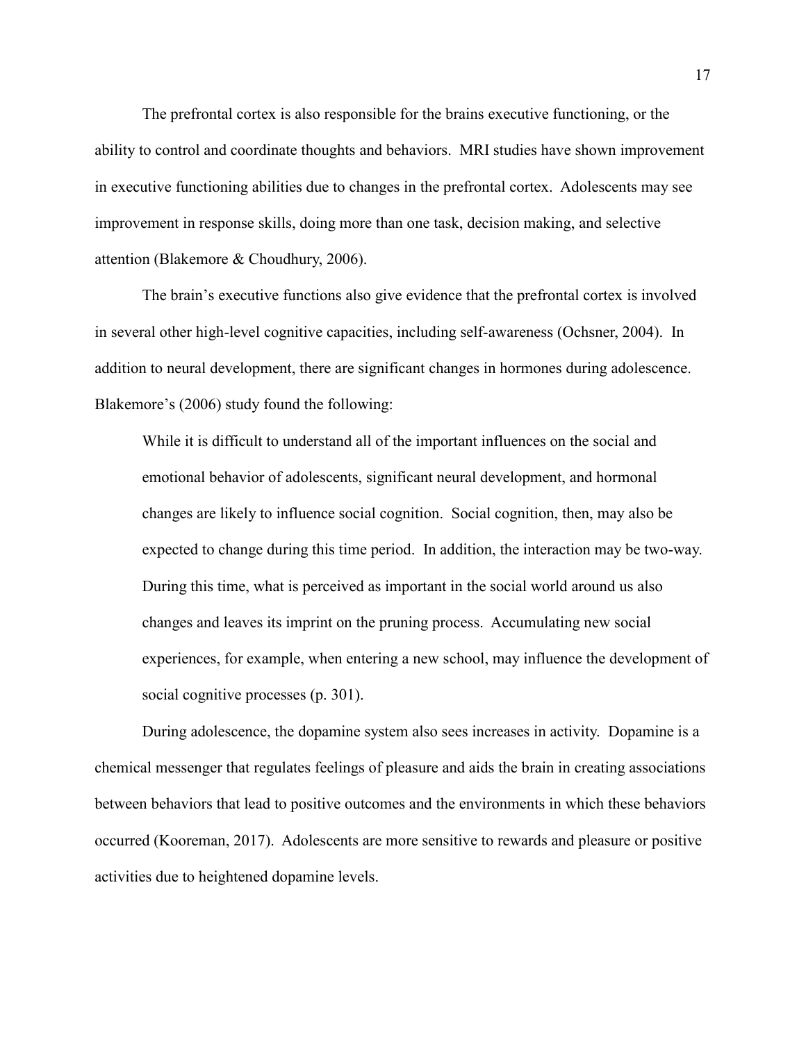The prefrontal cortex is also responsible for the brains executive functioning, or the ability to control and coordinate thoughts and behaviors. MRI studies have shown improvement in executive functioning abilities due to changes in the prefrontal cortex. Adolescents may see improvement in response skills, doing more than one task, decision making, and selective attention (Blakemore & Choudhury, 2006).

The brain's executive functions also give evidence that the prefrontal cortex is involved in several other high-level cognitive capacities, including self-awareness (Ochsner, 2004). In addition to neural development, there are significant changes in hormones during adolescence. Blakemore's (2006) study found the following:

> While it is difficult to understand all of the important influences on the social and emotional behavior of adolescents, significant neural development, and hormonal changes are likely to influence social cognition. Social cognition, then, may also be expected to change during this time period. In addition, the interaction may be two-way. During this time, what is perceived as important in the social world around us also changes and leaves its imprint on the pruning process. Accumulating new social experiences, for example, when entering a new school, may influence the development of social cognitive processes (p. 301).

During adolescence, the dopamine system also sees increases in activity. Dopamine is a chemical messenger that regulates feelings of pleasure and aids the brain in creating associations between behaviors that lead to positive outcomes and the environments in which these behaviors occurred (Kooreman, 2017). Adolescents are more sensitive to rewards and pleasure or positive activities due to heightened dopamine levels.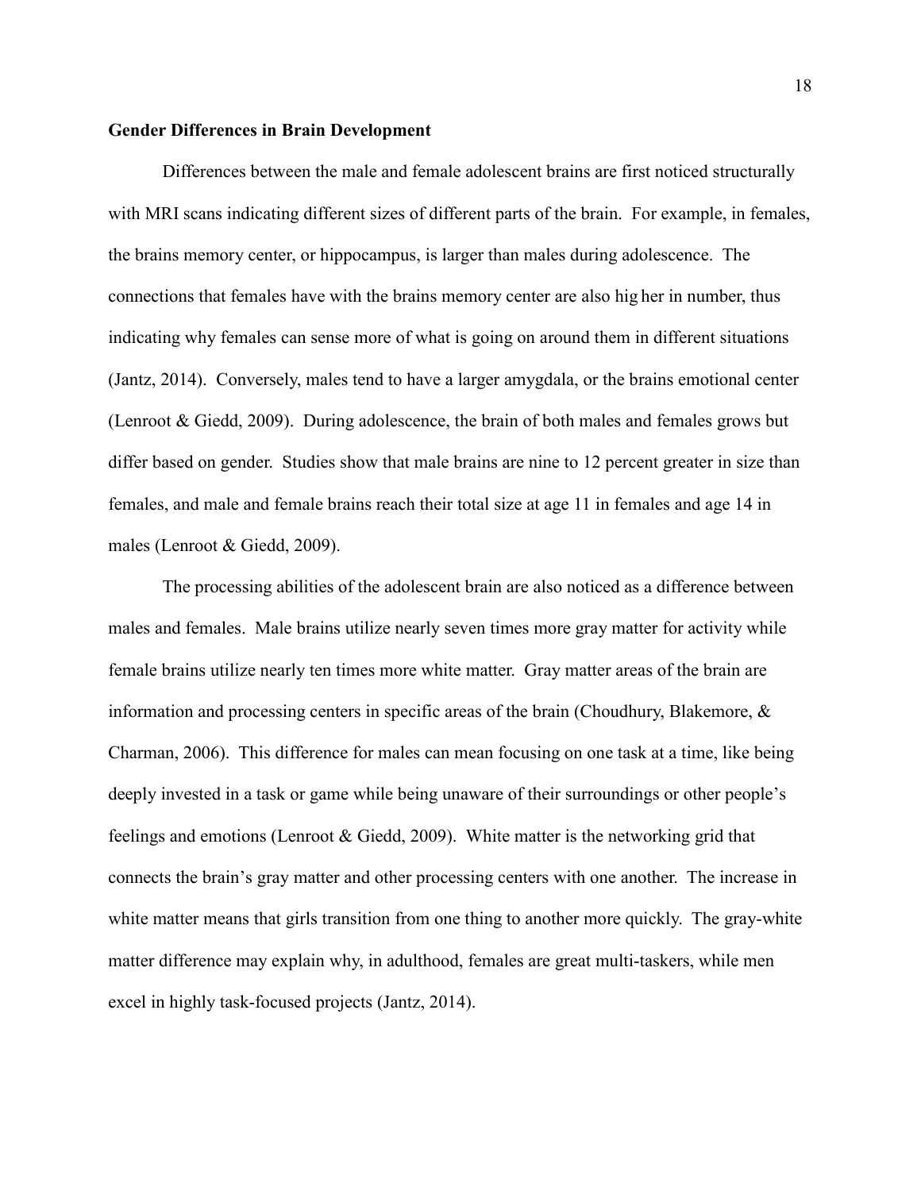**Gender Differences in Brain Development**

Differences between the male and female adolescent brains are first noticed structurally with MRI scans indicating different sizes of different parts of the brain. For example, in females, the brains memory center, or hippocampus, is larger than males during adolescence. The connections that females have with the brains memory center are also higher in number, thus indicating why females can sense more of what is going on around them in different situations (Jantz, 2014). Conversely, males tend to have a larger amygdala, or the brains emotional center (Lenroot & Giedd, 2009). During adolescence, the brain of both males and females grows but differ based on gender. Studies show that male brains are nine to 12 percent greater in size than females, and male and female brains reach their total size at age 11 in females and age 14 in males (Lenroot & Giedd, 2009).

The processing abilities of the adolescent brain are also noticed as a difference between males and females. Male brains utilize nearly seven times more gray matter for activity while female brains utilize nearly ten times more white matter. Gray matter areas of the brain are information and processing centers in specific areas of the brain (Choudhury, Blakemore, & Charman, 2006). This difference for males can mean focusing on one task at a time, like being deeply invested in a task or game while being unaware of their surroundings or other people's feelings and emotions (Lenroot & Giedd, 2009). White matter is the networking grid that connects the brain's gray matter and other processing centers with one another. The increase in white matter means that girls transition from one thing to another more quickly. The gray-white matter difference may explain why, in adulthood, females are great multi-taskers, while men excel in highly task-focused projects (Jantz, 2014).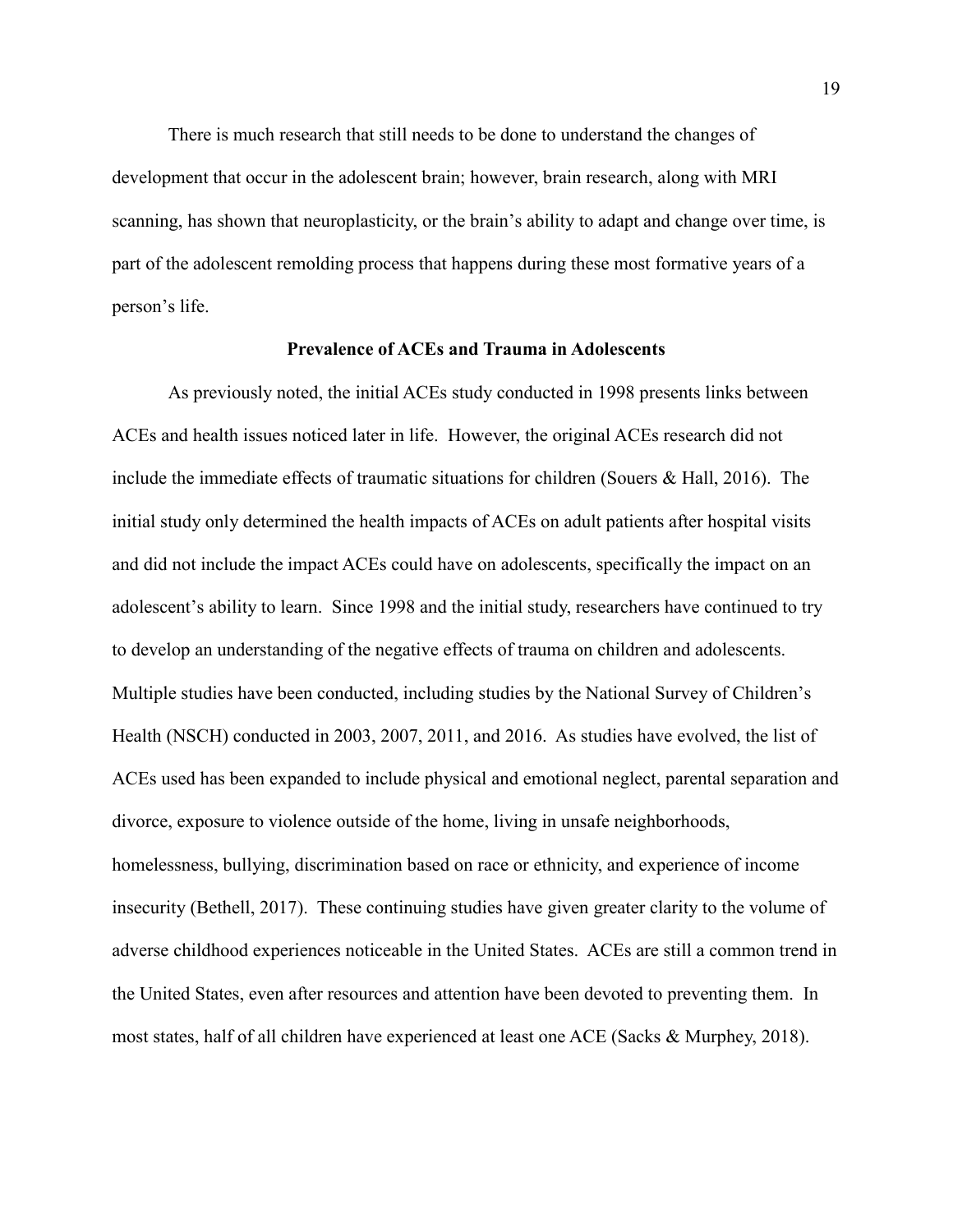There is much research that still needs to be done to understand the changes of development that occur in the adolescent brain; however, brain research, along with MRI scanning, has shown that neuroplasticity, or the brain's ability to adapt and change over time, is part of the adolescent remolding process that happens during these most formative years of a person's life.

## Prevalence of ACEs and Trauma in Adolescents

As previously noted, the initial ACEs study conducted in 1998 presents links between ACEs and health issues noticed later in life. However, the original ACEs research did not include the immediate effects of traumatic situations for children (Souers & Hall, 2016). The initial study only determined the health impacts of ACEs on adult patients after hospital visits and did not include the impact ACEs could have on adolescents, specifically the impact on an adolescent's ability to learn. Since 1998 and the initial study, researchers have continued to try to develop an understanding of the negative effects of trauma on children and adolescents. Multiple studies have been conducted, including studies by the National Survey of Children's Health (NSCH) conducted in 2003, 2007, 2011, and 2016. As studies have evolved, the list of ACEs used has been expanded to include physical and emotional neglect, parental separation and divorce, exposure to violence outside of the home, living in unsafe neighborhoods, homelessness, bullying, discrimination based on race or ethnicity, and experience of income insecurity (Bethell, 2017). These continuing studies have given greater clarity to the volume of adverse childhood experiences noticeable in the United States. ACEs are still a common trend in the United States, even after resources and attention have been devoted to preventing them. In most states, half of all children have experienced at least one ACE (Sacks & Murphey, 2018).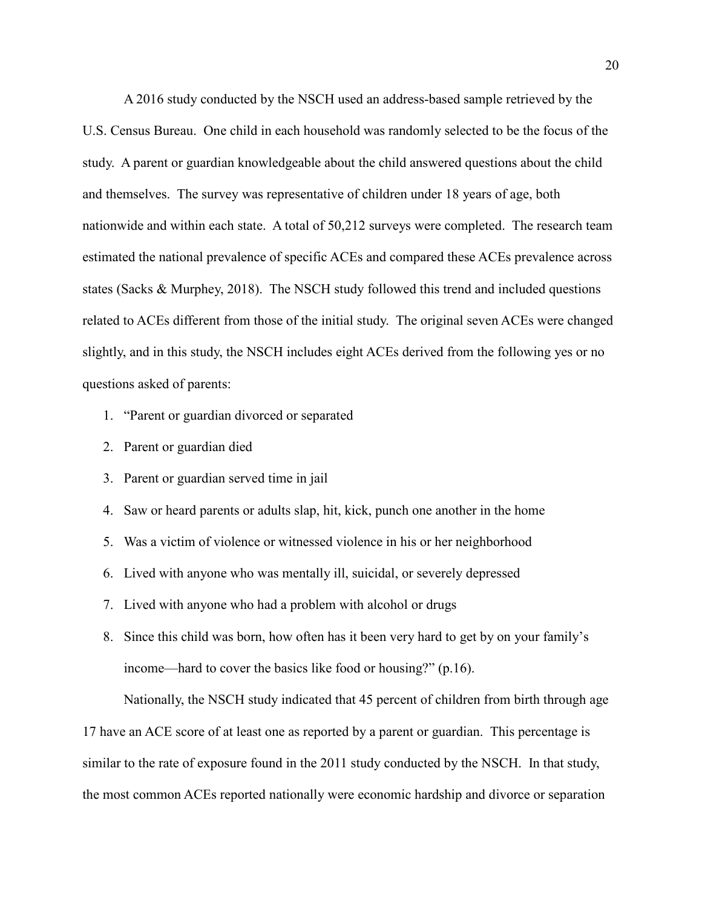A 2016 study conducted by the NSCH used an address-based sample retrieved by the U.S. Census Bureau. One child in each household was randomly selected to be the focus of the study. A parent or guardian knowledgeable about the child answered questions about the child and themselves. The survey was representative of children under 18 years of age, both nationwide and within each state. A total of 50,212 surveys were completed. The research team estimated the national prevalence of specific ACEs and compared these ACEs prevalence across states (Sacks & Murphey, 2018). The NSCH study followed this trend and included questions related to ACEs different from those of the initial study. The original seven ACEs were changed slightly, and in this study, the NSCH includes eight ACEs derived from the following yes or no questions asked of parents:

1. "Parent or guardian divorced or separated
2. Parent or guardian died
3. Parent or guardian served time in jail
4. Saw or heard parents or adults slap, hit, kick, punch one another in the home
5. Was a victim of violence or witnessed violence in his or her neighborhood
6. Lived with anyone who was mentally ill, suicidal, or severely depressed
7. Lived with anyone who had a problem with alcohol or drugs
8. Since this child was born, how often has it been very hard to get by on your family's income—hard to cover the basics like food or housing?" (p.16).

Nationally, the NSCH study indicated that 45 percent of children from birth through age 17 have an ACE score of at least one as reported by a parent or guardian. This percentage is similar to the rate of exposure found in the 2011 study conducted by the NSCH. In that study, the most common ACEs reported nationally were economic hardship and divorce or separation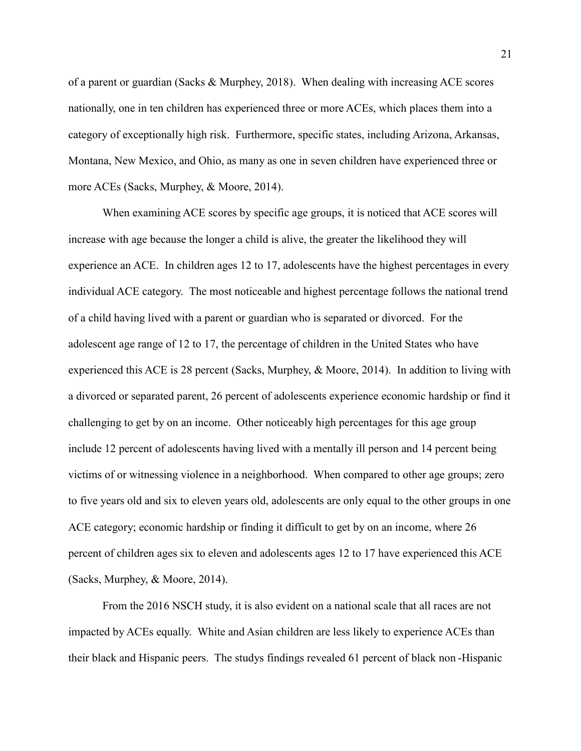of a parent or guardian (Sacks & Murphey, 2018). When dealing with increasing ACE scores nationally, one in ten children has experienced three or more ACEs, which places them into a category of exceptionally high risk. Furthermore, specific states, including Arizona, Arkansas, Montana, New Mexico, and Ohio, as many as one in seven children have experienced three or more ACEs (Sacks, Murphey, & Moore, 2014).

When examining ACE scores by specific age groups, it is noticed that ACE scores will increase with age because the longer a child is alive, the greater the likelihood they will experience an ACE. In children ages 12 to 17, adolescents have the highest percentages in every individual ACE category. The most noticeable and highest percentage follows the national trend of a child having lived with a parent or guardian who is separated or divorced. For the adolescent age range of 12 to 17, the percentage of children in the United States who have experienced this ACE is 28 percent (Sacks, Murphey, & Moore, 2014). In addition to living with a divorced or separated parent, 26 percent of adolescents experience economic hardship or find it challenging to get by on an income. Other noticeably high percentages for this age group include 12 percent of adolescents having lived with a mentally ill person and 14 percent being victims of or witnessing violence in a neighborhood. When compared to other age groups; zero to five years old and six to eleven years old, adolescents are only equal to the other groups in one ACE category; economic hardship or finding it difficult to get by on an income, where 26 percent of children ages six to eleven and adolescents ages 12 to 17 have experienced this ACE (Sacks, Murphey, & Moore, 2014).

From the 2016 NSCH study, it is also evident on a national scale that all races are not impacted by ACEs equally. White and Asian children are less likely to experience ACEs than their black and Hispanic peers. The studys findings revealed 61 percent of black non -Hispanic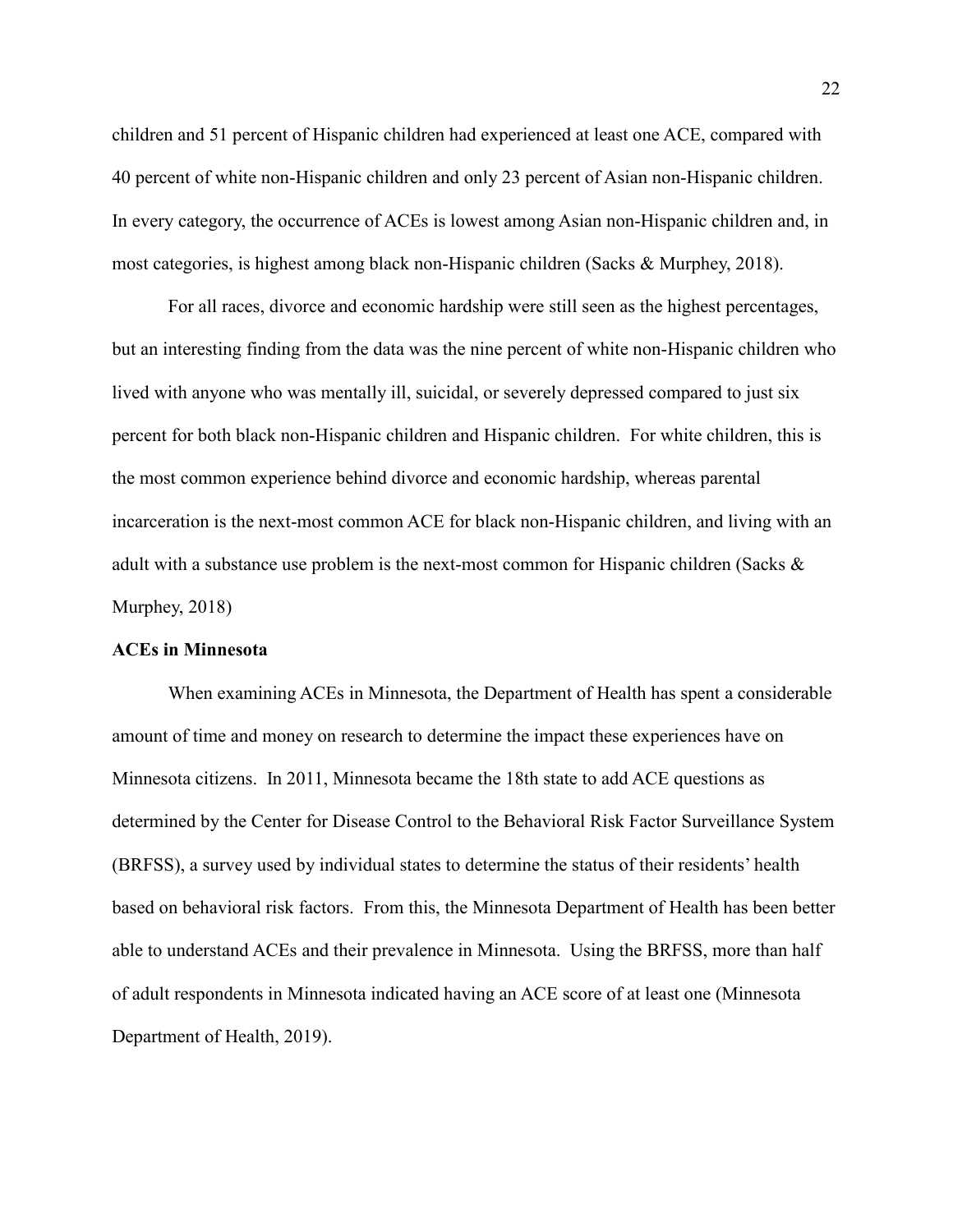children and 51 percent of Hispanic children had experienced at least one ACE, compared with 40 percent of white non-Hispanic children and only 23 percent of Asian non-Hispanic children. In every category, the occurrence of ACEs is lowest among Asian non-Hispanic children and, in most categories, is highest among black non-Hispanic children (Sacks & Murphey, 2018).

For all races, divorce and economic hardship were still seen as the highest percentages, but an interesting finding from the data was the nine percent of white non-Hispanic children who lived with anyone who was mentally ill, suicidal, or severely depressed compared to just six percent for both black non-Hispanic children and Hispanic children. For white children, this is the most common experience behind divorce and economic hardship, whereas parental incarceration is the next-most common ACE for black non-Hispanic children, and living with an adult with a substance use problem is the next-most common for Hispanic children (Sacks & Murphey, 2018)

**ACEs in Minnesota**

When examining ACEs in Minnesota, the Department of Health has spent a considerable amount of time and money on research to determine the impact these experiences have on Minnesota citizens. In 2011, Minnesota became the 18th state to add ACE questions as determined by the Center for Disease Control to the Behavioral Risk Factor Surveillance System (BRFSS), a survey used by individual states to determine the status of their residents' health based on behavioral risk factors. From this, the Minnesota Department of Health has been better able to understand ACEs and their prevalence in Minnesota. Using the BRFSS, more than half of adult respondents in Minnesota indicated having an ACE score of at least one (Minnesota Department of Health, 2019).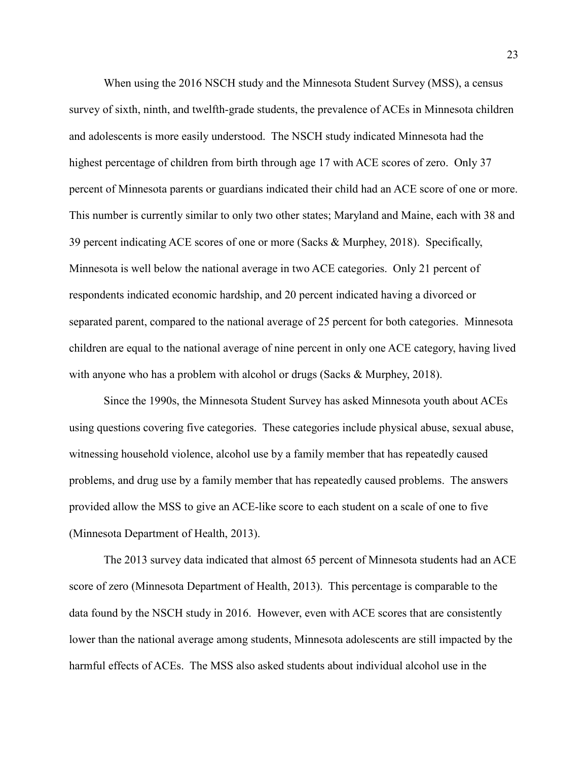When using the 2016 NSCH study and the Minnesota Student Survey (MSS), a census survey of sixth, ninth, and twelfth-grade students, the prevalence of ACEs in Minnesota children and adolescents is more easily understood. The NSCH study indicated Minnesota had the highest percentage of children from birth through age 17 with ACE scores of zero. Only 37 percent of Minnesota parents or guardians indicated their child had an ACE score of one or more. This number is currently similar to only two other states; Maryland and Maine, each with 38 and 39 percent indicating ACE scores of one or more (Sacks & Murphey, 2018). Specifically, Minnesota is well below the national average in two ACE categories. Only 21 percent of respondents indicated economic hardship, and 20 percent indicated having a divorced or separated parent, compared to the national average of 25 percent for both categories. Minnesota children are equal to the national average of nine percent in only one ACE category, having lived with anyone who has a problem with alcohol or drugs (Sacks & Murphey, 2018).

Since the 1990s, the Minnesota Student Survey has asked Minnesota youth about ACEs using questions covering five categories. These categories include physical abuse, sexual abuse, witnessing household violence, alcohol use by a family member that has repeatedly caused problems, and drug use by a family member that has repeatedly caused problems. The answers provided allow the MSS to give an ACE-like score to each student on a scale of one to five (Minnesota Department of Health, 2013).

The 2013 survey data indicated that almost 65 percent of Minnesota students had an ACE score of zero (Minnesota Department of Health, 2013). This percentage is comparable to the data found by the NSCH study in 2016. However, even with ACE scores that are consistently lower than the national average among students, Minnesota adolescents are still impacted by the harmful effects of ACEs. The MSS also asked students about individual alcohol use in the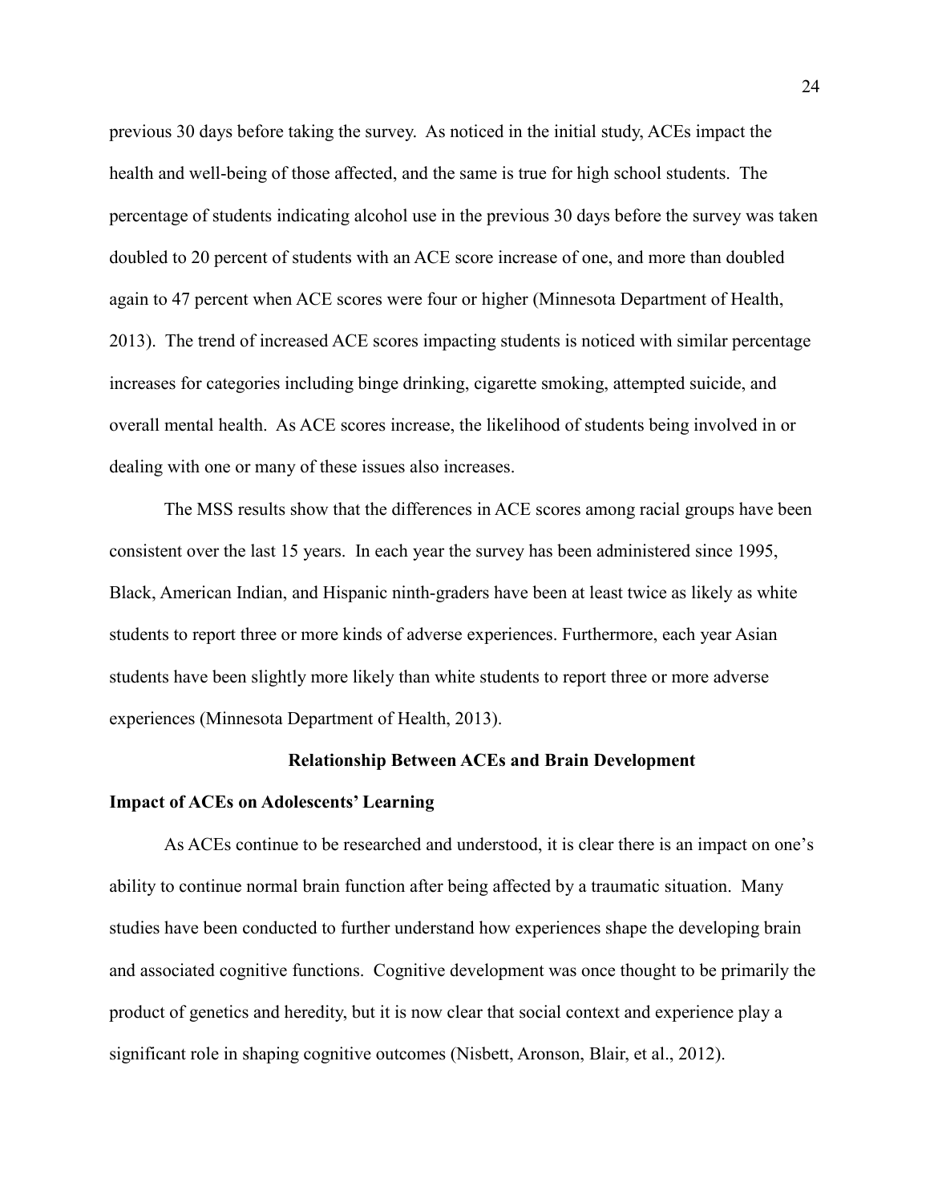previous 30 days before taking the survey. As noticed in the initial study, ACEs impact the health and well-being of those affected, and the same is true for high school students. The percentage of students indicating alcohol use in the previous 30 days before the survey was taken doubled to 20 percent of students with an ACE score increase of one, and more than doubled again to 47 percent when ACE scores were four or higher (Minnesota Department of Health, 2013). The trend of increased ACE scores impacting students is noticed with similar percentage increases for categories including binge drinking, cigarette smoking, attempted suicide, and overall mental health. As ACE scores increase, the likelihood of students being involved in or dealing with one or many of these issues also increases.

The MSS results show that the differences in ACE scores among racial groups have been consistent over the last 15 years. In each year the survey has been administered since 1995, Black, American Indian, and Hispanic ninth-graders have been at least twice as likely as white students to report three or more kinds of adverse experiences. Furthermore, each year Asian students have been slightly more likely than white students to report three or more adverse experiences (Minnesota Department of Health, 2013).

## Relationship Between ACEs and Brain Development

### Impact of ACEs on Adolescents' Learning

As ACEs continue to be researched and understood, it is clear there is an impact on one's ability to continue normal brain function after being affected by a traumatic situation. Many studies have been conducted to further understand how experiences shape the developing brain and associated cognitive functions. Cognitive development was once thought to be primarily the product of genetics and heredity, but it is now clear that social context and experience play a significant role in shaping cognitive outcomes (Nisbett, Aronson, Blair, et al., 2012).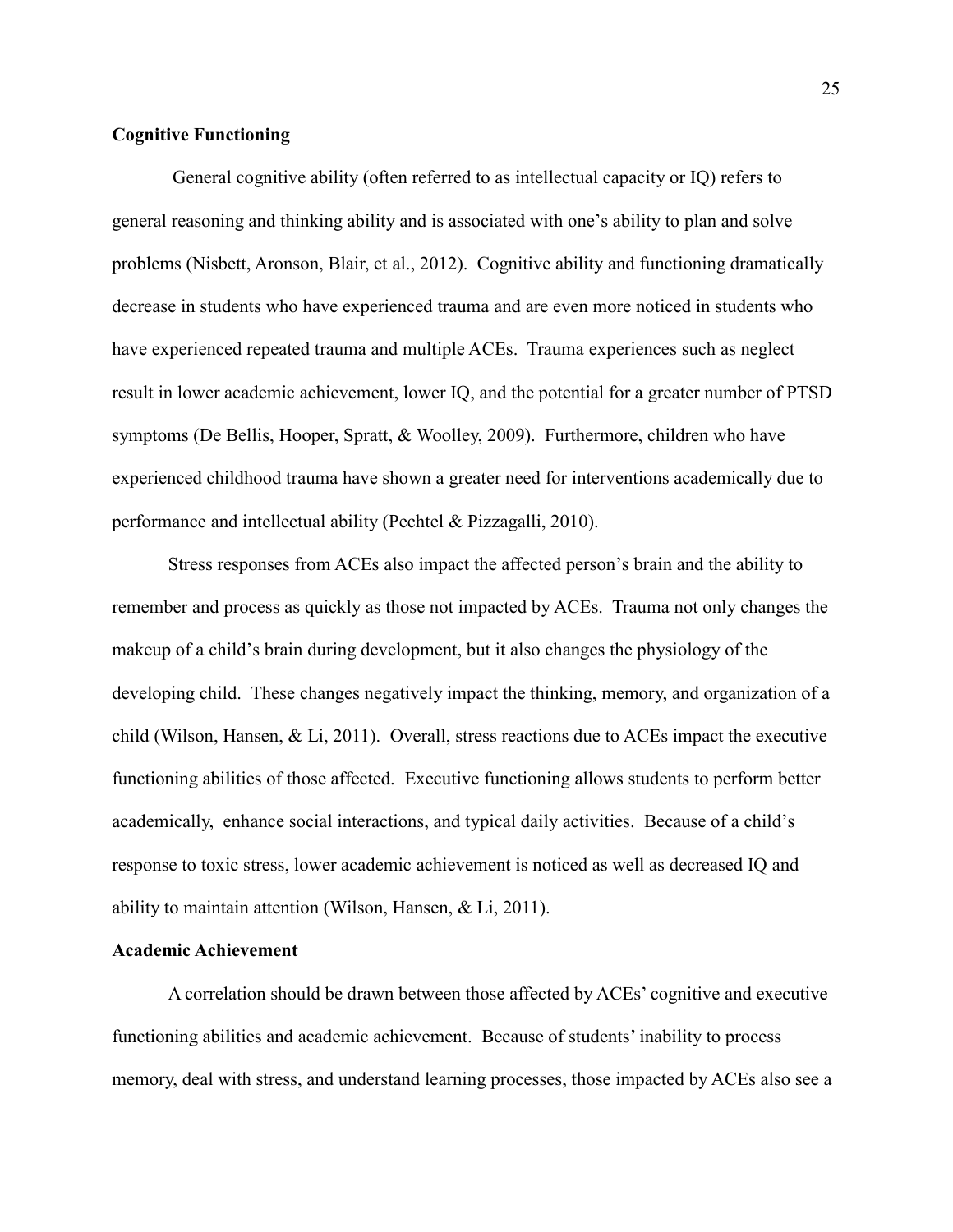**Cognitive Functioning**

General cognitive ability (often referred to as intellectual capacity or IQ) refers to general reasoning and thinking ability and is associated with one's ability to plan and solve problems (Nisbett, Aronson, Blair, et al., 2012). Cognitive ability and functioning dramatically decrease in students who have experienced trauma and are even more noticed in students who have experienced repeated trauma and multiple ACEs. Trauma experiences such as neglect result in lower academic achievement, lower IQ, and the potential for a greater number of PTSD symptoms (De Bellis, Hooper, Spratt, & Woolley, 2009). Furthermore, children who have experienced childhood trauma have shown a greater need for interventions academically due to performance and intellectual ability (Pechtel & Pizzagalli, 2010).

Stress responses from ACEs also impact the affected person's brain and the ability to remember and process as quickly as those not impacted by ACEs. Trauma not only changes the makeup of a child's brain during development, but it also changes the physiology of the developing child. These changes negatively impact the thinking, memory, and organization of a child (Wilson, Hansen, & Li, 2011). Overall, stress reactions due to ACEs impact the executive functioning abilities of those affected. Executive functioning allows students to perform better academically, enhance social interactions, and typical daily activities. Because of a child's response to toxic stress, lower academic achievement is noticed as well as decreased IQ and ability to maintain attention (Wilson, Hansen, & Li, 2011).

**Academic Achievement**

A correlation should be drawn between those affected by ACEs' cognitive and executive functioning abilities and academic achievement. Because of students' inability to process memory, deal with stress, and understand learning processes, those impacted by ACEs also see a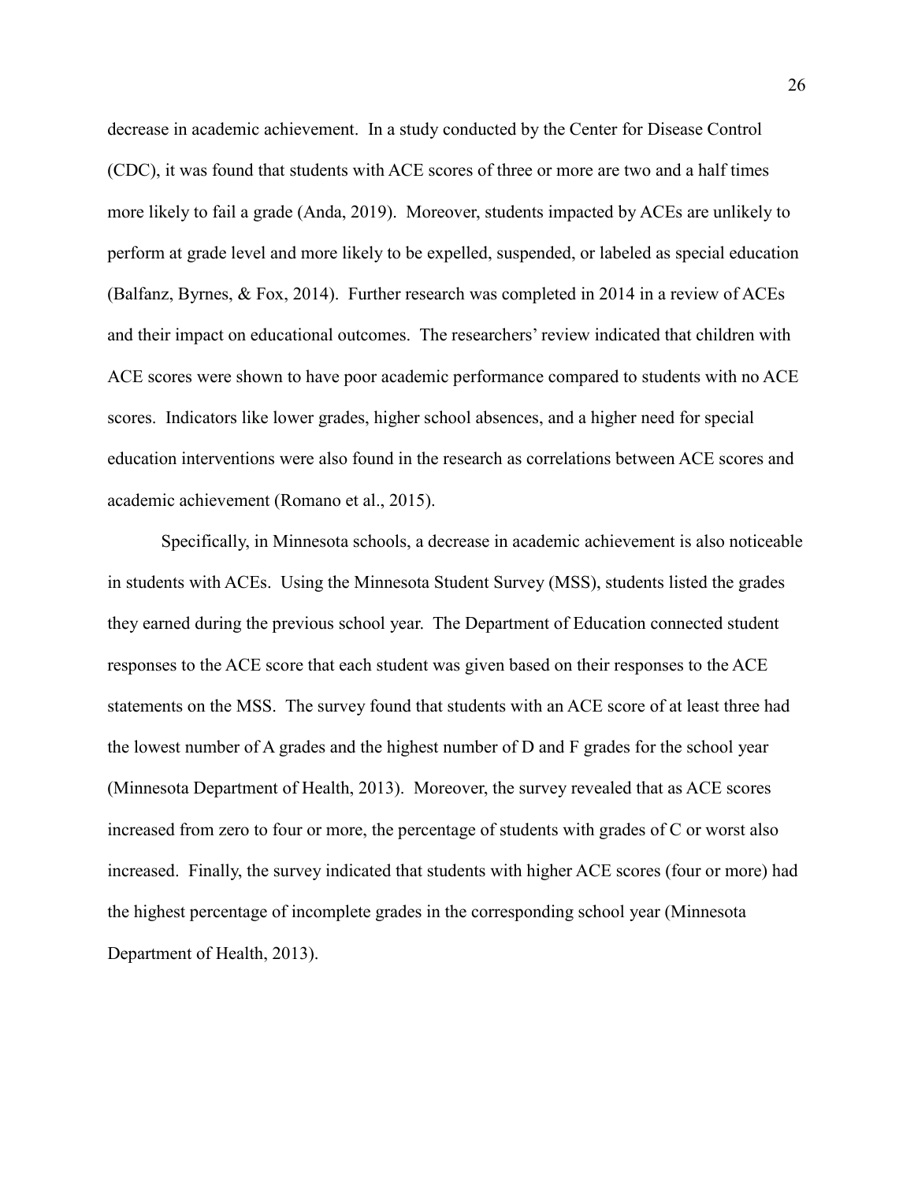decrease in academic achievement. In a study conducted by the Center for Disease Control (CDC), it was found that students with ACE scores of three or more are two and a half times more likely to fail a grade (Anda, 2019). Moreover, students impacted by ACEs are unlikely to perform at grade level and more likely to be expelled, suspended, or labeled as special education (Balfanz, Byrnes, & Fox, 2014). Further research was completed in 2014 in a review of ACEs and their impact on educational outcomes. The researchers' review indicated that children with ACE scores were shown to have poor academic performance compared to students with no ACE scores. Indicators like lower grades, higher school absences, and a higher need for special education interventions were also found in the research as correlations between ACE scores and academic achievement (Romano et al., 2015).

Specifically, in Minnesota schools, a decrease in academic achievement is also noticeable in students with ACEs. Using the Minnesota Student Survey (MSS), students listed the grades they earned during the previous school year. The Department of Education connected student responses to the ACE score that each student was given based on their responses to the ACE statements on the MSS. The survey found that students with an ACE score of at least three had the lowest number of A grades and the highest number of D and F grades for the school year (Minnesota Department of Health, 2013). Moreover, the survey revealed that as ACE scores increased from zero to four or more, the percentage of students with grades of C or worst also increased. Finally, the survey indicated that students with higher ACE scores (four or more) had the highest percentage of incomplete grades in the corresponding school year (Minnesota Department of Health, 2013).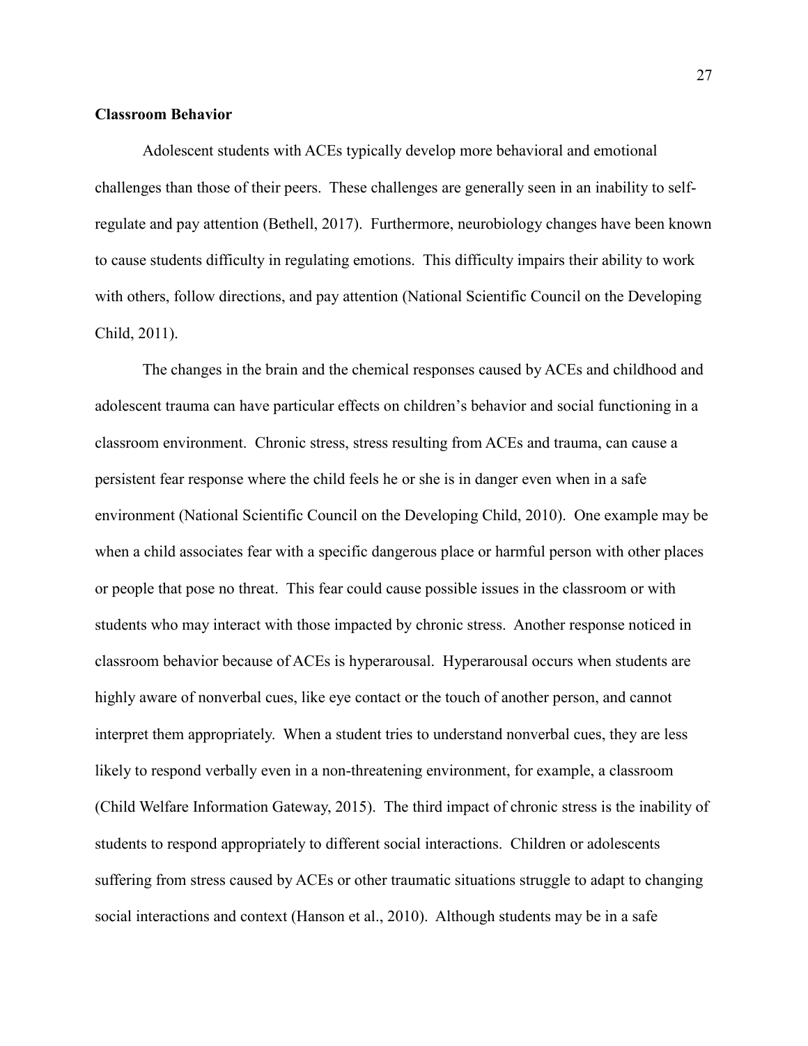**Classroom Behavior**

Adolescent students with ACEs typically develop more behavioral and emotional challenges than those of their peers. These challenges are generally seen in an inability to self-regulate and pay attention (Bethell, 2017). Furthermore, neurobiology changes have been known to cause students difficulty in regulating emotions. This difficulty impairs their ability to work with others, follow directions, and pay attention (National Scientific Council on the Developing Child, 2011).

The changes in the brain and the chemical responses caused by ACEs and childhood and adolescent trauma can have particular effects on children's behavior and social functioning in a classroom environment. Chronic stress, stress resulting from ACEs and trauma, can cause a persistent fear response where the child feels he or she is in danger even when in a safe environment (National Scientific Council on the Developing Child, 2010). One example may be when a child associates fear with a specific dangerous place or harmful person with other places or people that pose no threat. This fear could cause possible issues in the classroom or with students who may interact with those impacted by chronic stress. Another response noticed in classroom behavior because of ACEs is hyperarousal. Hyperarousal occurs when students are highly aware of nonverbal cues, like eye contact or the touch of another person, and cannot interpret them appropriately. When a student tries to understand nonverbal cues, they are less likely to respond verbally even in a non-threatening environment, for example, a classroom (Child Welfare Information Gateway, 2015). The third impact of chronic stress is the inability of students to respond appropriately to different social interactions. Children or adolescents suffering from stress caused by ACEs or other traumatic situations struggle to adapt to changing social interactions and context (Hanson et al., 2010). Although students may be in a safe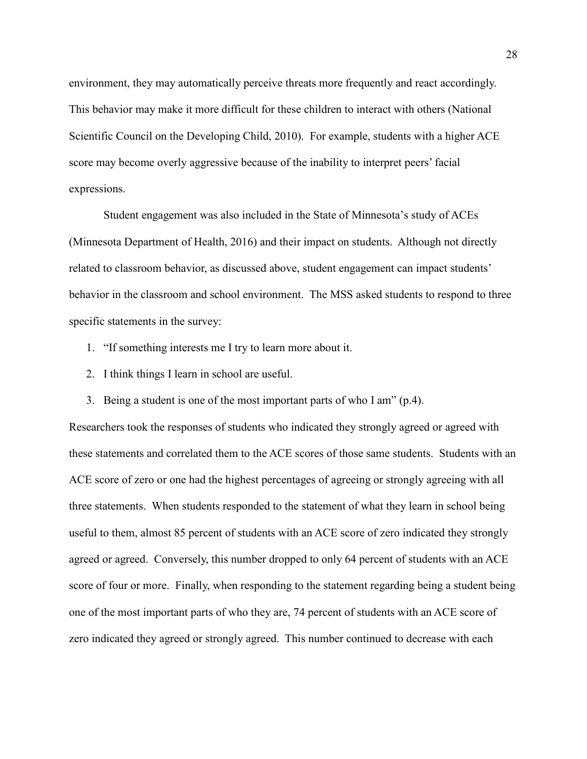environment, they may automatically perceive threats more frequently and react accordingly. This behavior may make it more difficult for these children to interact with others (National Scientific Council on the Developing Child, 2010). For example, students with a higher ACE score may become overly aggressive because of the inability to interpret peers' facial expressions.

Student engagement was also included in the State of Minnesota's study of ACEs (Minnesota Department of Health, 2016) and their impact on students. Although not directly related to classroom behavior, as discussed above, student engagement can impact students' behavior in the classroom and school environment. The MSS asked students to respond to three specific statements in the survey:

1. "If something interests me I try to learn more about it.
2. I think things I learn in school are useful.
3. Being a student is one of the most important parts of who I am" (p.4).

Researchers took the responses of students who indicated they strongly agreed or agreed with these statements and correlated them to the ACE scores of those same students. Students with an ACE score of zero or one had the highest percentages of agreeing or strongly agreeing with all three statements. When students responded to the statement of what they learn in school being useful to them, almost 85 percent of students with an ACE score of zero indicated they strongly agreed or agreed. Conversely, this number dropped to only 64 percent of students with an ACE score of four or more. Finally, when responding to the statement regarding being a student being one of the most important parts of who they are, 74 percent of students with an ACE score of zero indicated they agreed or strongly agreed. This number continued to decrease with each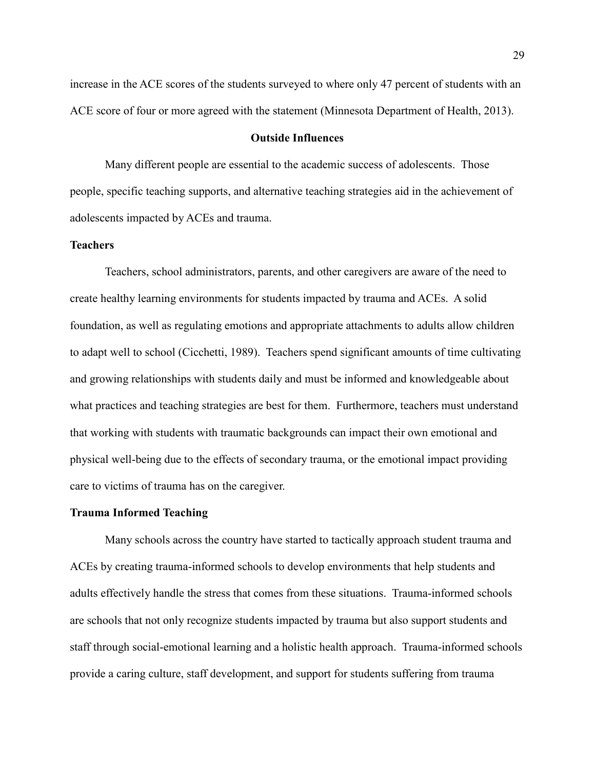increase in the ACE scores of the students surveyed to where only 47 percent of students with an ACE score of four or more agreed with the statement (Minnesota Department of Health, 2013).

## Outside Influences

Many different people are essential to the academic success of adolescents. Those people, specific teaching supports, and alternative teaching strategies aid in the achievement of adolescents impacted by ACEs and trauma.

### Teachers

Teachers, school administrators, parents, and other caregivers are aware of the need to create healthy learning environments for students impacted by trauma and ACEs. A solid foundation, as well as regulating emotions and appropriate attachments to adults allow children to adapt well to school (Cicchetti, 1989). Teachers spend significant amounts of time cultivating and growing relationships with students daily and must be informed and knowledgeable about what practices and teaching strategies are best for them. Furthermore, teachers must understand that working with students with traumatic backgrounds can impact their own emotional and physical well-being due to the effects of secondary trauma, or the emotional impact providing care to victims of trauma has on the caregiver.

### Trauma Informed Teaching

Many schools across the country have started to tactically approach student trauma and ACEs by creating trauma-informed schools to develop environments that help students and adults effectively handle the stress that comes from these situations. Trauma-informed schools are schools that not only recognize students impacted by trauma but also support students and staff through social-emotional learning and a holistic health approach. Trauma-informed schools provide a caring culture, staff development, and support for students suffering from trauma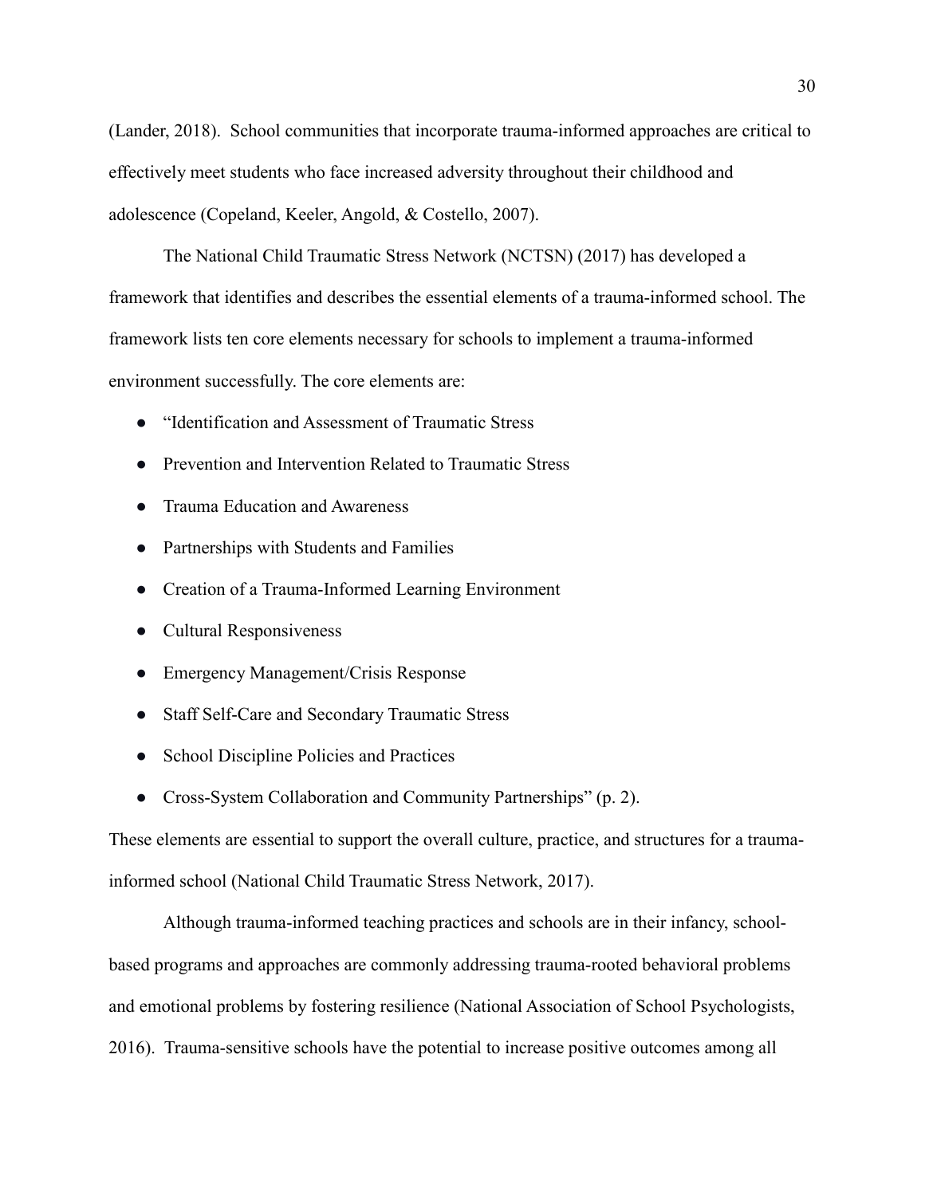(Lander, 2018). School communities that incorporate trauma-informed approaches are critical to effectively meet students who face increased adversity throughout their childhood and adolescence (Copeland, Keeler, Angold, & Costello, 2007).

The National Child Traumatic Stress Network (NCTSN) (2017) has developed a framework that identifies and describes the essential elements of a trauma-informed school. The framework lists ten core elements necessary for schools to implement a trauma-informed environment successfully. The core elements are:

- "Identification and Assessment of Traumatic Stress
- Prevention and Intervention Related to Traumatic Stress
- Trauma Education and Awareness
- Partnerships with Students and Families
- Creation of a Trauma-Informed Learning Environment
- Cultural Responsiveness
- Emergency Management/Crisis Response
- Staff Self-Care and Secondary Traumatic Stress
- School Discipline Policies and Practices
- Cross-System Collaboration and Community Partnerships" (p. 2).

These elements are essential to support the overall culture, practice, and structures for a trauma-informed school (National Child Traumatic Stress Network, 2017).

Although trauma-informed teaching practices and schools are in their infancy, school-based programs and approaches are commonly addressing trauma-rooted behavioral problems and emotional problems by fostering resilience (National Association of School Psychologists, 2016). Trauma-sensitive schools have the potential to increase positive outcomes among all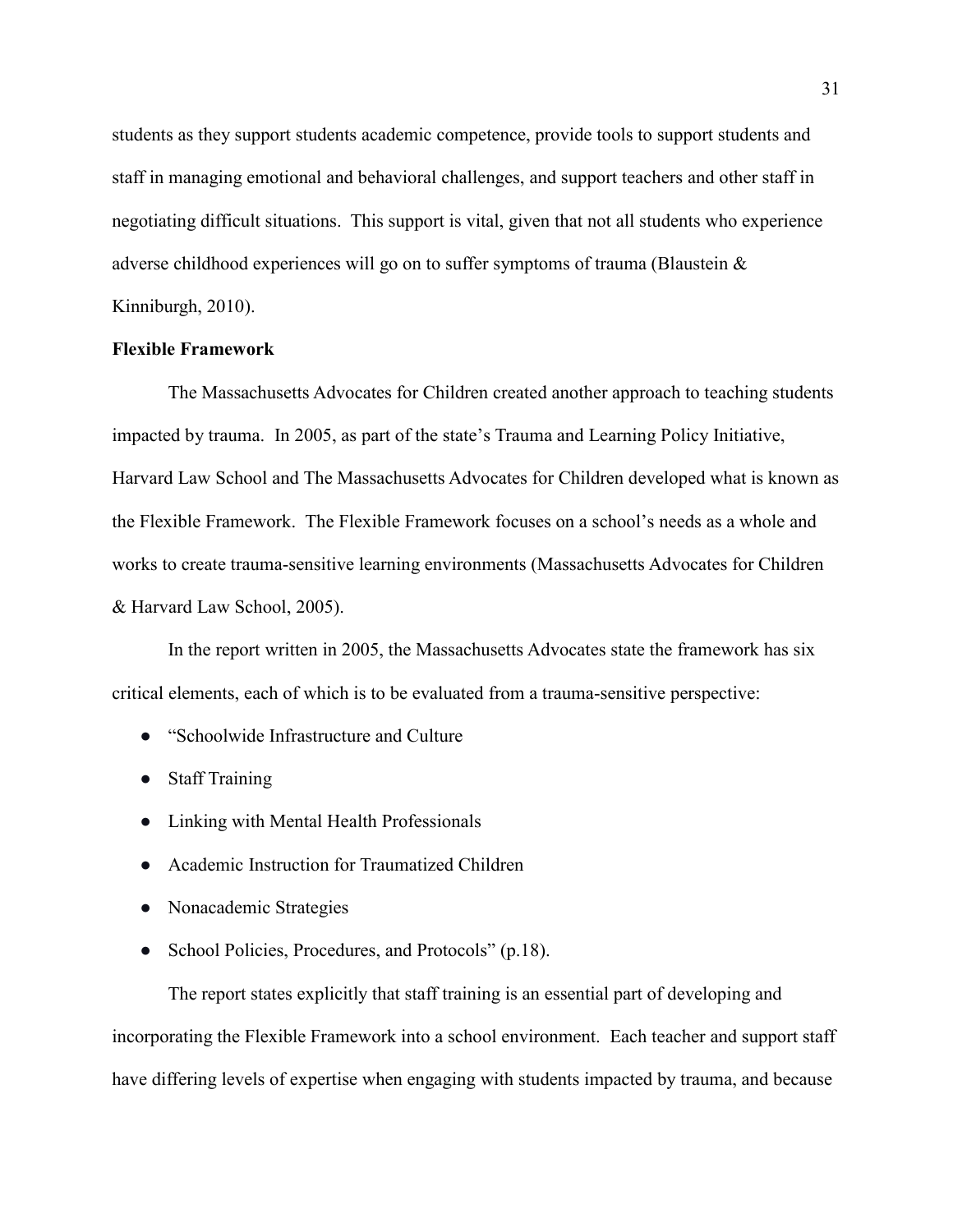students as they support students academic competence, provide tools to support students and staff in managing emotional and behavioral challenges, and support teachers and other staff in negotiating difficult situations.  This support is vital, given that not all students who experience adverse childhood experiences will go on to suffer symptoms of trauma (Blaustein & Kinniburgh, 2010).

**Flexible Framework**

The Massachusetts Advocates for Children created another approach to teaching students impacted by trauma.  In 2005, as part of the state's Trauma and Learning Policy Initiative, Harvard Law School and The Massachusetts Advocates for Children developed what is known as the Flexible Framework.  The Flexible Framework focuses on a school's needs as a whole and works to create trauma-sensitive learning environments (Massachusetts Advocates for Children & Harvard Law School, 2005).

In the report written in 2005, the Massachusetts Advocates state the framework has six critical elements, each of which is to be evaluated from a trauma-sensitive perspective:

- "Schoolwide Infrastructure and Culture
- Staff Training
- Linking with Mental Health Professionals
- Academic Instruction for Traumatized Children
- Nonacademic Strategies
- School Policies, Procedures, and Protocols" (p.18).

The report states explicitly that staff training is an essential part of developing and incorporating the Flexible Framework into a school environment.  Each teacher and support staff have differing levels of expertise when engaging with students impacted by trauma, and because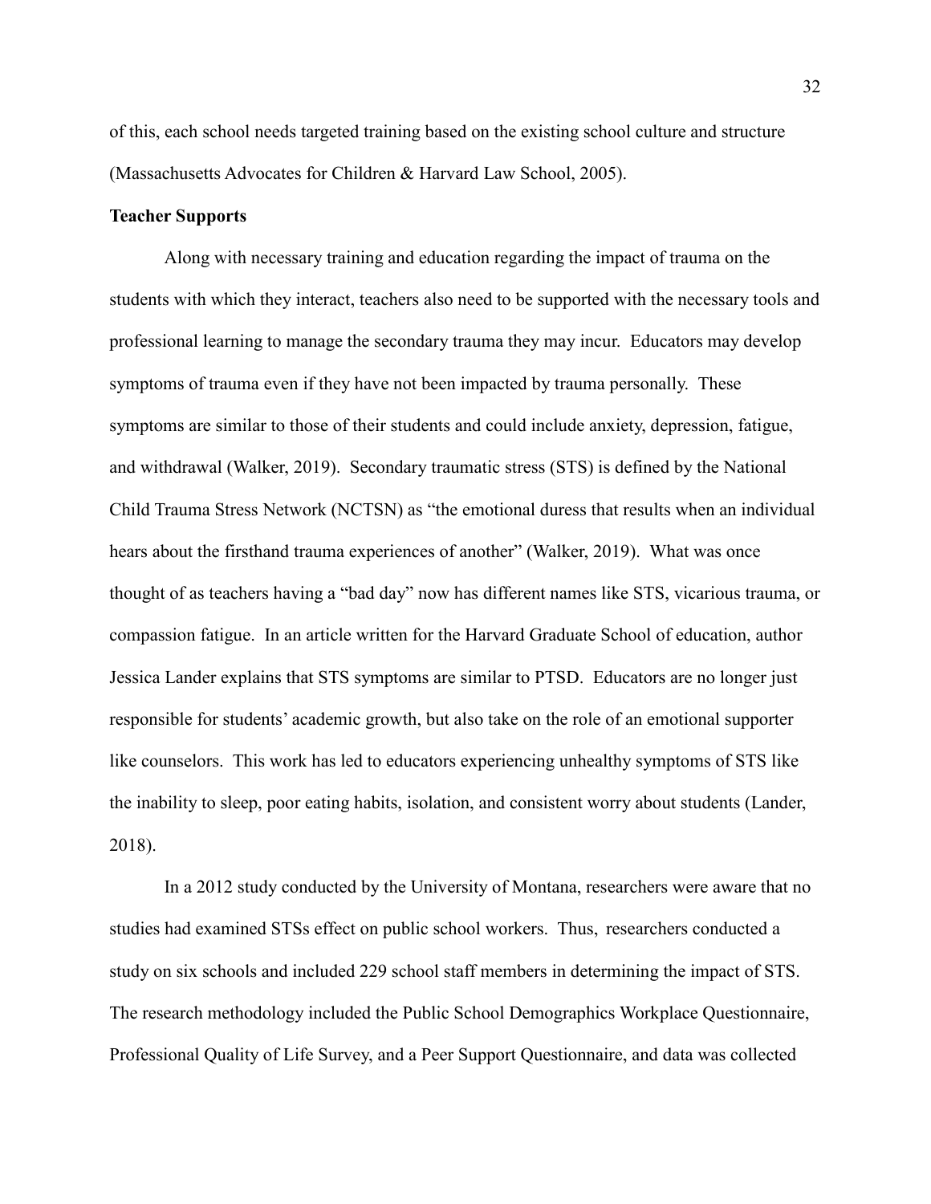of this, each school needs targeted training based on the existing school culture and structure (Massachusetts Advocates for Children & Harvard Law School, 2005).

**Teacher Supports**

Along with necessary training and education regarding the impact of trauma on the students with which they interact, teachers also need to be supported with the necessary tools and professional learning to manage the secondary trauma they may incur. Educators may develop symptoms of trauma even if they have not been impacted by trauma personally. These symptoms are similar to those of their students and could include anxiety, depression, fatigue, and withdrawal (Walker, 2019). Secondary traumatic stress (STS) is defined by the National Child Trauma Stress Network (NCTSN) as "the emotional duress that results when an individual hears about the firsthand trauma experiences of another" (Walker, 2019). What was once thought of as teachers having a "bad day" now has different names like STS, vicarious trauma, or compassion fatigue. In an article written for the Harvard Graduate School of education, author Jessica Lander explains that STS symptoms are similar to PTSD. Educators are no longer just responsible for students' academic growth, but also take on the role of an emotional supporter like counselors. This work has led to educators experiencing unhealthy symptoms of STS like the inability to sleep, poor eating habits, isolation, and consistent worry about students (Lander, 2018).

In a 2012 study conducted by the University of Montana, researchers were aware that no studies had examined STSs effect on public school workers. Thus, researchers conducted a study on six schools and included 229 school staff members in determining the impact of STS. The research methodology included the Public School Demographics Workplace Questionnaire, Professional Quality of Life Survey, and a Peer Support Questionnaire, and data was collected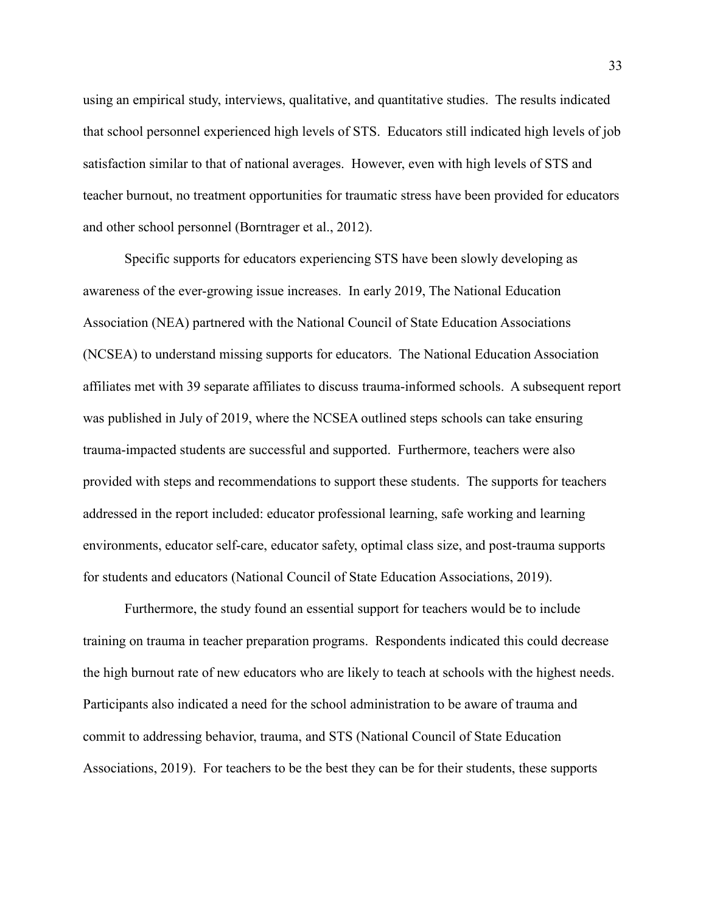using an empirical study, interviews, qualitative, and quantitative studies. The results indicated that school personnel experienced high levels of STS. Educators still indicated high levels of job satisfaction similar to that of national averages. However, even with high levels of STS and teacher burnout, no treatment opportunities for traumatic stress have been provided for educators and other school personnel (Borntrager et al., 2012).

Specific supports for educators experiencing STS have been slowly developing as awareness of the ever-growing issue increases. In early 2019, The National Education Association (NEA) partnered with the National Council of State Education Associations (NCSEA) to understand missing supports for educators. The National Education Association affiliates met with 39 separate affiliates to discuss trauma-informed schools. A subsequent report was published in July of 2019, where the NCSEA outlined steps schools can take ensuring trauma-impacted students are successful and supported. Furthermore, teachers were also provided with steps and recommendations to support these students. The supports for teachers addressed in the report included: educator professional learning, safe working and learning environments, educator self-care, educator safety, optimal class size, and post-trauma supports for students and educators (National Council of State Education Associations, 2019).

Furthermore, the study found an essential support for teachers would be to include training on trauma in teacher preparation programs. Respondents indicated this could decrease the high burnout rate of new educators who are likely to teach at schools with the highest needs. Participants also indicated a need for the school administration to be aware of trauma and commit to addressing behavior, trauma, and STS (National Council of State Education Associations, 2019). For teachers to be the best they can be for their students, these supports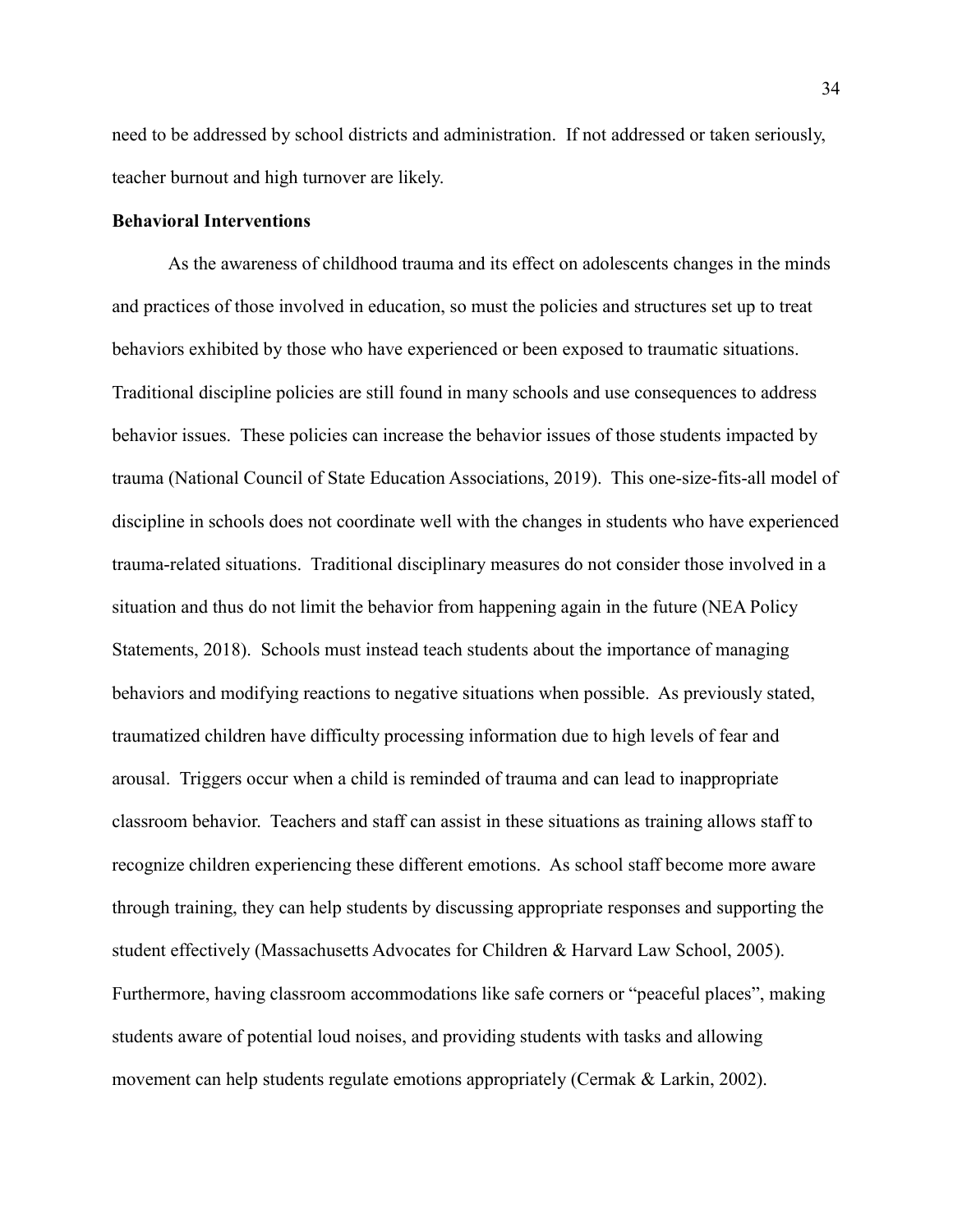need to be addressed by school districts and administration. If not addressed or taken seriously, teacher burnout and high turnover are likely.

**Behavioral Interventions**

As the awareness of childhood trauma and its effect on adolescents changes in the minds and practices of those involved in education, so must the policies and structures set up to treat behaviors exhibited by those who have experienced or been exposed to traumatic situations. Traditional discipline policies are still found in many schools and use consequences to address behavior issues. These policies can increase the behavior issues of those students impacted by trauma (National Council of State Education Associations, 2019). This one-size-fits-all model of discipline in schools does not coordinate well with the changes in students who have experienced trauma-related situations. Traditional disciplinary measures do not consider those involved in a situation and thus do not limit the behavior from happening again in the future (NEA Policy Statements, 2018). Schools must instead teach students about the importance of managing behaviors and modifying reactions to negative situations when possible. As previously stated, traumatized children have difficulty processing information due to high levels of fear and arousal. Triggers occur when a child is reminded of trauma and can lead to inappropriate classroom behavior. Teachers and staff can assist in these situations as training allows staff to recognize children experiencing these different emotions. As school staff become more aware through training, they can help students by discussing appropriate responses and supporting the student effectively (Massachusetts Advocates for Children & Harvard Law School, 2005). Furthermore, having classroom accommodations like safe corners or "peaceful places", making students aware of potential loud noises, and providing students with tasks and allowing movement can help students regulate emotions appropriately (Cermak & Larkin, 2002).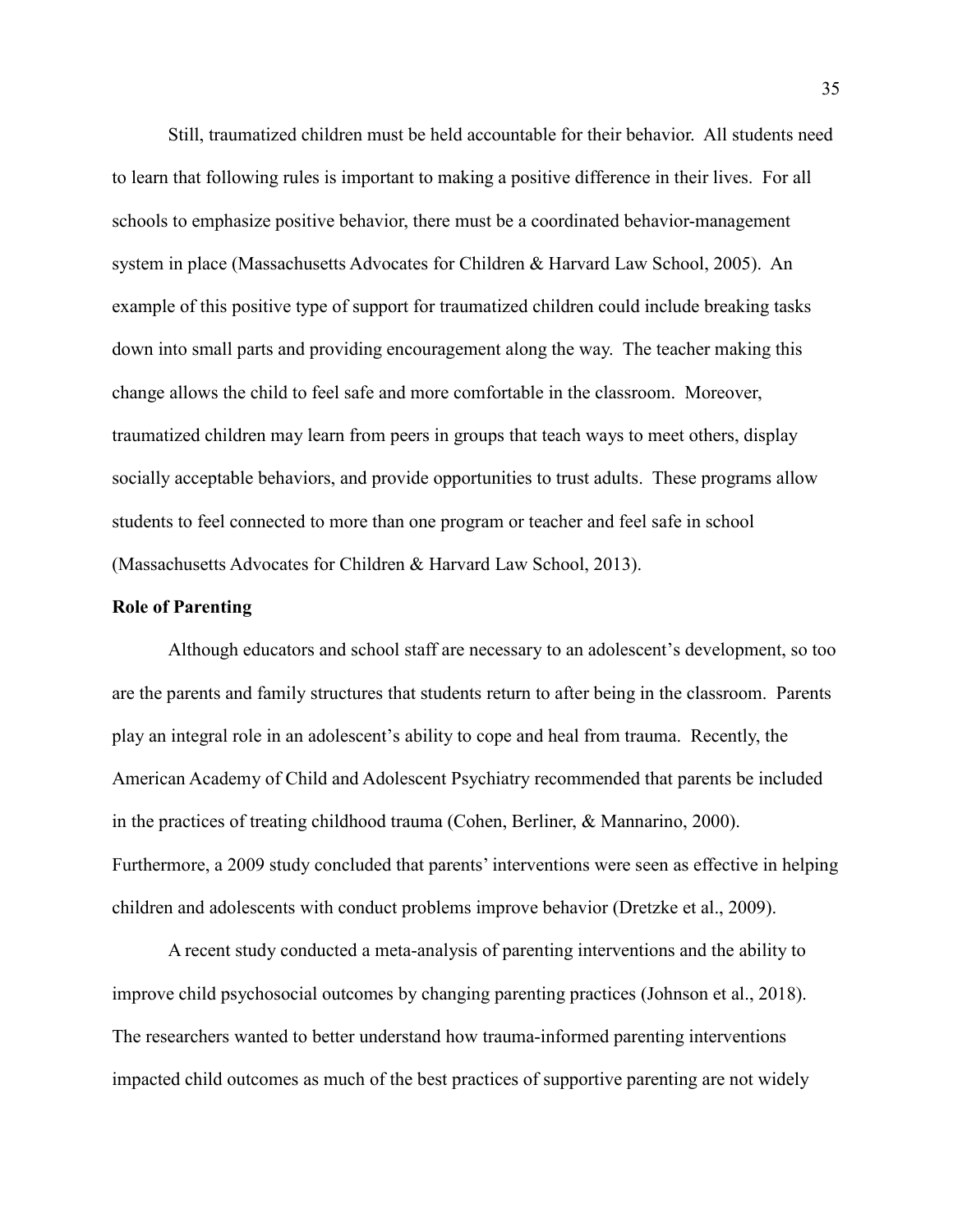Still, traumatized children must be held accountable for their behavior. All students need to learn that following rules is important to making a positive difference in their lives. For all schools to emphasize positive behavior, there must be a coordinated behavior-management system in place (Massachusetts Advocates for Children & Harvard Law School, 2005). An example of this positive type of support for traumatized children could include breaking tasks down into small parts and providing encouragement along the way. The teacher making this change allows the child to feel safe and more comfortable in the classroom. Moreover, traumatized children may learn from peers in groups that teach ways to meet others, display socially acceptable behaviors, and provide opportunities to trust adults. These programs allow students to feel connected to more than one program or teacher and feel safe in school (Massachusetts Advocates for Children & Harvard Law School, 2013).

**Role of Parenting**

Although educators and school staff are necessary to an adolescent's development, so too are the parents and family structures that students return to after being in the classroom. Parents play an integral role in an adolescent's ability to cope and heal from trauma. Recently, the American Academy of Child and Adolescent Psychiatry recommended that parents be included in the practices of treating childhood trauma (Cohen, Berliner, & Mannarino, 2000). Furthermore, a 2009 study concluded that parents' interventions were seen as effective in helping children and adolescents with conduct problems improve behavior (Dretzke et al., 2009).

A recent study conducted a meta-analysis of parenting interventions and the ability to improve child psychosocial outcomes by changing parenting practices (Johnson et al., 2018). The researchers wanted to better understand how trauma-informed parenting interventions impacted child outcomes as much of the best practices of supportive parenting are not widely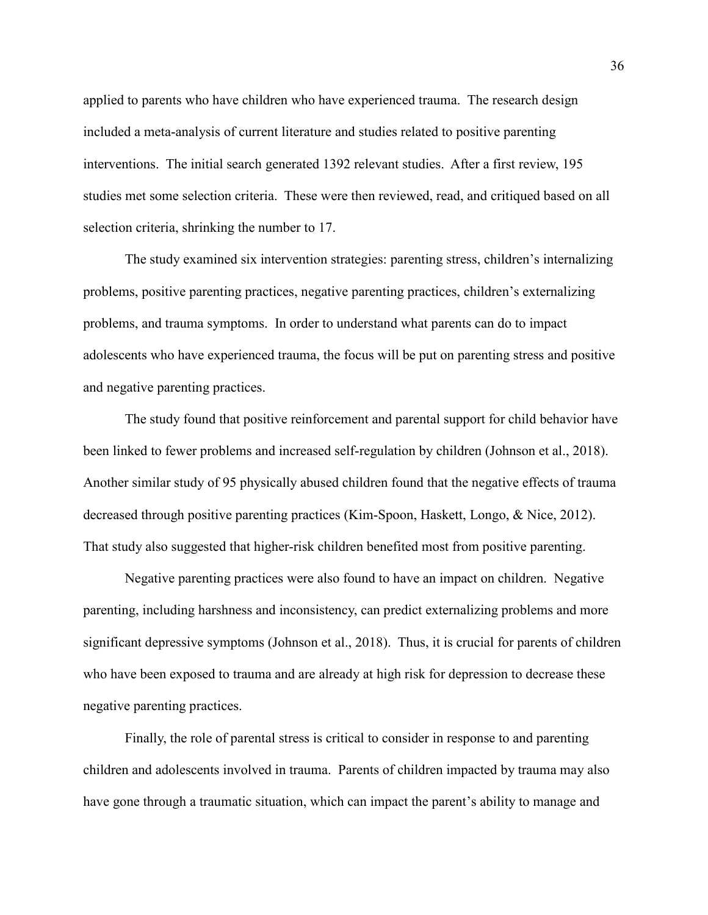applied to parents who have children who have experienced trauma. The research design included a meta-analysis of current literature and studies related to positive parenting interventions. The initial search generated 1392 relevant studies. After a first review, 195 studies met some selection criteria. These were then reviewed, read, and critiqued based on all selection criteria, shrinking the number to 17.

The study examined six intervention strategies: parenting stress, children's internalizing problems, positive parenting practices, negative parenting practices, children's externalizing problems, and trauma symptoms. In order to understand what parents can do to impact adolescents who have experienced trauma, the focus will be put on parenting stress and positive and negative parenting practices.

The study found that positive reinforcement and parental support for child behavior have been linked to fewer problems and increased self-regulation by children (Johnson et al., 2018). Another similar study of 95 physically abused children found that the negative effects of trauma decreased through positive parenting practices (Kim-Spoon, Haskett, Longo, & Nice, 2012). That study also suggested that higher-risk children benefited most from positive parenting.

Negative parenting practices were also found to have an impact on children. Negative parenting, including harshness and inconsistency, can predict externalizing problems and more significant depressive symptoms (Johnson et al., 2018). Thus, it is crucial for parents of children who have been exposed to trauma and are already at high risk for depression to decrease these negative parenting practices.

Finally, the role of parental stress is critical to consider in response to and parenting children and adolescents involved in trauma. Parents of children impacted by trauma may also have gone through a traumatic situation, which can impact the parent's ability to manage and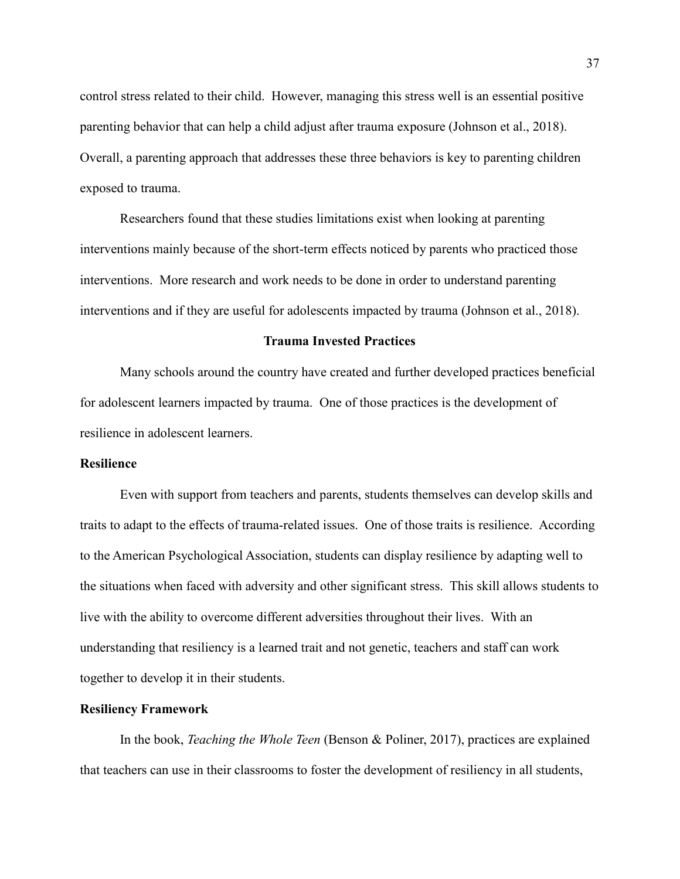control stress related to their child. However, managing this stress well is an essential positive parenting behavior that can help a child adjust after trauma exposure (Johnson et al., 2018). Overall, a parenting approach that addresses these three behaviors is key to parenting children exposed to trauma.

Researchers found that these studies limitations exist when looking at parenting interventions mainly because of the short-term effects noticed by parents who practiced those interventions. More research and work needs to be done in order to understand parenting interventions and if they are useful for adolescents impacted by trauma (Johnson et al., 2018).

## Trauma Invested Practices

Many schools around the country have created and further developed practices beneficial for adolescent learners impacted by trauma. One of those practices is the development of resilience in adolescent learners.

### Resilience

Even with support from teachers and parents, students themselves can develop skills and traits to adapt to the effects of trauma-related issues. One of those traits is resilience. According to the American Psychological Association, students can display resilience by adapting well to the situations when faced with adversity and other significant stress. This skill allows students to live with the ability to overcome different adversities throughout their lives. With an understanding that resiliency is a learned trait and not genetic, teachers and staff can work together to develop it in their students.

### Resiliency Framework

In the book, *Teaching the Whole Teen* (Benson & Poliner, 2017), practices are explained that teachers can use in their classrooms to foster the development of resiliency in all students,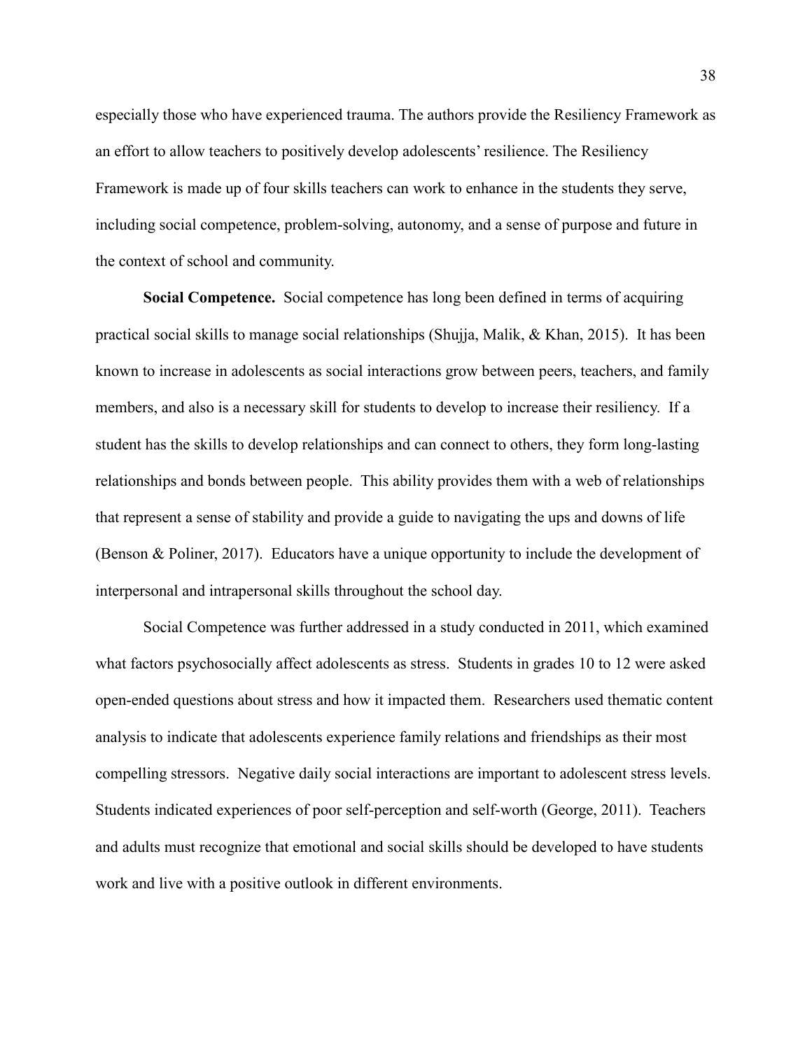especially those who have experienced trauma. The authors provide the Resiliency Framework as an effort to allow teachers to positively develop adolescents' resilience. The Resiliency Framework is made up of four skills teachers can work to enhance in the students they serve, including social competence, problem-solving, autonomy, and a sense of purpose and future in the context of school and community.

**Social Competence.** Social competence has long been defined in terms of acquiring practical social skills to manage social relationships (Shujja, Malik, & Khan, 2015). It has been known to increase in adolescents as social interactions grow between peers, teachers, and family members, and also is a necessary skill for students to develop to increase their resiliency. If a student has the skills to develop relationships and can connect to others, they form long-lasting relationships and bonds between people. This ability provides them with a web of relationships that represent a sense of stability and provide a guide to navigating the ups and downs of life (Benson & Poliner, 2017). Educators have a unique opportunity to include the development of interpersonal and intrapersonal skills throughout the school day.

Social Competence was further addressed in a study conducted in 2011, which examined what factors psychosocially affect adolescents as stress. Students in grades 10 to 12 were asked open-ended questions about stress and how it impacted them. Researchers used thematic content analysis to indicate that adolescents experience family relations and friendships as their most compelling stressors. Negative daily social interactions are important to adolescent stress levels. Students indicated experiences of poor self-perception and self-worth (George, 2011). Teachers and adults must recognize that emotional and social skills should be developed to have students work and live with a positive outlook in different environments.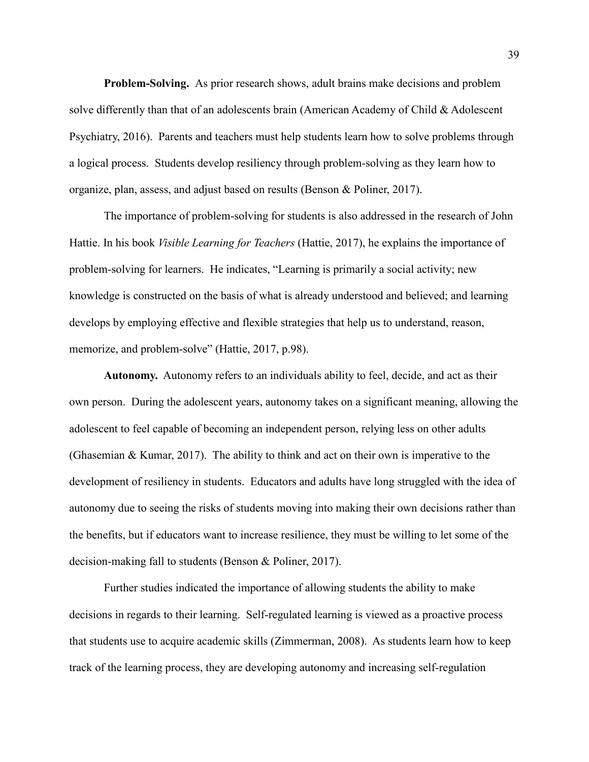**Problem-Solving.** As prior research shows, adult brains make decisions and problem solve differently than that of an adolescents brain (American Academy of Child & Adolescent Psychiatry, 2016). Parents and teachers must help students learn how to solve problems through a logical process. Students develop resiliency through problem-solving as they learn how to organize, plan, assess, and adjust based on results (Benson & Poliner, 2017).

The importance of problem-solving for students is also addressed in the research of John Hattie. In his book *Visible Learning for Teachers* (Hattie, 2017), he explains the importance of problem-solving for learners. He indicates, "Learning is primarily a social activity; new knowledge is constructed on the basis of what is already understood and believed; and learning develops by employing effective and flexible strategies that help us to understand, reason, memorize, and problem-solve" (Hattie, 2017, p.98).

**Autonomy.** Autonomy refers to an individuals ability to feel, decide, and act as their own person. During the adolescent years, autonomy takes on a significant meaning, allowing the adolescent to feel capable of becoming an independent person, relying less on other adults (Ghasemian & Kumar, 2017). The ability to think and act on their own is imperative to the development of resiliency in students. Educators and adults have long struggled with the idea of autonomy due to seeing the risks of students moving into making their own decisions rather than the benefits, but if educators want to increase resilience, they must be willing to let some of the decision-making fall to students (Benson & Poliner, 2017).

Further studies indicated the importance of allowing students the ability to make decisions in regards to their learning. Self-regulated learning is viewed as a proactive process that students use to acquire academic skills (Zimmerman, 2008). As students learn how to keep track of the learning process, they are developing autonomy and increasing self-regulation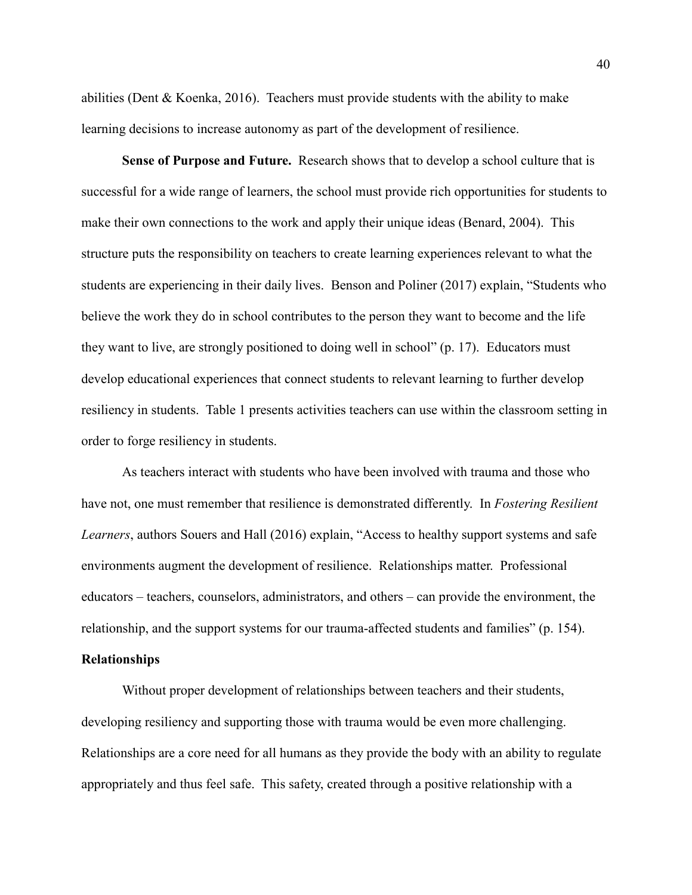abilities (Dent & Koenka, 2016). Teachers must provide students with the ability to make learning decisions to increase autonomy as part of the development of resilience.

**Sense of Purpose and Future.** Research shows that to develop a school culture that is successful for a wide range of learners, the school must provide rich opportunities for students to make their own connections to the work and apply their unique ideas (Benard, 2004). This structure puts the responsibility on teachers to create learning experiences relevant to what the students are experiencing in their daily lives. Benson and Poliner (2017) explain, "Students who believe the work they do in school contributes to the person they want to become and the life they want to live, are strongly positioned to doing well in school" (p. 17). Educators must develop educational experiences that connect students to relevant learning to further develop resiliency in students. Table 1 presents activities teachers can use within the classroom setting in order to forge resiliency in students.

As teachers interact with students who have been involved with trauma and those who have not, one must remember that resilience is demonstrated differently. In *Fostering Resilient Learners*, authors Souers and Hall (2016) explain, "Access to healthy support systems and safe environments augment the development of resilience. Relationships matter. Professional educators – teachers, counselors, administrators, and others – can provide the environment, the relationship, and the support systems for our trauma-affected students and families" (p. 154).

## Relationships

Without proper development of relationships between teachers and their students, developing resiliency and supporting those with trauma would be even more challenging. Relationships are a core need for all humans as they provide the body with an ability to regulate appropriately and thus feel safe. This safety, created through a positive relationship with a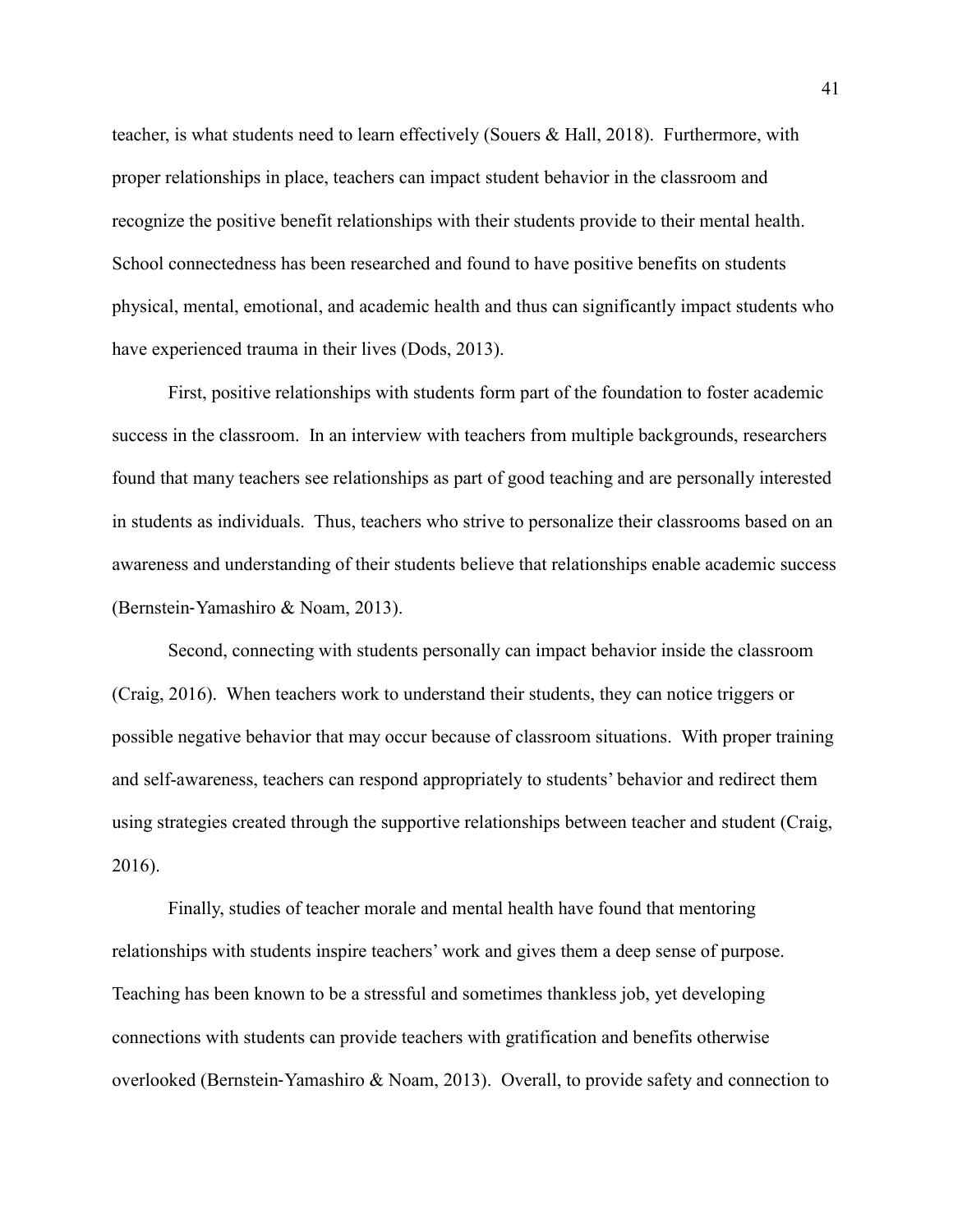teacher, is what students need to learn effectively (Souers & Hall, 2018). Furthermore, with proper relationships in place, teachers can impact student behavior in the classroom and recognize the positive benefit relationships with their students provide to their mental health. School connectedness has been researched and found to have positive benefits on students physical, mental, emotional, and academic health and thus can significantly impact students who have experienced trauma in their lives (Dods, 2013).

First, positive relationships with students form part of the foundation to foster academic success in the classroom. In an interview with teachers from multiple backgrounds, researchers found that many teachers see relationships as part of good teaching and are personally interested in students as individuals. Thus, teachers who strive to personalize their classrooms based on an awareness and understanding of their students believe that relationships enable academic success (Bernstein-Yamashiro & Noam, 2013).

Second, connecting with students personally can impact behavior inside the classroom (Craig, 2016). When teachers work to understand their students, they can notice triggers or possible negative behavior that may occur because of classroom situations. With proper training and self-awareness, teachers can respond appropriately to students' behavior and redirect them using strategies created through the supportive relationships between teacher and student (Craig, 2016).

Finally, studies of teacher morale and mental health have found that mentoring relationships with students inspire teachers' work and gives them a deep sense of purpose. Teaching has been known to be a stressful and sometimes thankless job, yet developing connections with students can provide teachers with gratification and benefits otherwise overlooked (Bernstein-Yamashiro & Noam, 2013). Overall, to provide safety and connection to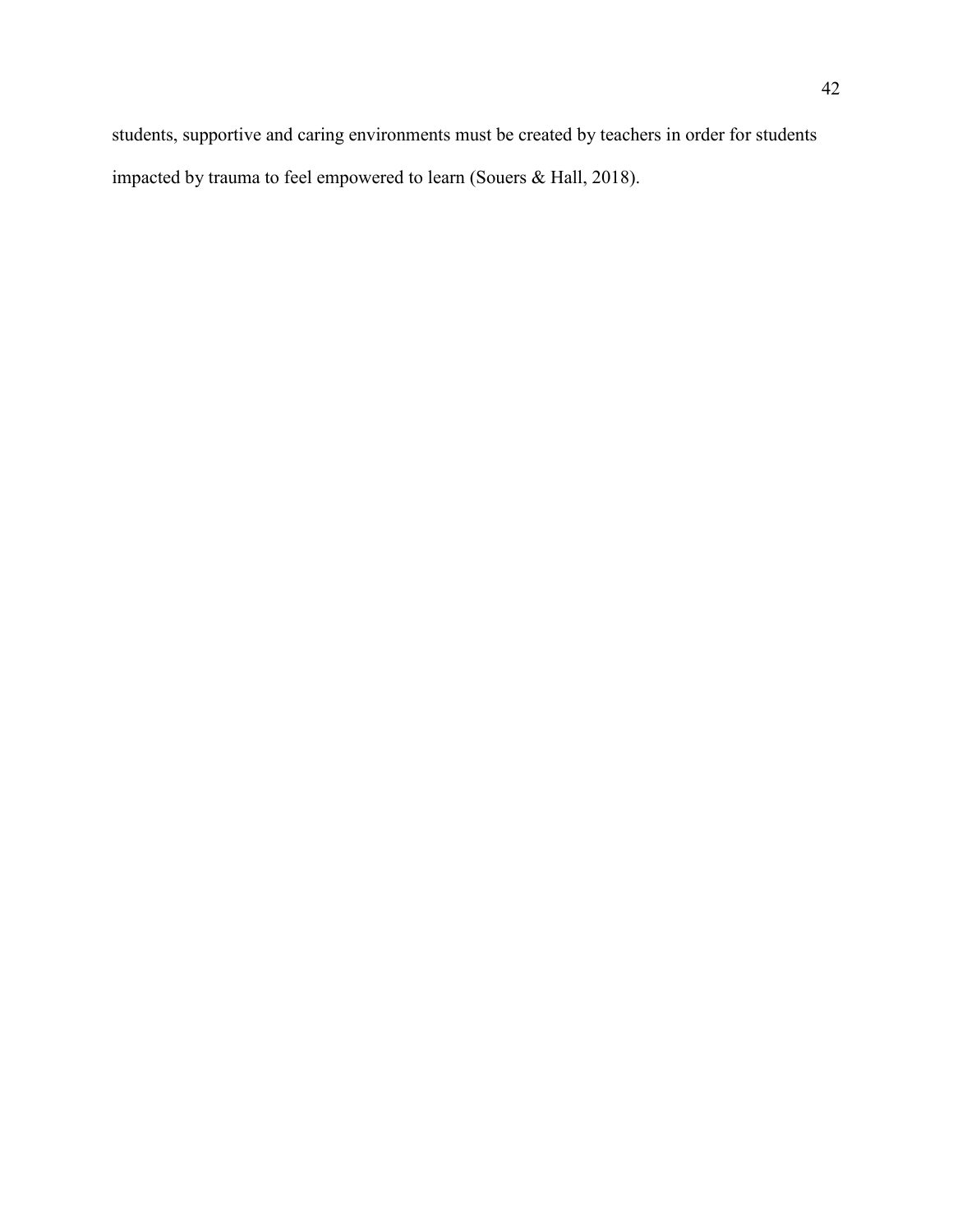students, supportive and caring environments must be created by teachers in order for students impacted by trauma to feel empowered to learn (Souers & Hall, 2018).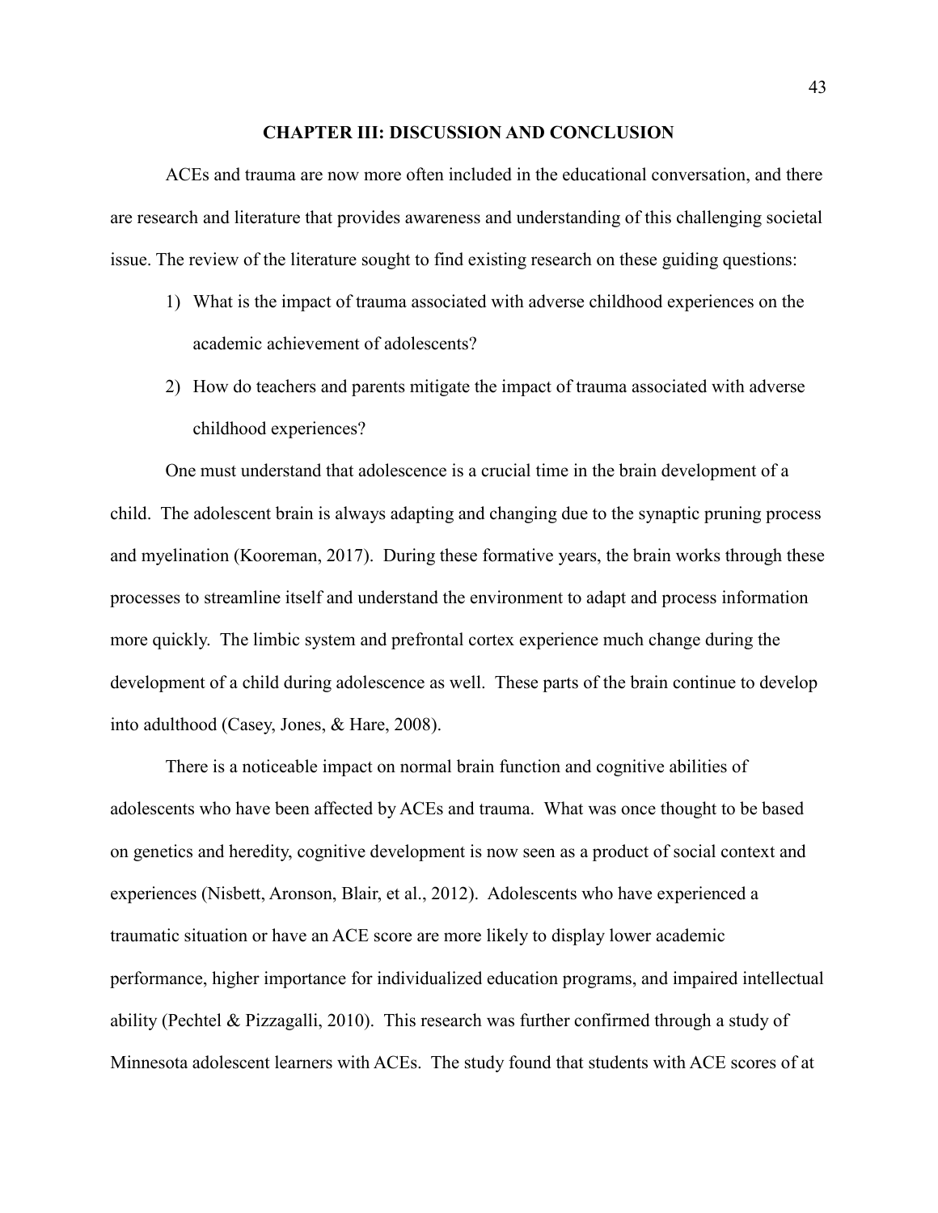# CHAPTER III: DISCUSSION AND CONCLUSION

ACEs and trauma are now more often included in the educational conversation, and there are research and literature that provides awareness and understanding of this challenging societal issue. The review of the literature sought to find existing research on these guiding questions:

1) What is the impact of trauma associated with adverse childhood experiences on the academic achievement of adolescents?
2) How do teachers and parents mitigate the impact of trauma associated with adverse childhood experiences?

One must understand that adolescence is a crucial time in the brain development of a child. The adolescent brain is always adapting and changing due to the synaptic pruning process and myelination (Kooreman, 2017). During these formative years, the brain works through these processes to streamline itself and understand the environment to adapt and process information more quickly. The limbic system and prefrontal cortex experience much change during the development of a child during adolescence as well. These parts of the brain continue to develop into adulthood (Casey, Jones, & Hare, 2008).

There is a noticeable impact on normal brain function and cognitive abilities of adolescents who have been affected by ACEs and trauma. What was once thought to be based on genetics and heredity, cognitive development is now seen as a product of social context and experiences (Nisbett, Aronson, Blair, et al., 2012). Adolescents who have experienced a traumatic situation or have an ACE score are more likely to display lower academic performance, higher importance for individualized education programs, and impaired intellectual ability (Pechtel & Pizzagalli, 2010). This research was further confirmed through a study of Minnesota adolescent learners with ACEs. The study found that students with ACE scores of at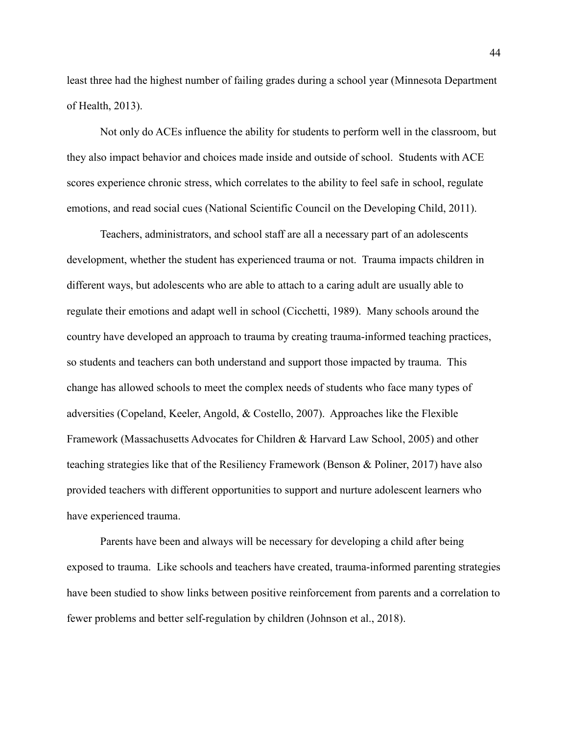least three had the highest number of failing grades during a school year (Minnesota Department of Health, 2013).

Not only do ACEs influence the ability for students to perform well in the classroom, but they also impact behavior and choices made inside and outside of school. Students with ACE scores experience chronic stress, which correlates to the ability to feel safe in school, regulate emotions, and read social cues (National Scientific Council on the Developing Child, 2011).

Teachers, administrators, and school staff are all a necessary part of an adolescents development, whether the student has experienced trauma or not. Trauma impacts children in different ways, but adolescents who are able to attach to a caring adult are usually able to regulate their emotions and adapt well in school (Cicchetti, 1989). Many schools around the country have developed an approach to trauma by creating trauma-informed teaching practices, so students and teachers can both understand and support those impacted by trauma. This change has allowed schools to meet the complex needs of students who face many types of adversities (Copeland, Keeler, Angold, & Costello, 2007). Approaches like the Flexible Framework (Massachusetts Advocates for Children & Harvard Law School, 2005) and other teaching strategies like that of the Resiliency Framework (Benson & Poliner, 2017) have also provided teachers with different opportunities to support and nurture adolescent learners who have experienced trauma.

Parents have been and always will be necessary for developing a child after being exposed to trauma. Like schools and teachers have created, trauma-informed parenting strategies have been studied to show links between positive reinforcement from parents and a correlation to fewer problems and better self-regulation by children (Johnson et al., 2018).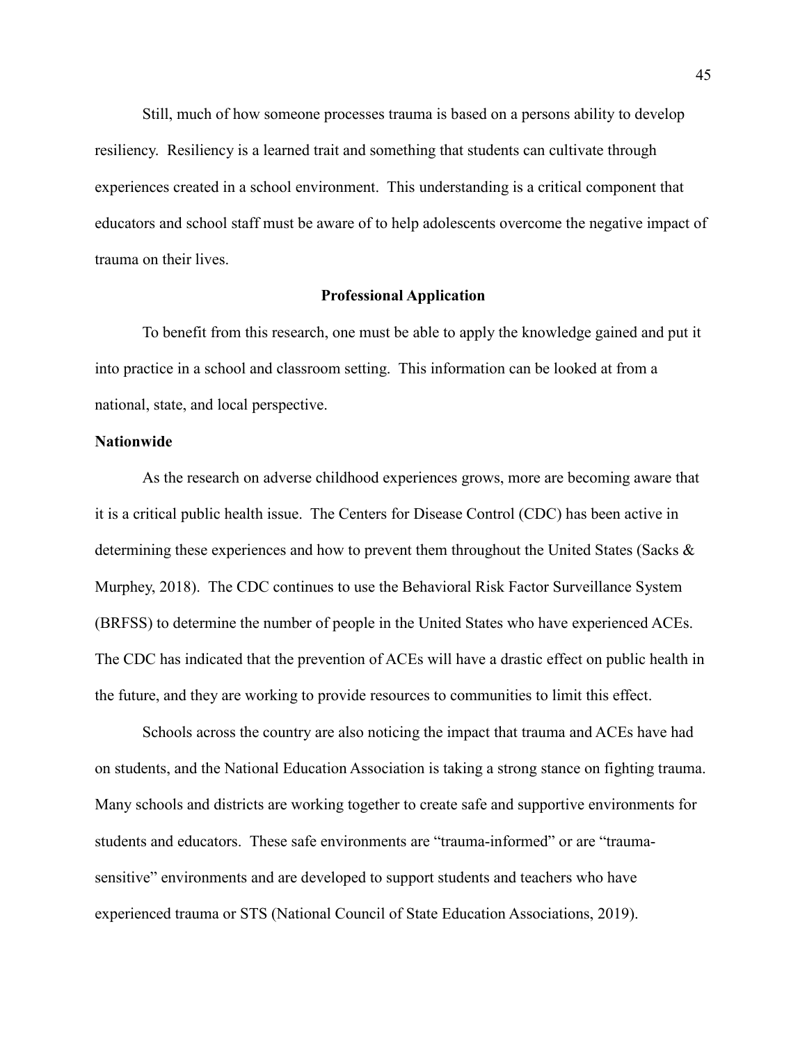Still, much of how someone processes trauma is based on a persons ability to develop resiliency. Resiliency is a learned trait and something that students can cultivate through experiences created in a school environment. This understanding is a critical component that educators and school staff must be aware of to help adolescents overcome the negative impact of trauma on their lives.

## Professional Application

To benefit from this research, one must be able to apply the knowledge gained and put it into practice in a school and classroom setting. This information can be looked at from a national, state, and local perspective.

### Nationwide

As the research on adverse childhood experiences grows, more are becoming aware that it is a critical public health issue. The Centers for Disease Control (CDC) has been active in determining these experiences and how to prevent them throughout the United States (Sacks & Murphey, 2018). The CDC continues to use the Behavioral Risk Factor Surveillance System (BRFSS) to determine the number of people in the United States who have experienced ACEs. The CDC has indicated that the prevention of ACEs will have a drastic effect on public health in the future, and they are working to provide resources to communities to limit this effect.

Schools across the country are also noticing the impact that trauma and ACEs have had on students, and the National Education Association is taking a strong stance on fighting trauma. Many schools and districts are working together to create safe and supportive environments for students and educators. These safe environments are "trauma-informed" or are "trauma-sensitive" environments and are developed to support students and teachers who have experienced trauma or STS (National Council of State Education Associations, 2019).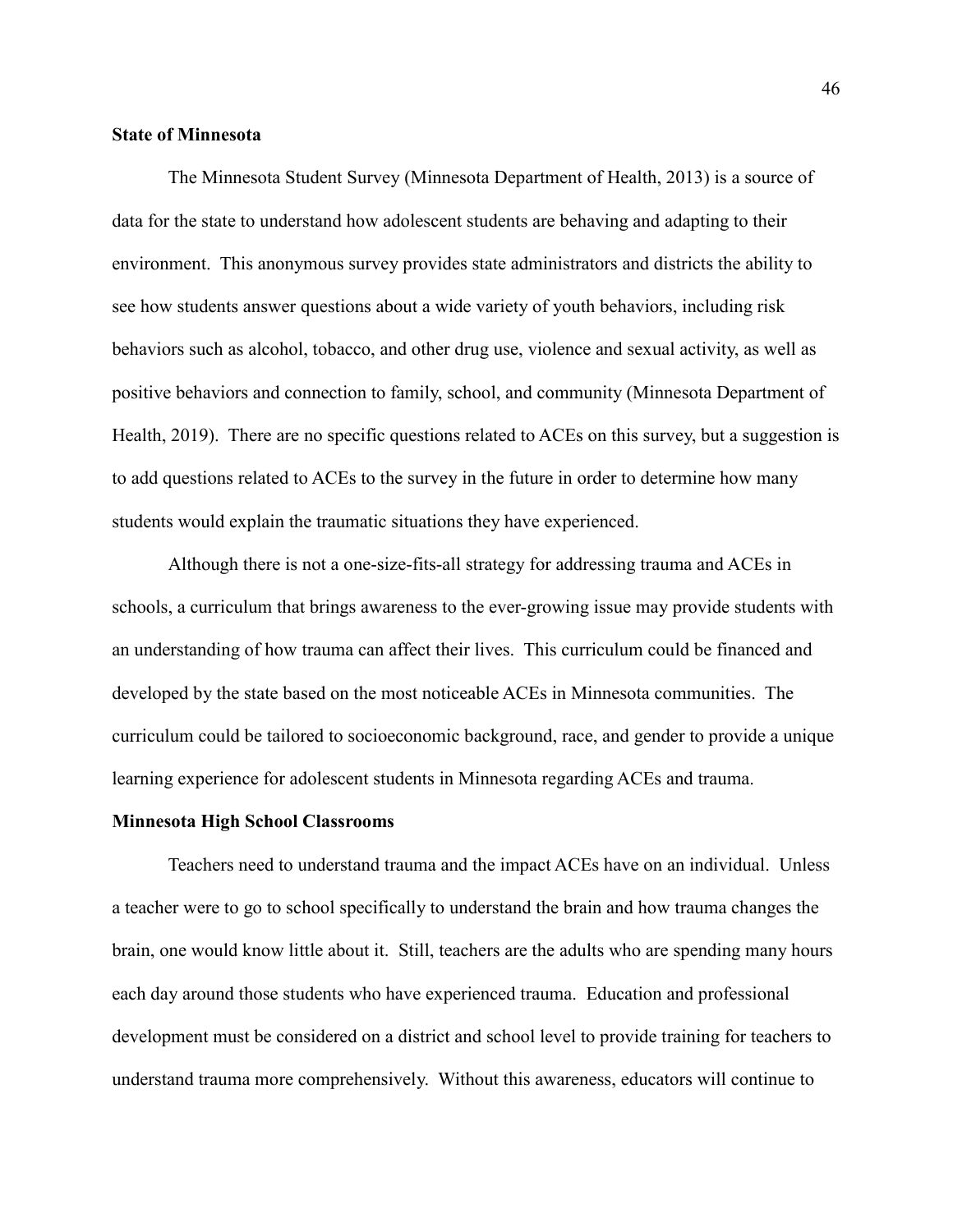**State of Minnesota**

The Minnesota Student Survey (Minnesota Department of Health, 2013) is a source of data for the state to understand how adolescent students are behaving and adapting to their environment. This anonymous survey provides state administrators and districts the ability to see how students answer questions about a wide variety of youth behaviors, including risk behaviors such as alcohol, tobacco, and other drug use, violence and sexual activity, as well as positive behaviors and connection to family, school, and community (Minnesota Department of Health, 2019). There are no specific questions related to ACEs on this survey, but a suggestion is to add questions related to ACEs to the survey in the future in order to determine how many students would explain the traumatic situations they have experienced.

Although there is not a one-size-fits-all strategy for addressing trauma and ACEs in schools, a curriculum that brings awareness to the ever-growing issue may provide students with an understanding of how trauma can affect their lives. This curriculum could be financed and developed by the state based on the most noticeable ACEs in Minnesota communities. The curriculum could be tailored to socioeconomic background, race, and gender to provide a unique learning experience for adolescent students in Minnesota regarding ACEs and trauma.

**Minnesota High School Classrooms**

Teachers need to understand trauma and the impact ACEs have on an individual. Unless a teacher were to go to school specifically to understand the brain and how trauma changes the brain, one would know little about it. Still, teachers are the adults who are spending many hours each day around those students who have experienced trauma. Education and professional development must be considered on a district and school level to provide training for teachers to understand trauma more comprehensively. Without this awareness, educators will continue to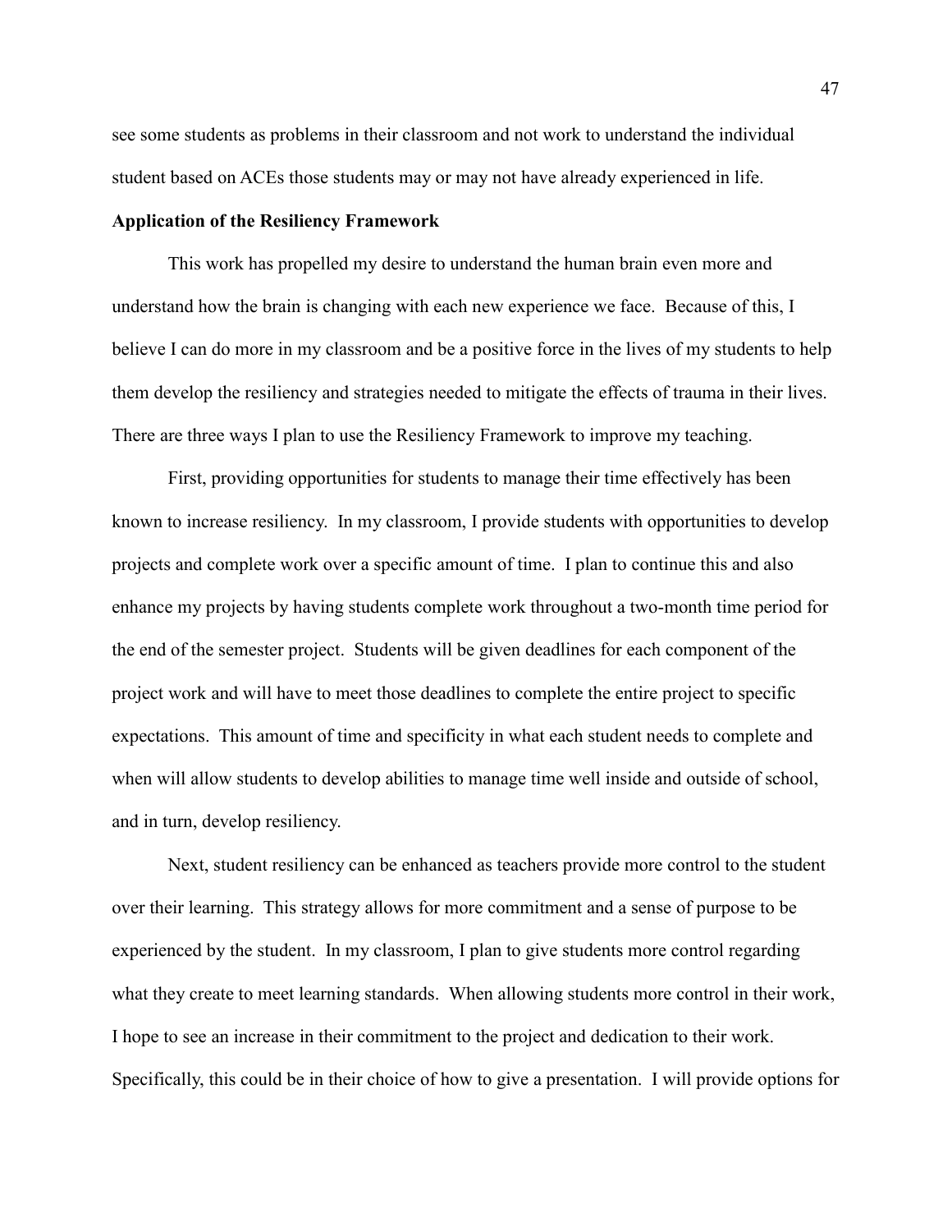see some students as problems in their classroom and not work to understand the individual student based on ACEs those students may or may not have already experienced in life.

**Application of the Resiliency Framework**

This work has propelled my desire to understand the human brain even more and understand how the brain is changing with each new experience we face. Because of this, I believe I can do more in my classroom and be a positive force in the lives of my students to help them develop the resiliency and strategies needed to mitigate the effects of trauma in their lives. There are three ways I plan to use the Resiliency Framework to improve my teaching.

First, providing opportunities for students to manage their time effectively has been known to increase resiliency. In my classroom, I provide students with opportunities to develop projects and complete work over a specific amount of time. I plan to continue this and also enhance my projects by having students complete work throughout a two-month time period for the end of the semester project. Students will be given deadlines for each component of the project work and will have to meet those deadlines to complete the entire project to specific expectations. This amount of time and specificity in what each student needs to complete and when will allow students to develop abilities to manage time well inside and outside of school, and in turn, develop resiliency.

Next, student resiliency can be enhanced as teachers provide more control to the student over their learning. This strategy allows for more commitment and a sense of purpose to be experienced by the student. In my classroom, I plan to give students more control regarding what they create to meet learning standards. When allowing students more control in their work, I hope to see an increase in their commitment to the project and dedication to their work. Specifically, this could be in their choice of how to give a presentation. I will provide options for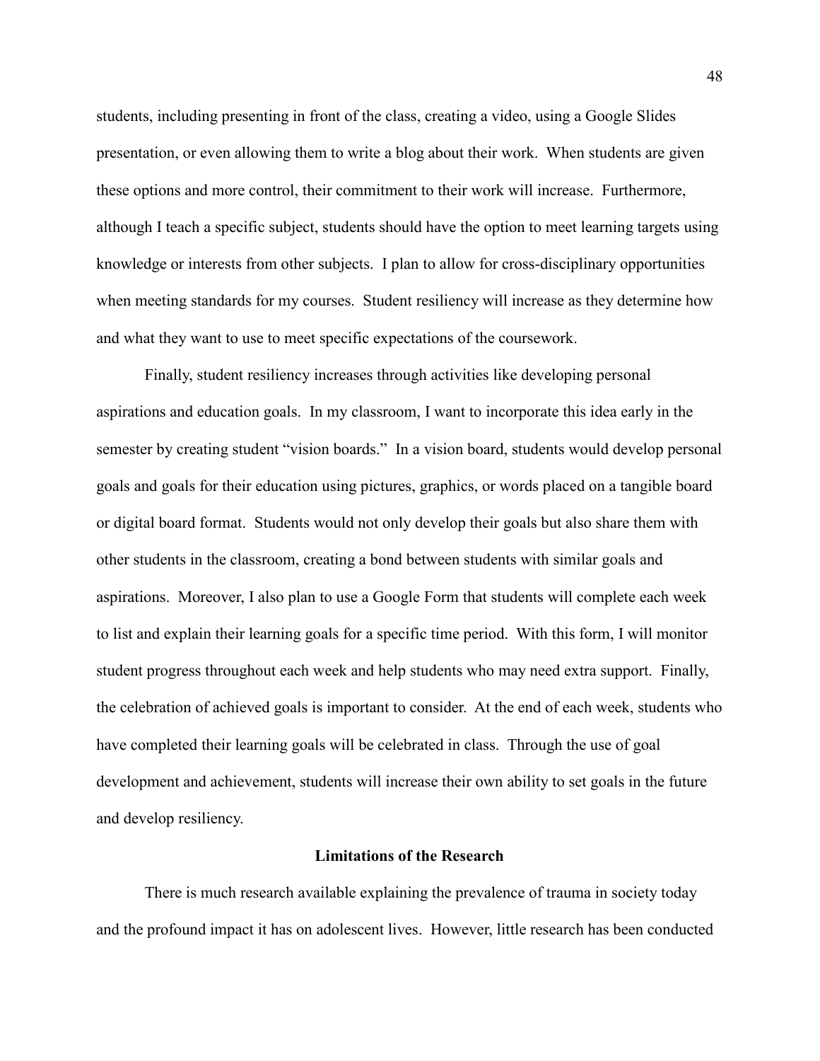students, including presenting in front of the class, creating a video, using a Google Slides presentation, or even allowing them to write a blog about their work. When students are given these options and more control, their commitment to their work will increase. Furthermore, although I teach a specific subject, students should have the option to meet learning targets using knowledge or interests from other subjects. I plan to allow for cross-disciplinary opportunities when meeting standards for my courses. Student resiliency will increase as they determine how and what they want to use to meet specific expectations of the coursework.

Finally, student resiliency increases through activities like developing personal aspirations and education goals. In my classroom, I want to incorporate this idea early in the semester by creating student "vision boards." In a vision board, students would develop personal goals and goals for their education using pictures, graphics, or words placed on a tangible board or digital board format. Students would not only develop their goals but also share them with other students in the classroom, creating a bond between students with similar goals and aspirations. Moreover, I also plan to use a Google Form that students will complete each week to list and explain their learning goals for a specific time period. With this form, I will monitor student progress throughout each week and help students who may need extra support. Finally, the celebration of achieved goals is important to consider. At the end of each week, students who have completed their learning goals will be celebrated in class. Through the use of goal development and achievement, students will increase their own ability to set goals in the future and develop resiliency.

## Limitations of the Research

There is much research available explaining the prevalence of trauma in society today and the profound impact it has on adolescent lives. However, little research has been conducted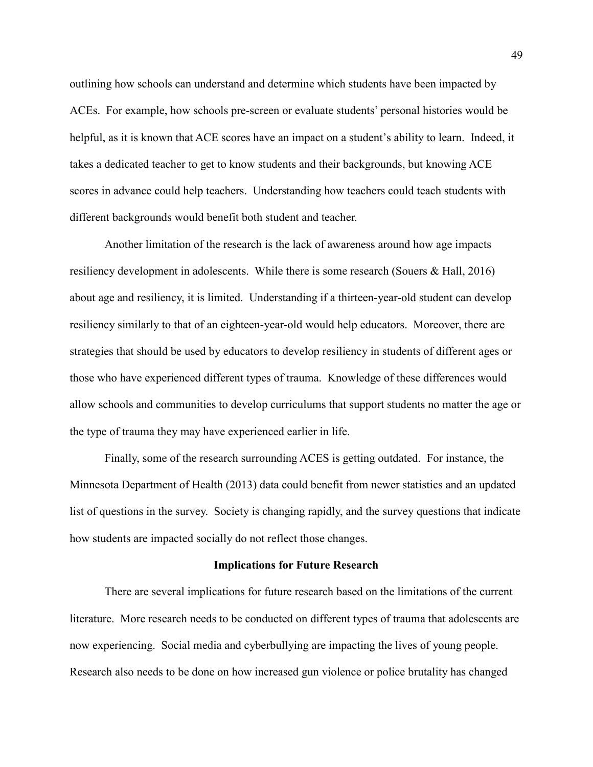outlining how schools can understand and determine which students have been impacted by ACEs. For example, how schools pre-screen or evaluate students' personal histories would be helpful, as it is known that ACE scores have an impact on a student's ability to learn. Indeed, it takes a dedicated teacher to get to know students and their backgrounds, but knowing ACE scores in advance could help teachers. Understanding how teachers could teach students with different backgrounds would benefit both student and teacher.

Another limitation of the research is the lack of awareness around how age impacts resiliency development in adolescents. While there is some research (Souers & Hall, 2016) about age and resiliency, it is limited. Understanding if a thirteen-year-old student can develop resiliency similarly to that of an eighteen-year-old would help educators. Moreover, there are strategies that should be used by educators to develop resiliency in students of different ages or those who have experienced different types of trauma. Knowledge of these differences would allow schools and communities to develop curriculums that support students no matter the age or the type of trauma they may have experienced earlier in life.

Finally, some of the research surrounding ACES is getting outdated. For instance, the Minnesota Department of Health (2013) data could benefit from newer statistics and an updated list of questions in the survey. Society is changing rapidly, and the survey questions that indicate how students are impacted socially do not reflect those changes.

## Implications for Future Research

There are several implications for future research based on the limitations of the current literature. More research needs to be conducted on different types of trauma that adolescents are now experiencing. Social media and cyberbullying are impacting the lives of young people. Research also needs to be done on how increased gun violence or police brutality has changed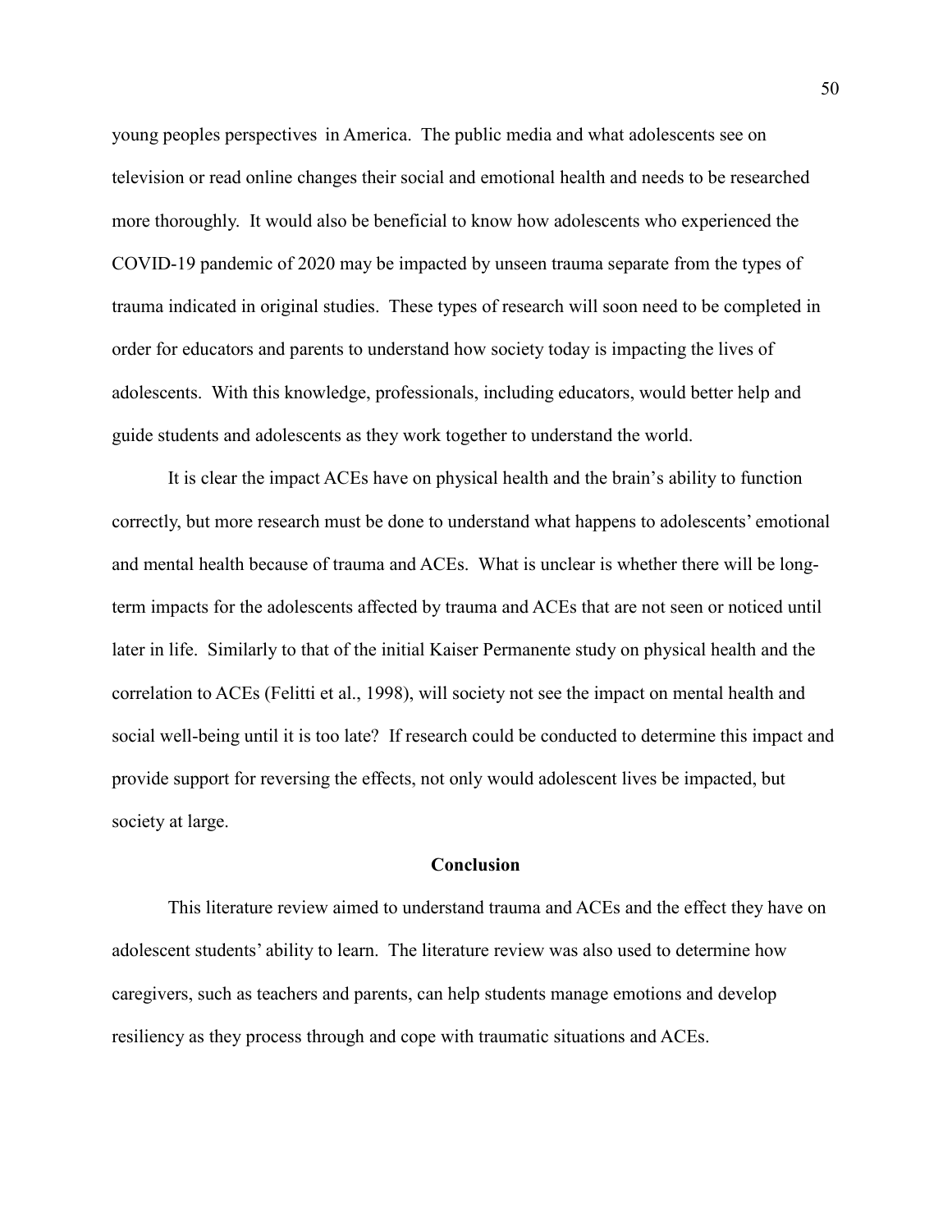young peoples perspectives in America. The public media and what adolescents see on television or read online changes their social and emotional health and needs to be researched more thoroughly. It would also be beneficial to know how adolescents who experienced the COVID-19 pandemic of 2020 may be impacted by unseen trauma separate from the types of trauma indicated in original studies. These types of research will soon need to be completed in order for educators and parents to understand how society today is impacting the lives of adolescents. With this knowledge, professionals, including educators, would better help and guide students and adolescents as they work together to understand the world.

It is clear the impact ACEs have on physical health and the brain's ability to function correctly, but more research must be done to understand what happens to adolescents' emotional and mental health because of trauma and ACEs. What is unclear is whether there will be long-term impacts for the adolescents affected by trauma and ACEs that are not seen or noticed until later in life. Similarly to that of the initial Kaiser Permanente study on physical health and the correlation to ACEs (Felitti et al., 1998), will society not see the impact on mental health and social well-being until it is too late? If research could be conducted to determine this impact and provide support for reversing the effects, not only would adolescent lives be impacted, but society at large.

## Conclusion

This literature review aimed to understand trauma and ACEs and the effect they have on adolescent students' ability to learn. The literature review was also used to determine how caregivers, such as teachers and parents, can help students manage emotions and develop resiliency as they process through and cope with traumatic situations and ACEs.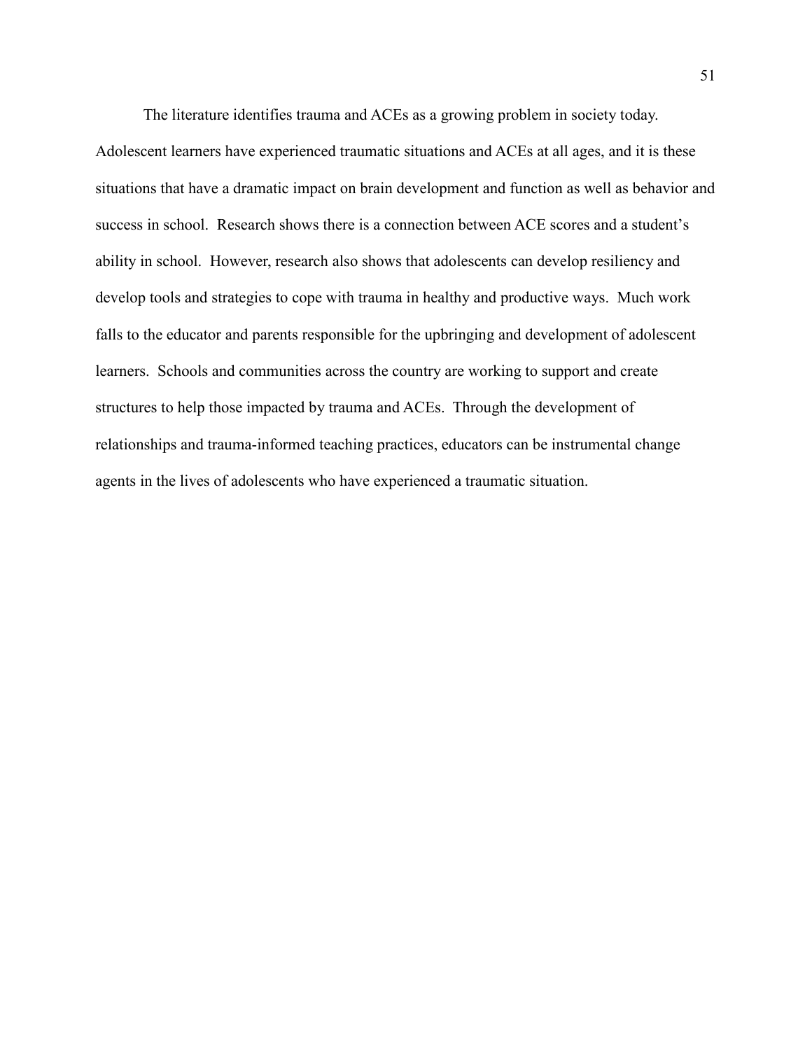The literature identifies trauma and ACEs as a growing problem in society today. Adolescent learners have experienced traumatic situations and ACEs at all ages, and it is these situations that have a dramatic impact on brain development and function as well as behavior and success in school. Research shows there is a connection between ACE scores and a student's ability in school. However, research also shows that adolescents can develop resiliency and develop tools and strategies to cope with trauma in healthy and productive ways. Much work falls to the educator and parents responsible for the upbringing and development of adolescent learners. Schools and communities across the country are working to support and create structures to help those impacted by trauma and ACEs. Through the development of relationships and trauma-informed teaching practices, educators can be instrumental change agents in the lives of adolescents who have experienced a traumatic situation.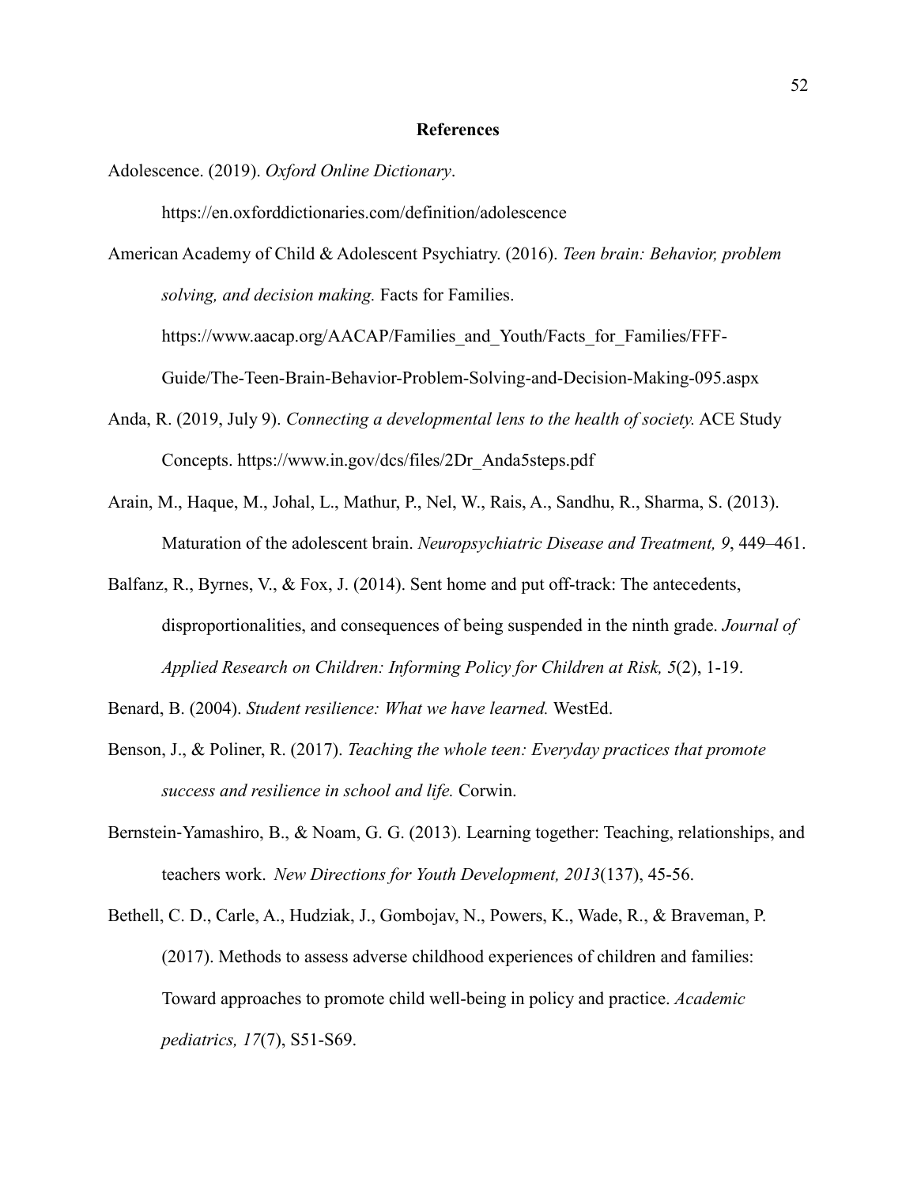# References

Adolescence. (2019). *Oxford Online Dictionary*. https://en.oxforddictionaries.com/definition/adolescence

American Academy of Child & Adolescent Psychiatry. (2016). *Teen brain: Behavior, problem solving, and decision making.* Facts for Families. https://www.aacap.org/AACAP/Families_and_Youth/Facts_for_Families/FFF-Guide/The-Teen-Brain-Behavior-Problem-Solving-and-Decision-Making-095.aspx

Anda, R. (2019, July 9). *Connecting a developmental lens to the health of society.* ACE Study Concepts. https://www.in.gov/dcs/files/2Dr_Anda5steps.pdf

Arain, M., Haque, M., Johal, L., Mathur, P., Nel, W., Rais, A., Sandhu, R., Sharma, S. (2013). Maturation of the adolescent brain. *Neuropsychiatric Disease and Treatment, 9*, 449–461.

Balfanz, R., Byrnes, V., & Fox, J. (2014). Sent home and put off-track: The antecedents, disproportionalities, and consequences of being suspended in the ninth grade. *Journal of Applied Research on Children: Informing Policy for Children at Risk, 5*(2), 1-19.

Benard, B. (2004). *Student resilience: What we have learned.* WestEd.

Benson, J., & Poliner, R. (2017). *Teaching the whole teen: Everyday practices that promote success and resilience in school and life.* Corwin.

Bernstein-Yamashiro, B., & Noam, G. G. (2013). Learning together: Teaching, relationships, and teachers work. *New Directions for Youth Development, 2013*(137), 45-56.

Bethell, C. D., Carle, A., Hudziak, J., Gombojav, N., Powers, K., Wade, R., & Braveman, P. (2017). Methods to assess adverse childhood experiences of children and families: Toward approaches to promote child well-being in policy and practice. *Academic pediatrics, 17*(7), S51-S69.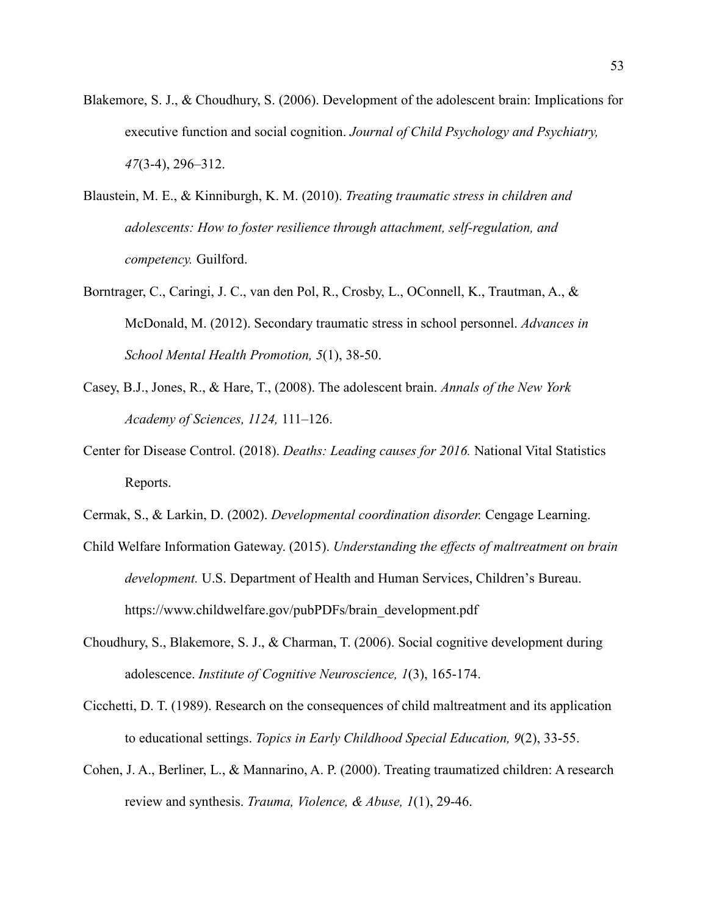Blakemore, S. J., & Choudhury, S. (2006). Development of the adolescent brain: Implications for executive function and social cognition. *Journal of Child Psychology and Psychiatry, 47*(3-4), 296–312.

Blaustein, M. E., & Kinniburgh, K. M. (2010). *Treating traumatic stress in children and adolescents: How to foster resilience through attachment, self-regulation, and competency.* Guilford.

Borntrager, C., Caringi, J. C., van den Pol, R., Crosby, L., OConnell, K., Trautman, A., & McDonald, M. (2012). Secondary traumatic stress in school personnel. *Advances in School Mental Health Promotion, 5*(1), 38-50.

Casey, B.J., Jones, R., & Hare, T., (2008). The adolescent brain. *Annals of the New York Academy of Sciences, 1124,* 111–126.

Center for Disease Control. (2018). *Deaths: Leading causes for 2016.* National Vital Statistics Reports.

Cermak, S., & Larkin, D. (2002). *Developmental coordination disorder.* Cengage Learning.

Child Welfare Information Gateway. (2015). *Understanding the effects of maltreatment on brain development.* U.S. Department of Health and Human Services, Children's Bureau. https://www.childwelfare.gov/pubPDFs/brain_development.pdf

Choudhury, S., Blakemore, S. J., & Charman, T. (2006). Social cognitive development during adolescence. *Institute of Cognitive Neuroscience, 1*(3), 165-174.

Cicchetti, D. T. (1989). Research on the consequences of child maltreatment and its application to educational settings. *Topics in Early Childhood Special Education, 9*(2), 33-55.

Cohen, J. A., Berliner, L., & Mannarino, A. P. (2000). Treating traumatized children: A research review and synthesis. *Trauma, Violence, & Abuse, 1*(1), 29-46.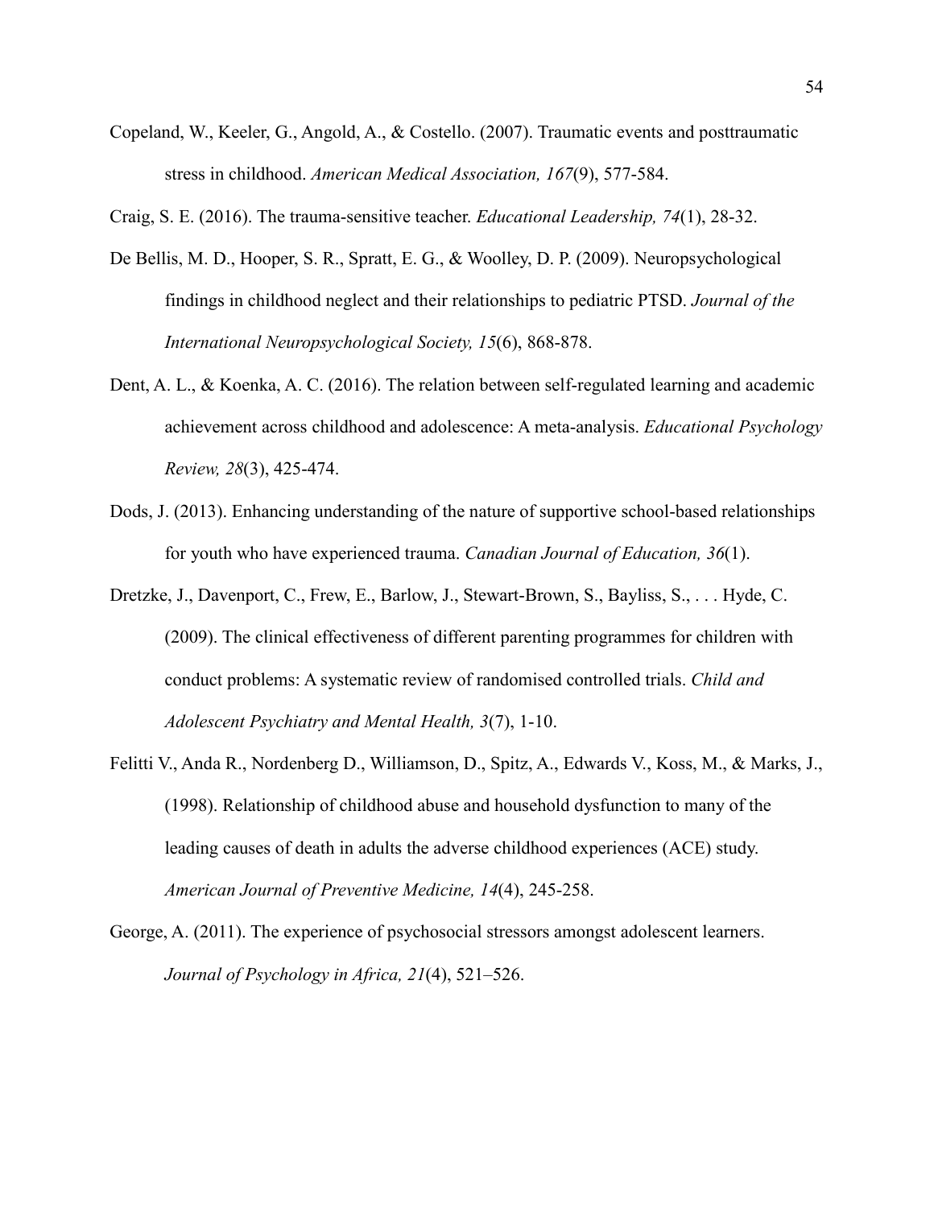Copeland, W., Keeler, G., Angold, A., & Costello. (2007). Traumatic events and posttraumatic stress in childhood. *American Medical Association, 167*(9), 577-584.

Craig, S. E. (2016). The trauma-sensitive teacher. *Educational Leadership, 74*(1), 28-32.

De Bellis, M. D., Hooper, S. R., Spratt, E. G., & Woolley, D. P. (2009). Neuropsychological findings in childhood neglect and their relationships to pediatric PTSD. *Journal of the International Neuropsychological Society, 15*(6), 868-878.

Dent, A. L., & Koenka, A. C. (2016). The relation between self-regulated learning and academic achievement across childhood and adolescence: A meta-analysis. *Educational Psychology Review, 28*(3), 425-474.

Dods, J. (2013). Enhancing understanding of the nature of supportive school-based relationships for youth who have experienced trauma. *Canadian Journal of Education, 36*(1).

Dretzke, J., Davenport, C., Frew, E., Barlow, J., Stewart-Brown, S., Bayliss, S., . . . Hyde, C. (2009). The clinical effectiveness of different parenting programmes for children with conduct problems: A systematic review of randomised controlled trials. *Child and Adolescent Psychiatry and Mental Health, 3*(7), 1-10.

Felitti V., Anda R., Nordenberg D., Williamson, D., Spitz, A., Edwards V., Koss, M., & Marks, J., (1998). Relationship of childhood abuse and household dysfunction to many of the leading causes of death in adults the adverse childhood experiences (ACE) study. *American Journal of Preventive Medicine, 14*(4), 245-258.

George, A. (2011). The experience of psychosocial stressors amongst adolescent learners. *Journal of Psychology in Africa, 21*(4), 521–526.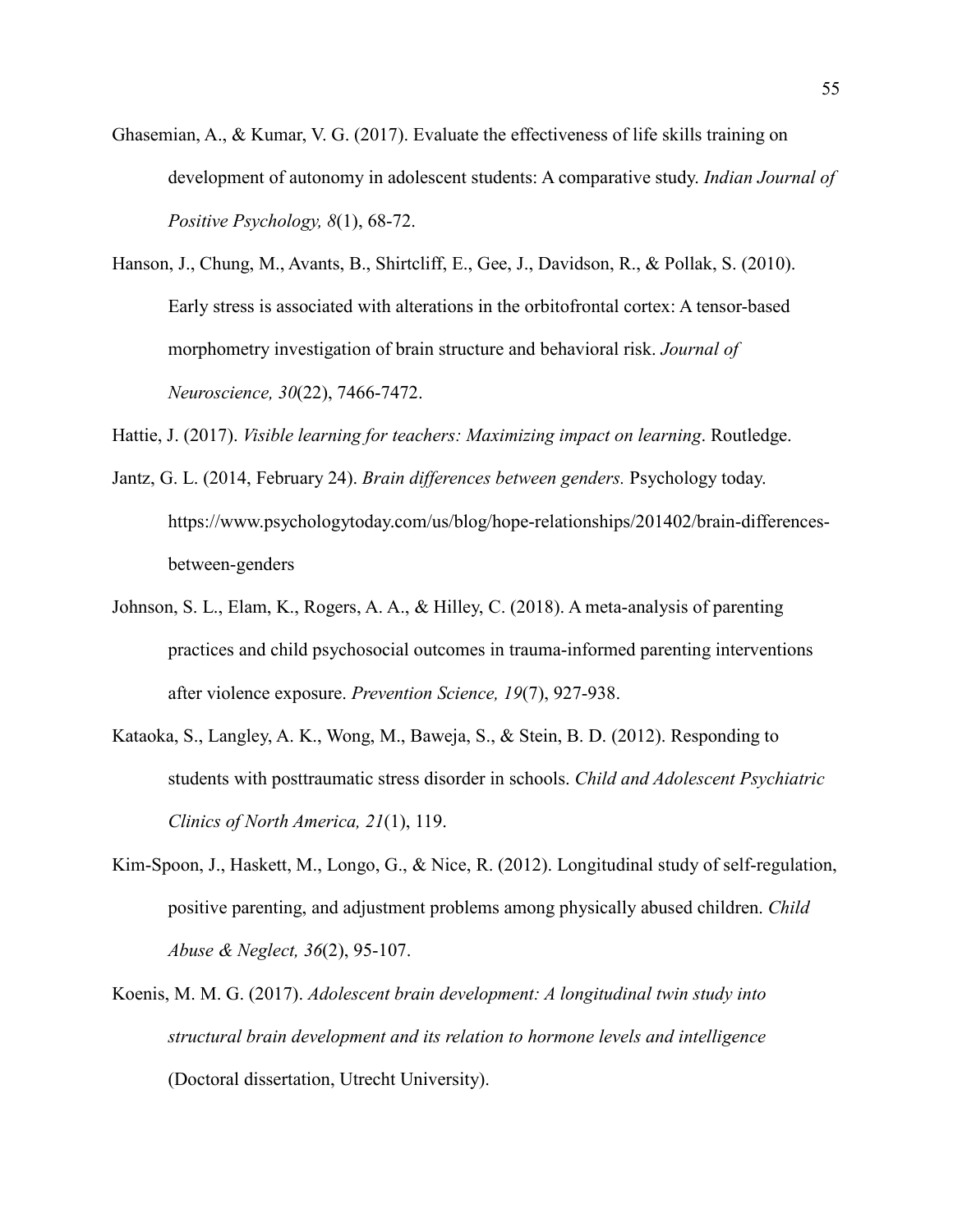Ghasemian, A., & Kumar, V. G. (2017). Evaluate the effectiveness of life skills training on development of autonomy in adolescent students: A comparative study. *Indian Journal of Positive Psychology, 8*(1), 68-72.

Hanson, J., Chung, M., Avants, B., Shirtcliff, E., Gee, J., Davidson, R., & Pollak, S. (2010). Early stress is associated with alterations in the orbitofrontal cortex: A tensor-based morphometry investigation of brain structure and behavioral risk. *Journal of Neuroscience, 30*(22), 7466-7472.

Hattie, J. (2017). *Visible learning for teachers: Maximizing impact on learning*. Routledge.

Jantz, G. L. (2014, February 24). *Brain differences between genders.* Psychology today. https://www.psychologytoday.com/us/blog/hope-relationships/201402/brain-differences-between-genders

Johnson, S. L., Elam, K., Rogers, A. A., & Hilley, C. (2018). A meta-analysis of parenting practices and child psychosocial outcomes in trauma-informed parenting interventions after violence exposure. *Prevention Science, 19*(7), 927-938.

Kataoka, S., Langley, A. K., Wong, M., Baweja, S., & Stein, B. D. (2012). Responding to students with posttraumatic stress disorder in schools. *Child and Adolescent Psychiatric Clinics of North America, 21*(1), 119.

Kim-Spoon, J., Haskett, M., Longo, G., & Nice, R. (2012). Longitudinal study of self-regulation, positive parenting, and adjustment problems among physically abused children. *Child Abuse & Neglect, 36*(2), 95-107.

Koenis, M. M. G. (2017). *Adolescent brain development: A longitudinal twin study into structural brain development and its relation to hormone levels and intelligence* (Doctoral dissertation, Utrecht University).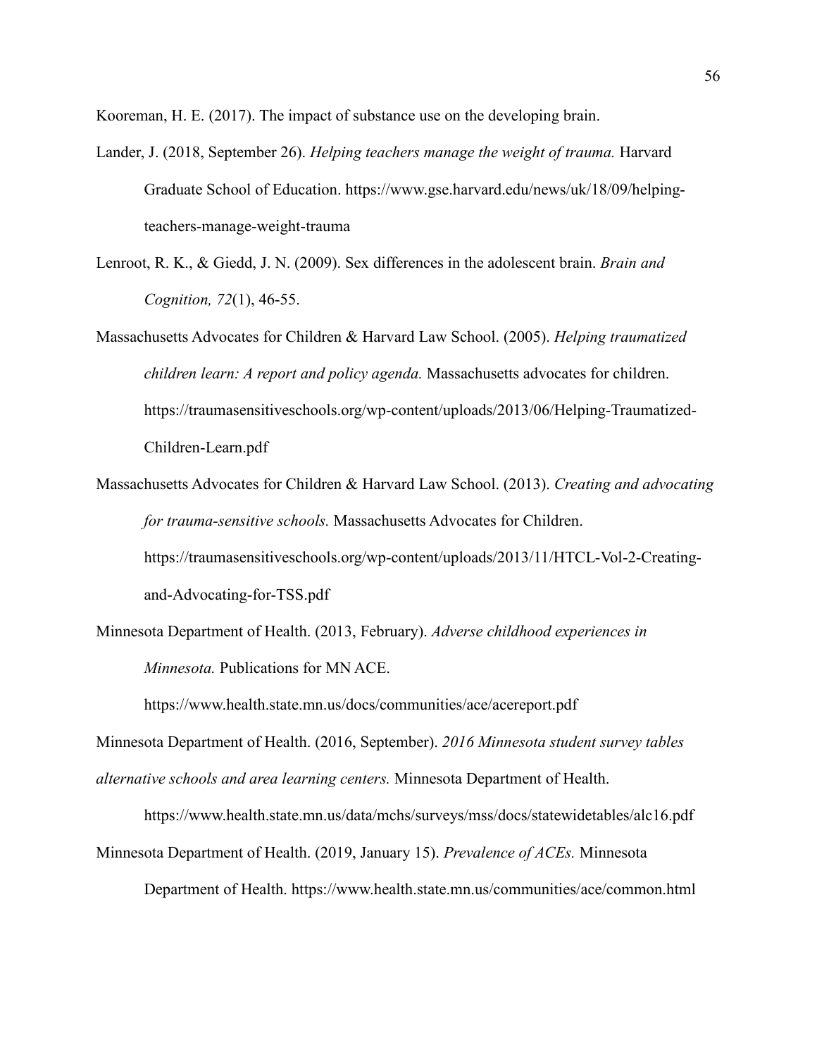Kooreman, H. E. (2017). The impact of substance use on the developing brain.

Lander, J. (2018, September 26). *Helping teachers manage the weight of trauma.* Harvard Graduate School of Education. https://www.gse.harvard.edu/news/uk/18/09/helping-teachers-manage-weight-trauma

Lenroot, R. K., & Giedd, J. N. (2009). Sex differences in the adolescent brain. *Brain and Cognition, 72*(1), 46-55.

Massachusetts Advocates for Children & Harvard Law School. (2005). *Helping traumatized children learn: A report and policy agenda.* Massachusetts advocates for children. https://traumasensitiveschools.org/wp-content/uploads/2013/06/Helping-Traumatized-Children-Learn.pdf

Massachusetts Advocates for Children & Harvard Law School. (2013). *Creating and advocating for trauma-sensitive schools.* Massachusetts Advocates for Children. https://traumasensitiveschools.org/wp-content/uploads/2013/11/HTCL-Vol-2-Creating-and-Advocating-for-TSS.pdf

Minnesota Department of Health. (2013, February). *Adverse childhood experiences in Minnesota.* Publications for MN ACE. https://www.health.state.mn.us/docs/communities/ace/acereport.pdf

Minnesota Department of Health. (2016, September). *2016 Minnesota student survey tables alternative schools and area learning centers.* Minnesota Department of Health. https://www.health.state.mn.us/data/mchs/surveys/mss/docs/statewidetables/alc16.pdf

Minnesota Department of Health. (2019, January 15). *Prevalence of ACEs.* Minnesota Department of Health. https://www.health.state.mn.us/communities/ace/common.html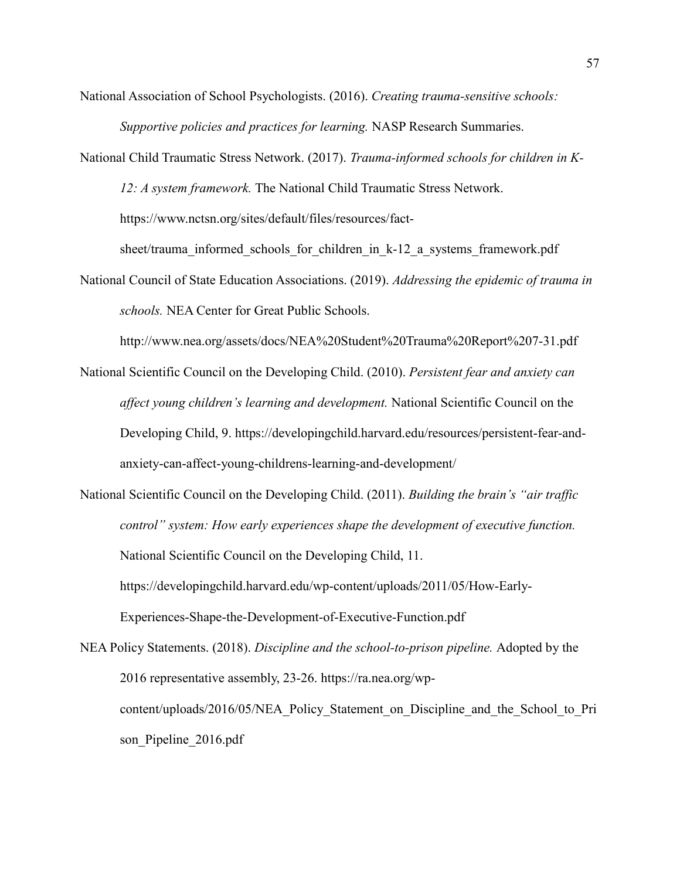National Association of School Psychologists. (2016). *Creating trauma-sensitive schools: Supportive policies and practices for learning.* NASP Research Summaries.

National Child Traumatic Stress Network. (2017). *Trauma-informed schools for children in K-12: A system framework.* The National Child Traumatic Stress Network. https://www.nctsn.org/sites/default/files/resources/fact-sheet/trauma_informed_schools_for_children_in_k-12_a_systems_framework.pdf

National Council of State Education Associations. (2019). *Addressing the epidemic of trauma in schools.* NEA Center for Great Public Schools. http://www.nea.org/assets/docs/NEA%20Student%20Trauma%20Report%207-31.pdf

National Scientific Council on the Developing Child. (2010). *Persistent fear and anxiety can affect young children's learning and development.* National Scientific Council on the Developing Child, 9. https://developingchild.harvard.edu/resources/persistent-fear-and-anxiety-can-affect-young-childrens-learning-and-development/

National Scientific Council on the Developing Child. (2011). *Building the brain's "air traffic control" system: How early experiences shape the development of executive function.* National Scientific Council on the Developing Child, 11. https://developingchild.harvard.edu/wp-content/uploads/2011/05/How-Early-Experiences-Shape-the-Development-of-Executive-Function.pdf

NEA Policy Statements. (2018). *Discipline and the school-to-prison pipeline.* Adopted by the 2016 representative assembly, 23-26. https://ra.nea.org/wp-content/uploads/2016/05/NEA_Policy_Statement_on_Discipline_and_the_School_to_Prison_Pipeline_2016.pdf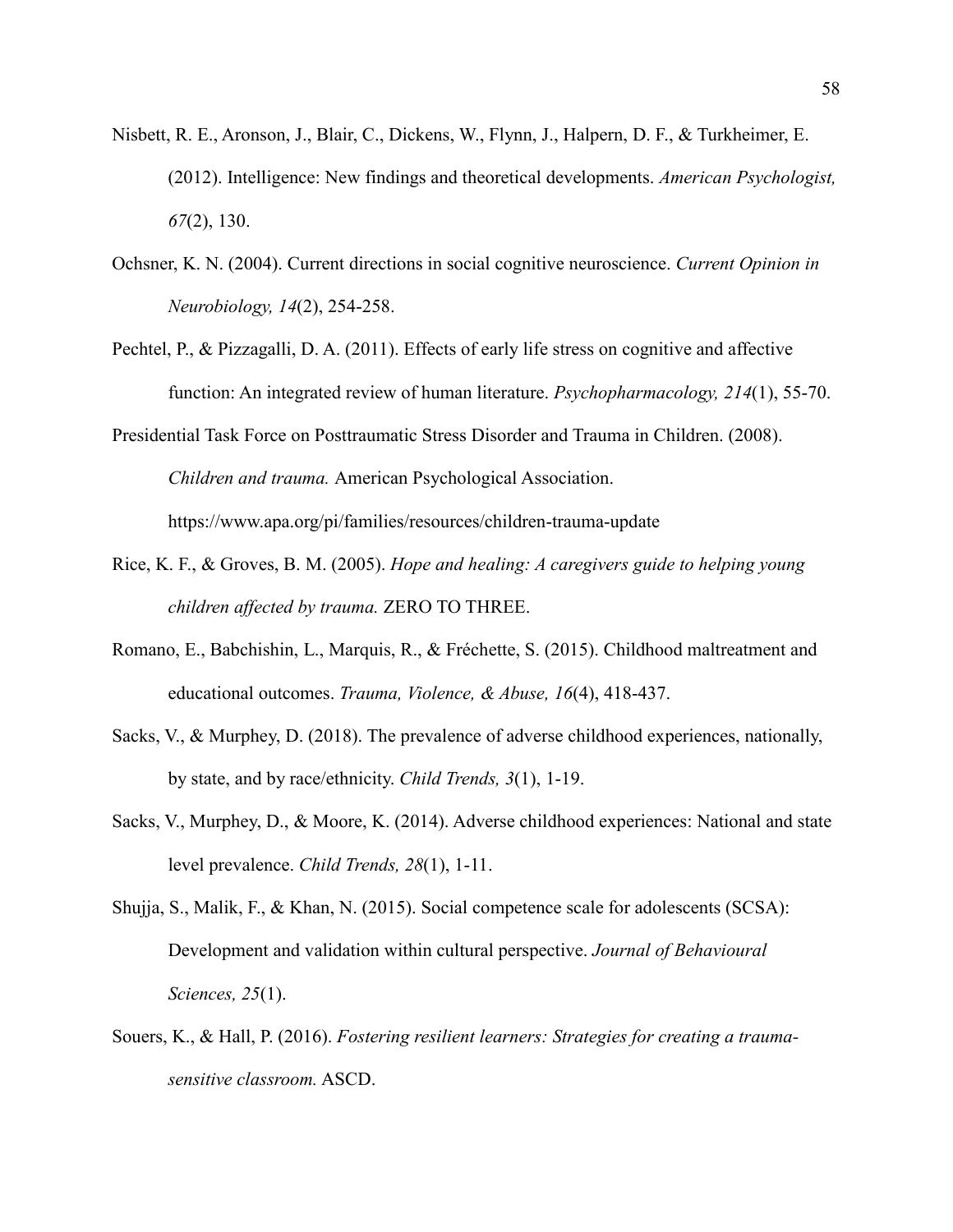Nisbett, R. E., Aronson, J., Blair, C., Dickens, W., Flynn, J., Halpern, D. F., & Turkheimer, E. (2012). Intelligence: New findings and theoretical developments. *American Psychologist, 67*(2), 130.

Ochsner, K. N. (2004). Current directions in social cognitive neuroscience. *Current Opinion in Neurobiology, 14*(2), 254-258.

Pechtel, P., & Pizzagalli, D. A. (2011). Effects of early life stress on cognitive and affective function: An integrated review of human literature. *Psychopharmacology, 214*(1), 55-70.

Presidential Task Force on Posttraumatic Stress Disorder and Trauma in Children. (2008). *Children and trauma.* American Psychological Association. https://www.apa.org/pi/families/resources/children-trauma-update

Rice, K. F., & Groves, B. M. (2005). *Hope and healing: A caregivers guide to helping young children affected by trauma.* ZERO TO THREE.

Romano, E., Babchishin, L., Marquis, R., & Fréchette, S. (2015). Childhood maltreatment and educational outcomes. *Trauma, Violence, & Abuse, 16*(4), 418-437.

Sacks, V., & Murphey, D. (2018). The prevalence of adverse childhood experiences, nationally, by state, and by race/ethnicity. *Child Trends, 3*(1), 1-19.

Sacks, V., Murphey, D., & Moore, K. (2014). Adverse childhood experiences: National and state level prevalence. *Child Trends, 28*(1), 1-11.

Shujja, S., Malik, F., & Khan, N. (2015). Social competence scale for adolescents (SCSA): Development and validation within cultural perspective. *Journal of Behavioural Sciences, 25*(1).

Souers, K., & Hall, P. (2016). *Fostering resilient learners: Strategies for creating a trauma-sensitive classroom.* ASCD.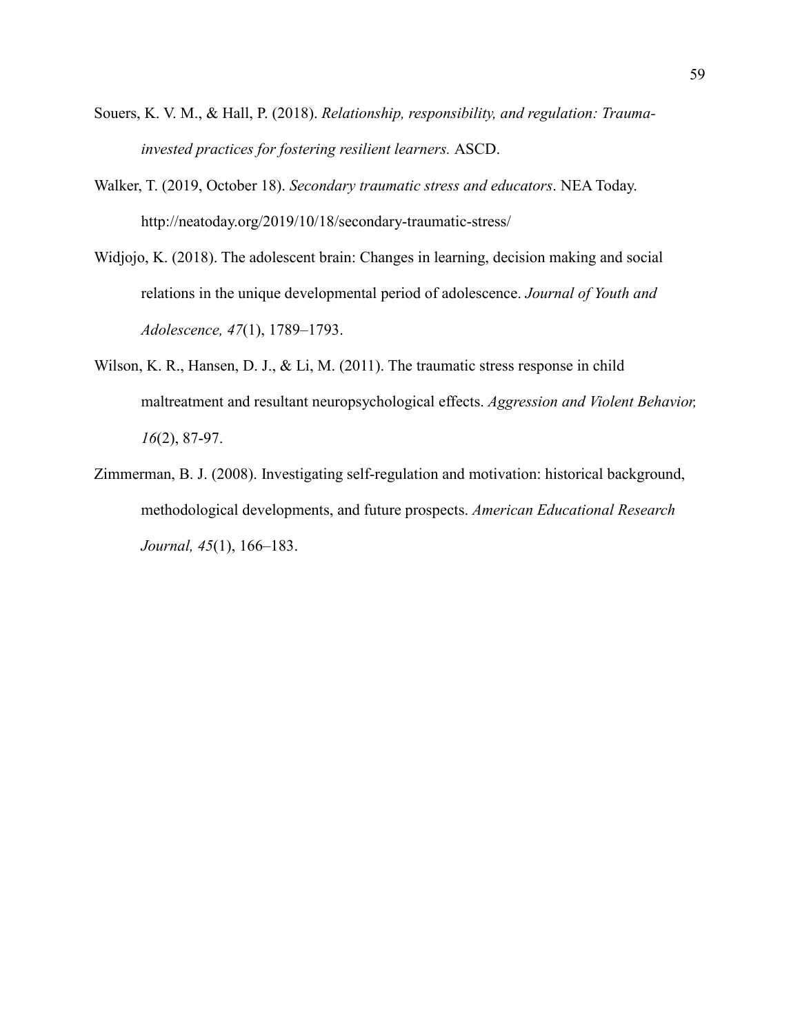Souers, K. V. M., & Hall, P. (2018). *Relationship, responsibility, and regulation: Trauma-invested practices for fostering resilient learners.* ASCD.

Walker, T. (2019, October 18). *Secondary traumatic stress and educators*. NEA Today. http://neatoday.org/2019/10/18/secondary-traumatic-stress/

Widjojo, K. (2018). The adolescent brain: Changes in learning, decision making and social relations in the unique developmental period of adolescence. *Journal of Youth and Adolescence, 47*(1), 1789–1793.

Wilson, K. R., Hansen, D. J., & Li, M. (2011). The traumatic stress response in child maltreatment and resultant neuropsychological effects. *Aggression and Violent Behavior, 16*(2), 87-97.

Zimmerman, B. J. (2008). Investigating self-regulation and motivation: historical background, methodological developments, and future prospects. *American Educational Research Journal, 45*(1), 166–183.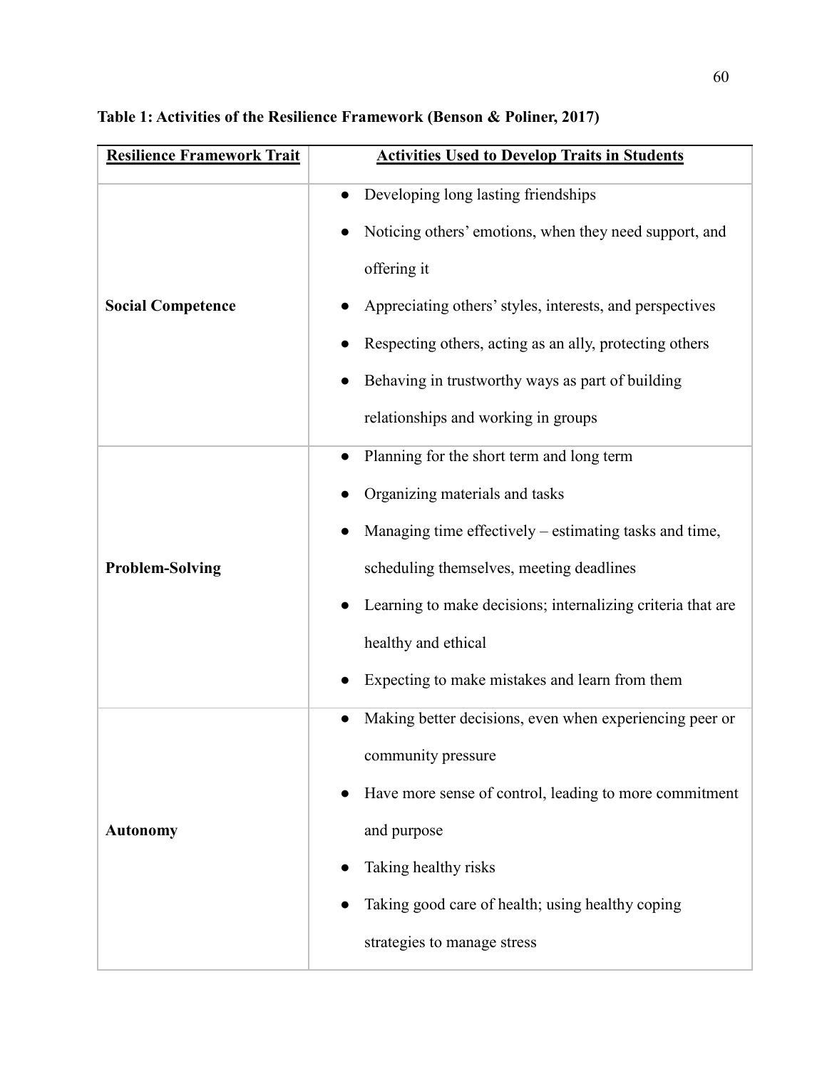**Table 1: Activities of the Resilience Framework (Benson & Poliner, 2017)**

| Resilience Framework Trait | Activities Used to Develop Traits in Students |
| --- | --- |
| **Social Competence** | • Developing long lasting friendships<br>• Noticing others' emotions, when they need support, and offering it<br>• Appreciating others' styles, interests, and perspectives<br>• Respecting others, acting as an ally, protecting others<br>• Behaving in trustworthy ways as part of building relationships and working in groups |
| **Problem-Solving** | • Planning for the short term and long term<br>• Organizing materials and tasks<br>• Managing time effectively – estimating tasks and time, scheduling themselves, meeting deadlines<br>• Learning to make decisions; internalizing criteria that are healthy and ethical<br>• Expecting to make mistakes and learn from them |
| **Autonomy** | • Making better decisions, even when experiencing peer or community pressure<br>• Have more sense of control, leading to more commitment and purpose<br>• Taking healthy risks<br>• Taking good care of health; using healthy coping strategies to manage stress |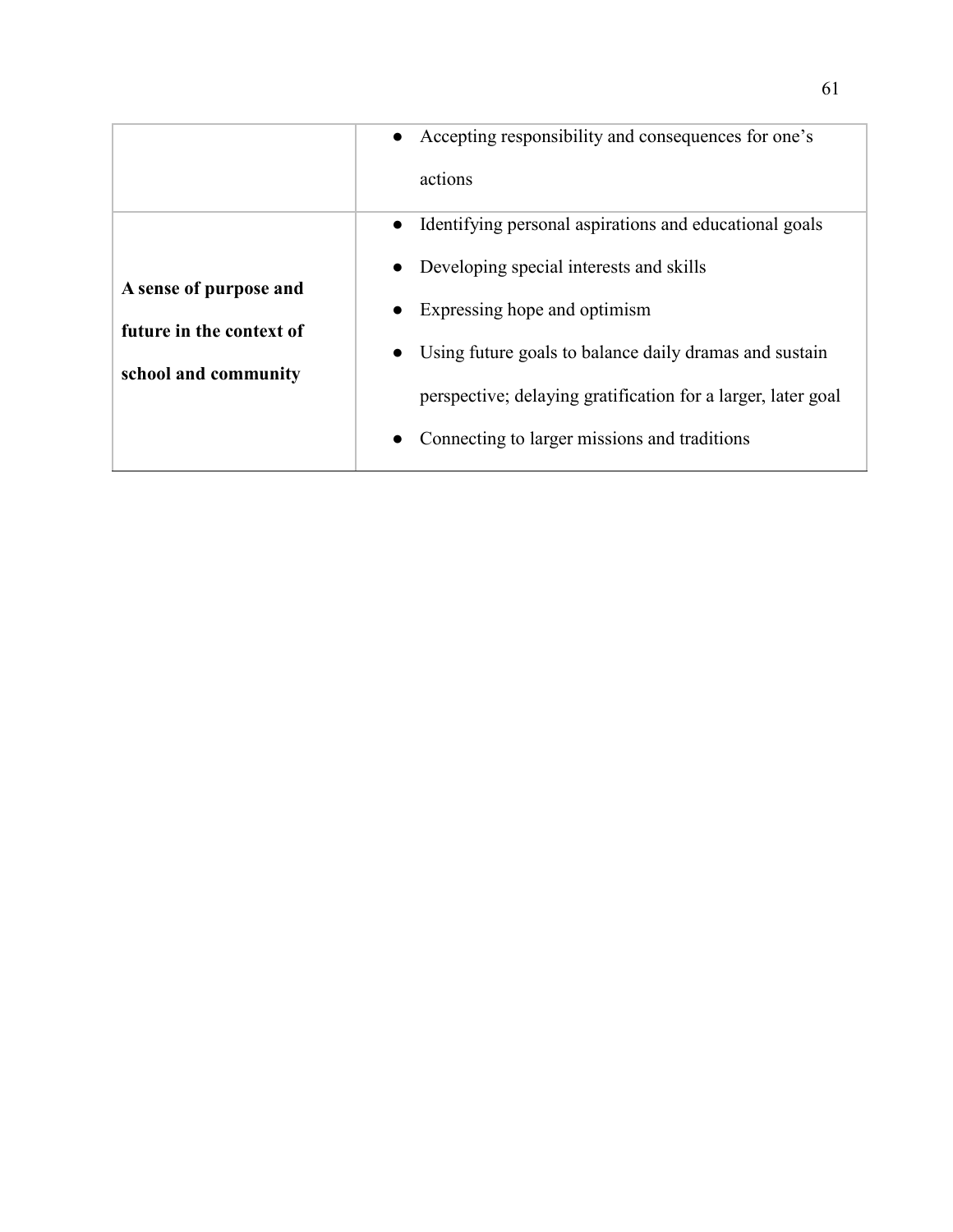| | |
|---|---|
| | ● Accepting responsibility and consequences for one's actions |
| **A sense of purpose and future in the context of school and community** | ● Identifying personal aspirations and educational goals<br>● Developing special interests and skills<br>● Expressing hope and optimism<br>● Using future goals to balance daily dramas and sustain perspective; delaying gratification for a larger, later goal<br>● Connecting to larger missions and traditions |